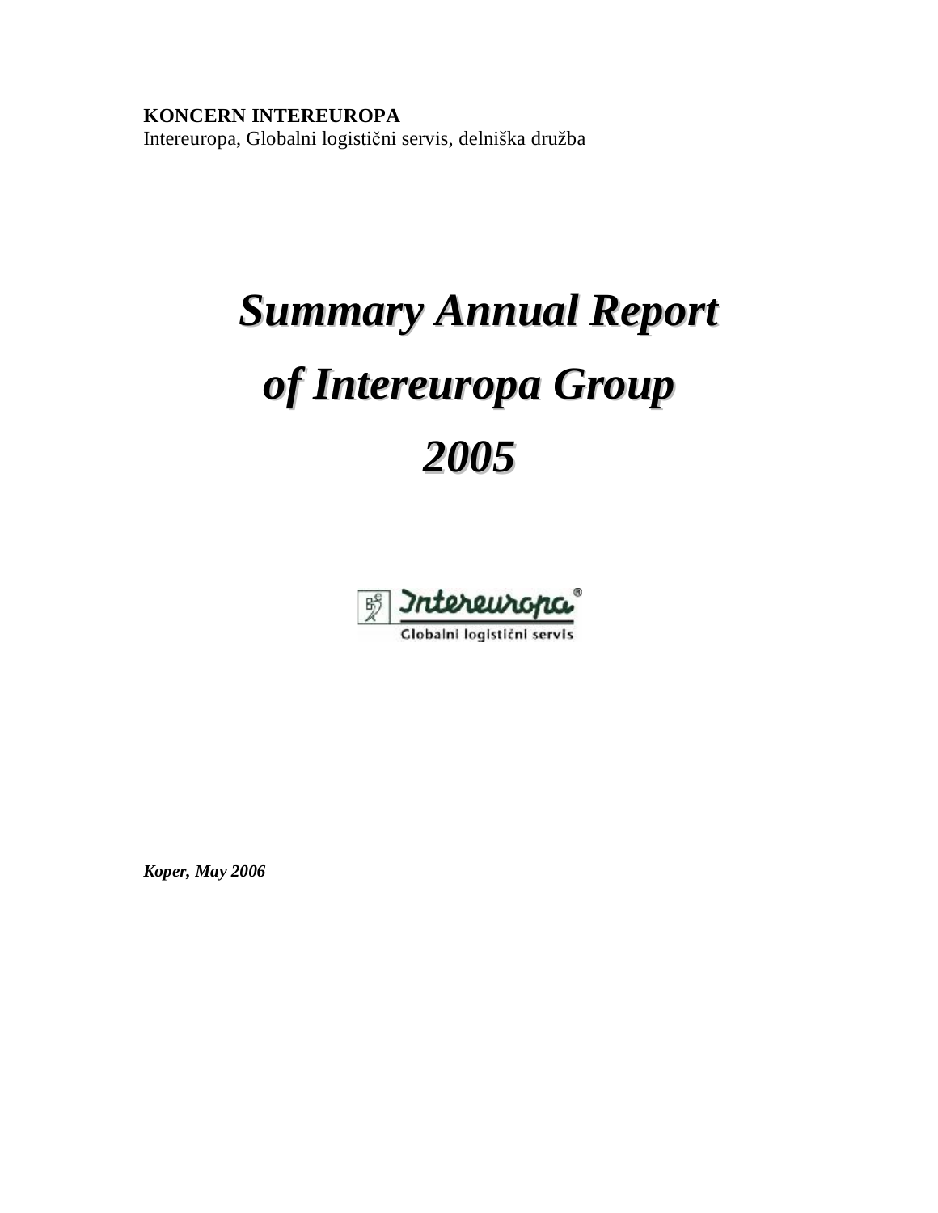**KONCERN INTEREUROPA**
Intereuropa, Globalni logistični servis, delniška družba

# *Summary Annual Report of Intereuropa Group 2005*

***Koper, May 2006***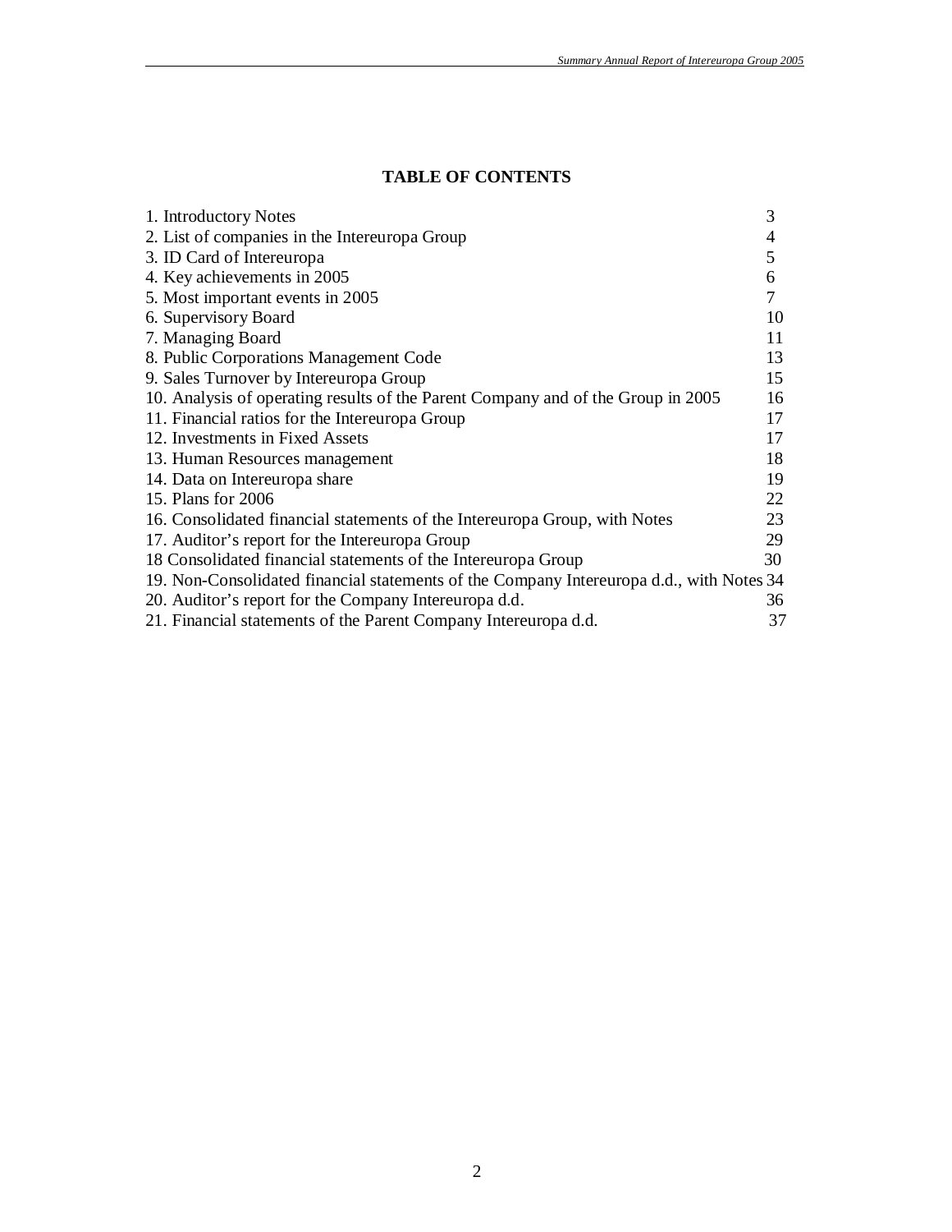# TABLE OF CONTENTS

| | |
|---|---|
| 1. Introductory Notes | 3 |
| 2. List of companies in the Intereuropa Group | 4 |
| 3. ID Card of Intereuropa | 5 |
| 4. Key achievements in 2005 | 6 |
| 5. Most important events in 2005 | 7 |
| 6. Supervisory Board | 10 |
| 7. Managing Board | 11 |
| 8. Public Corporations Management Code | 13 |
| 9. Sales Turnover by Intereuropa Group | 15 |
| 10. Analysis of operating results of the Parent Company and of the Group in 2005 | 16 |
| 11. Financial ratios for the Intereuropa Group | 17 |
| 12. Investments in Fixed Assets | 17 |
| 13. Human Resources management | 18 |
| 14. Data on Intereuropa share | 19 |
| 15. Plans for 2006 | 22 |
| 16. Consolidated financial statements of the Intereuropa Group, with Notes | 23 |
| 17. Auditor's report for the Intereuropa Group | 29 |
| 18 Consolidated financial statements of the Intereuropa Group | 30 |
| 19. Non-Consolidated financial statements of the Company Intereuropa d.d., with Notes | 34 |
| 20. Auditor's report for the Company Intereuropa d.d. | 36 |
| 21. Financial statements of the Parent Company Intereuropa d.d. | 37 |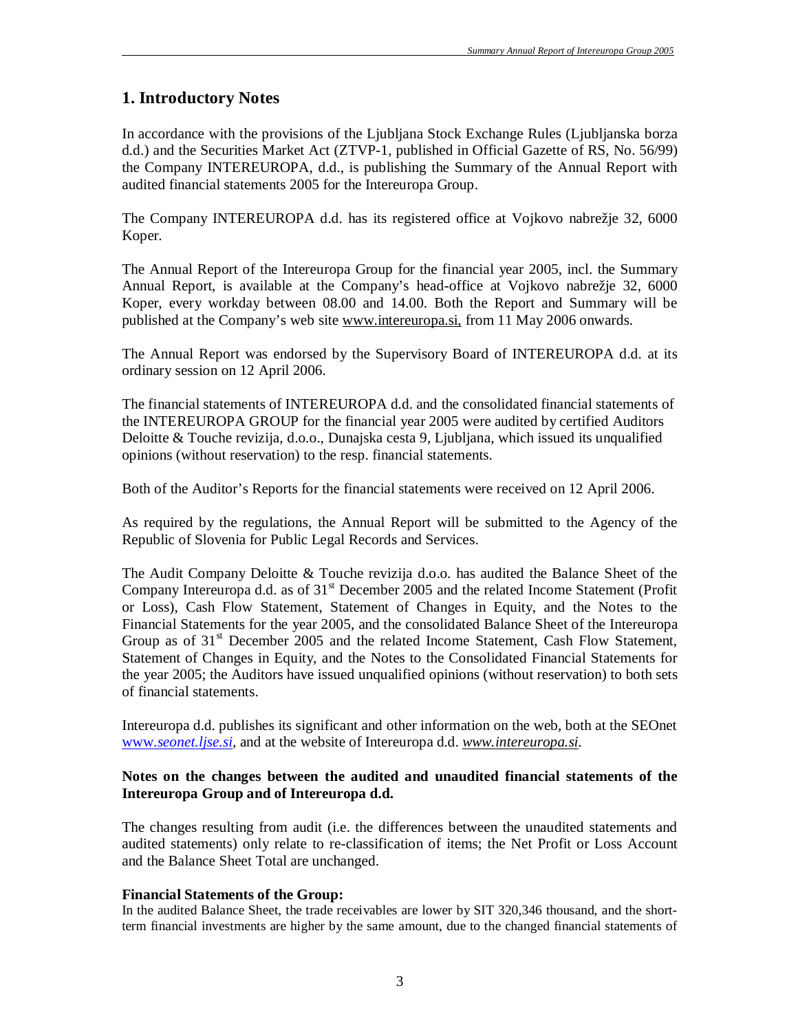## 1. Introductory Notes

In accordance with the provisions of the Ljubljana Stock Exchange Rules (Ljubljanska borza d.d.) and the Securities Market Act (ZTVP-1, published in Official Gazette of RS, No. 56/99) the Company INTEREUROPA, d.d., is publishing the Summary of the Annual Report with audited financial statements 2005 for the Intereuropa Group.

The Company INTEREUROPA d.d. has its registered office at Vojkovo nabrežje 32, 6000 Koper.

The Annual Report of the Intereuropa Group for the financial year 2005, incl. the Summary Annual Report, is available at the Company's head-office at Vojkovo nabrežje 32, 6000 Koper, every workday between 08.00 and 14.00. Both the Report and Summary will be published at the Company's web site www.intereuropa.si, from 11 May 2006 onwards.

The Annual Report was endorsed by the Supervisory Board of INTEREUROPA d.d. at its ordinary session on 12 April 2006.

The financial statements of INTEREUROPA d.d. and the consolidated financial statements of the INTEREUROPA GROUP for the financial year 2005 were audited by certified Auditors Deloitte & Touche revizija, d.o.o., Dunajska cesta 9, Ljubljana, which issued its unqualified opinions (without reservation) to the resp. financial statements.

Both of the Auditor's Reports for the financial statements were received on 12 April 2006.

As required by the regulations, the Annual Report will be submitted to the Agency of the Republic of Slovenia for Public Legal Records and Services.

The Audit Company Deloitte & Touche revizija d.o.o. has audited the Balance Sheet of the Company Intereuropa d.d. as of 31st December 2005 and the related Income Statement (Profit or Loss), Cash Flow Statement, Statement of Changes in Equity, and the Notes to the Financial Statements for the year 2005, and the consolidated Balance Sheet of the Intereuropa Group as of 31st December 2005 and the related Income Statement, Cash Flow Statement, Statement of Changes in Equity, and the Notes to the Consolidated Financial Statements for the year 2005; the Auditors have issued unqualified opinions (without reservation) to both sets of financial statements.

Intereuropa d.d. publishes its significant and other information on the web, both at the SEOnet *www.seonet.ljse.si*, and at the website of Intereuropa d.d. *www.intereuropa.si*.

**Notes on the changes between the audited and unaudited financial statements of the Intereuropa Group and of Intereuropa d.d.**

The changes resulting from audit (i.e. the differences between the unaudited statements and audited statements) only relate to re-classification of items; the Net Profit or Loss Account and the Balance Sheet Total are unchanged.

**Financial Statements of the Group:**

In the audited Balance Sheet, the trade receivables are lower by SIT 320,346 thousand, and the short-term financial investments are higher by the same amount, due to the changed financial statements of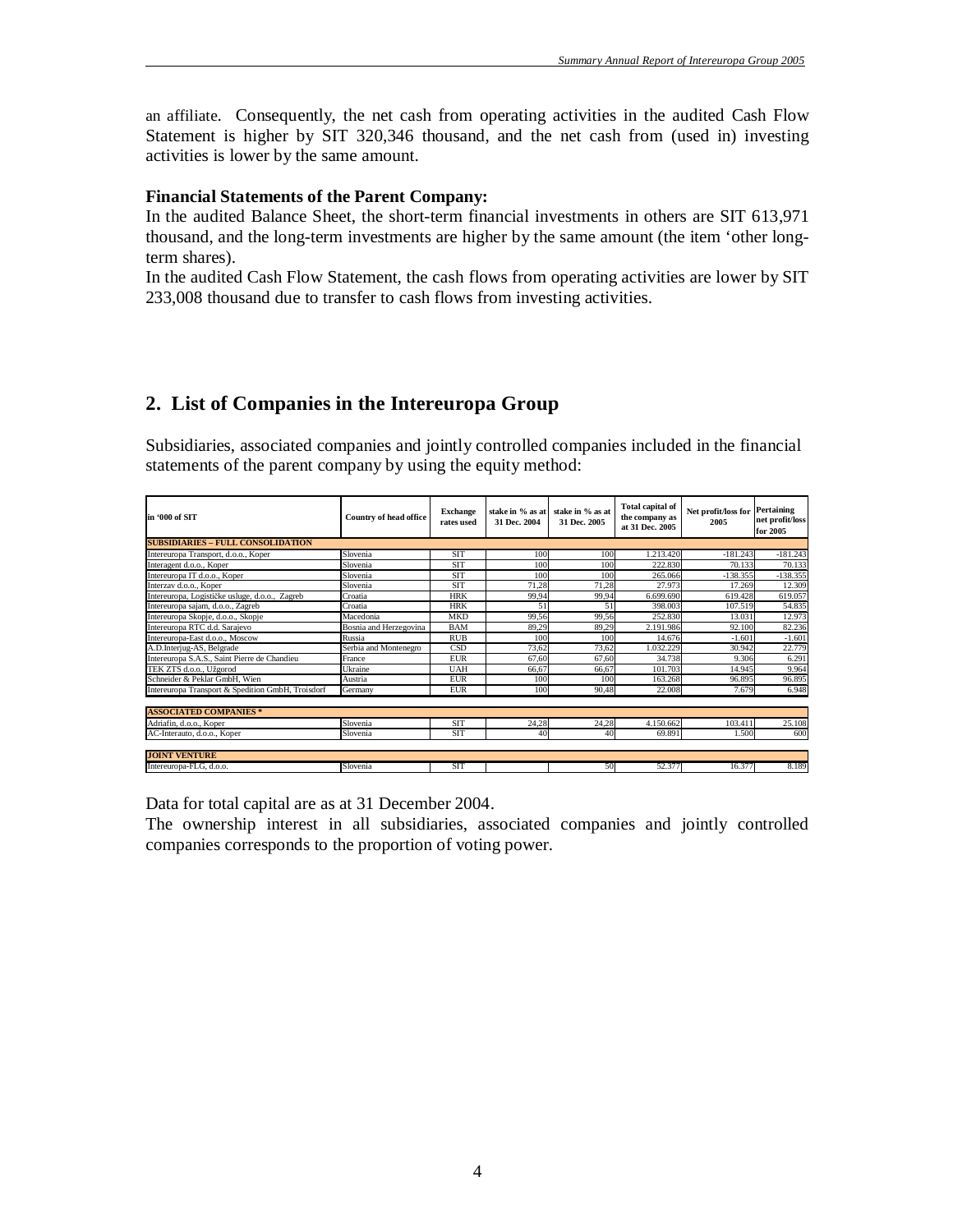an affiliate. Consequently, the net cash from operating activities in the audited Cash Flow Statement is higher by SIT 320,346 thousand, and the net cash from (used in) investing activities is lower by the same amount.

**Financial Statements of the Parent Company:**

In the audited Balance Sheet, the short-term financial investments in others are SIT 613,971 thousand, and the long-term investments are higher by the same amount (the item 'other long-term shares).

In the audited Cash Flow Statement, the cash flows from operating activities are lower by SIT 233,008 thousand due to transfer to cash flows from investing activities.

## 2. List of Companies in the Intereuropa Group

Subsidiaries, associated companies and jointly controlled companies included in the financial statements of the parent company by using the equity method:

| in '000 of SIT | Country of head office | Exchange rates used | stake in % as at 31 Dec. 2004 | stake in % as at 31 Dec. 2005 | Total capital of the company as at 31 Dec. 2005 | Net profit/loss for 2005 | Pertaining net profit/loss for 2005 |
|---|---|---|---|---|---|---|---|
| **SUBSIDIARIES – FULL CONSOLIDATION** | | | | | | | |
| Intereuropa Transport, d.o.o., Koper | Slovenia | SIT | 100 | 100 | 1.213.420 | -181.243 | -181.243 |
| Interagent d.o.o., Koper | Slovenia | SIT | 100 | 100 | 222.830 | 70.133 | 70.133 |
| Intereuropa IT d.o.o., Koper | Slovenia | SIT | 100 | 100 | 265.066 | -138.355 | -138.355 |
| Interzav d.o.o., Koper | Slovenia | SIT | 71,28 | 71,28 | 27.973 | 17.269 | 12.309 |
| Intereuropa, Logističke usluge, d.o.o., Zagreb | Croatia | HRK | 99,94 | 99,94 | 6.699.690 | 619.428 | 619.057 |
| Intereuropa sajam, d.o.o., Zagreb | Croatia | HRK | 51 | 51 | 398.003 | 107.519 | 54.835 |
| Intereuropa Skopje, d.o.o., Skopje | Macedonia | MKD | 99,56 | 99,56 | 252.830 | 13.031 | 12.973 |
| Intereuropa RTC d.d. Sarajevo | Bosnia and Herzegovina | BAM | 89,29 | 89,29 | 2.191.986 | 92.100 | 82.236 |
| Intereuropa-East d.o.o., Moscow | Russia | RUB | 100 | 100 | 14.676 | -1.601 | -1.601 |
| A.D.Interjug-AS, Belgrade | Serbia and Montenegro | CSD | 73,62 | 73,62 | 1.032.229 | 30.942 | 22.779 |
| Intereuropa S.A.S., Saint Pierre de Chandieu | France | EUR | 67,60 | 67,60 | 34.738 | 9.306 | 6.291 |
| TEK ZTS d.o.o., Užgorod | Ukraine | UAH | 66,67 | 66,67 | 101.703 | 14.945 | 9.964 |
| Schneider & Peklar GmbH, Wien | Austria | EUR | 100 | 100 | 163.268 | 96.895 | 96.895 |
| Intereuropa Transport & Spedition GmbH, Troisdorf | Germany | EUR | 100 | 90,48 | 22.008 | 7.679 | 6.948 |
| **ASSOCIATED COMPANIES *** | | | | | | | |
| Adriafin, d.o.o., Koper | Slovenia | SIT | 24,28 | 24,28 | 4.150.662 | 103.411 | 25.108 |
| AC-Interauto, d.o.o., Koper | Slovenia | SIT | 40 | 40 | 69.891 | 1.500 | 600 |
| **JOINT VENTURE** | | | | | | | |
| Intereuropa-FLG, d.o.o. | Slovenia | SIT | | 50 | 52.377 | 16.377 | 8.189 |

Data for total capital are as at 31 December 2004.

The ownership interest in all subsidiaries, associated companies and jointly controlled companies corresponds to the proportion of voting power.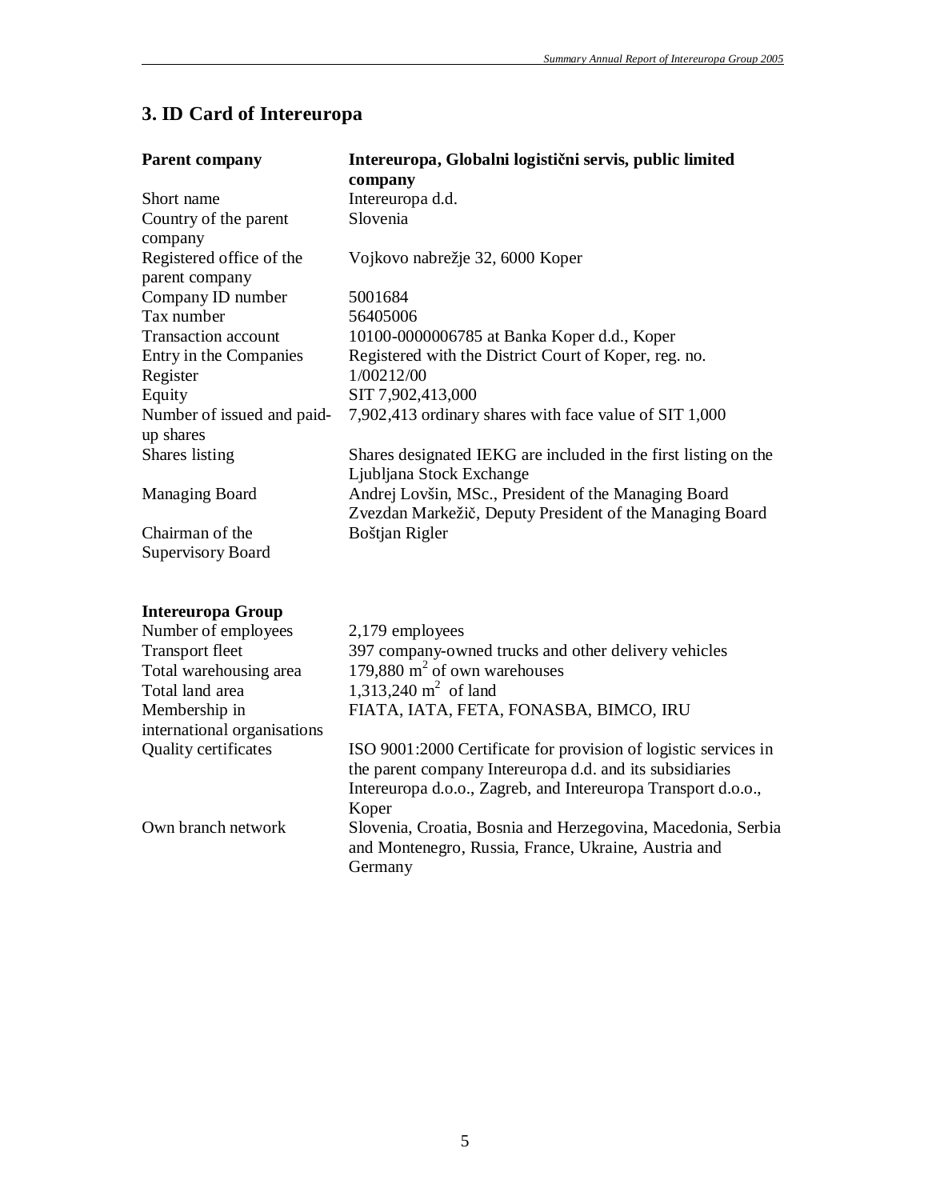## 3. ID Card of Intereuropa

| **Parent company** | **Intereuropa, Globalni logistični servis, public limited company** |
|---|---|
| Short name | Intereuropa d.d. |
| Country of the parent company | Slovenia |
| Registered office of the parent company | Vojkovo nabrežje 32, 6000 Koper |
| Company ID number | 5001684 |
| Tax number | 56405006 |
| Transaction account | 10100-0000006785 at Banka Koper d.d., Koper |
| Entry in the Companies Register | Registered with the District Court of Koper, reg. no. 1/00212/00 |
| Equity | SIT 7,902,413,000 |
| Number of issued and paid-up shares | 7,902,413 ordinary shares with face value of SIT 1,000 |
| Shares listing | Shares designated IEKG are included in the first listing on the Ljubljana Stock Exchange |
| Managing Board | Andrej Lovšin, MSc., President of the Managing Board<br>Zvezdan Markežič, Deputy President of the Managing Board |
| Chairman of the Supervisory Board | Boštjan Rigler |

| **Intereuropa Group** | |
|---|---|
| Number of employees | 2,179 employees |
| Transport fleet | 397 company-owned trucks and other delivery vehicles |
| Total warehousing area | 179,880 $m^2$ of own warehouses |
| Total land area | 1,313,240 $m^2$ of land |
| Membership in international organisations | FIATA, IATA, FETA, FONASBA, BIMCO, IRU |
| Quality certificates | ISO 9001:2000 Certificate for provision of logistic services in the parent company Intereuropa d.d. and its subsidiaries Intereuropa d.o.o., Zagreb, and Intereuropa Transport d.o.o., Koper |
| Own branch network | Slovenia, Croatia, Bosnia and Herzegovina, Macedonia, Serbia and Montenegro, Russia, France, Ukraine, Austria and Germany |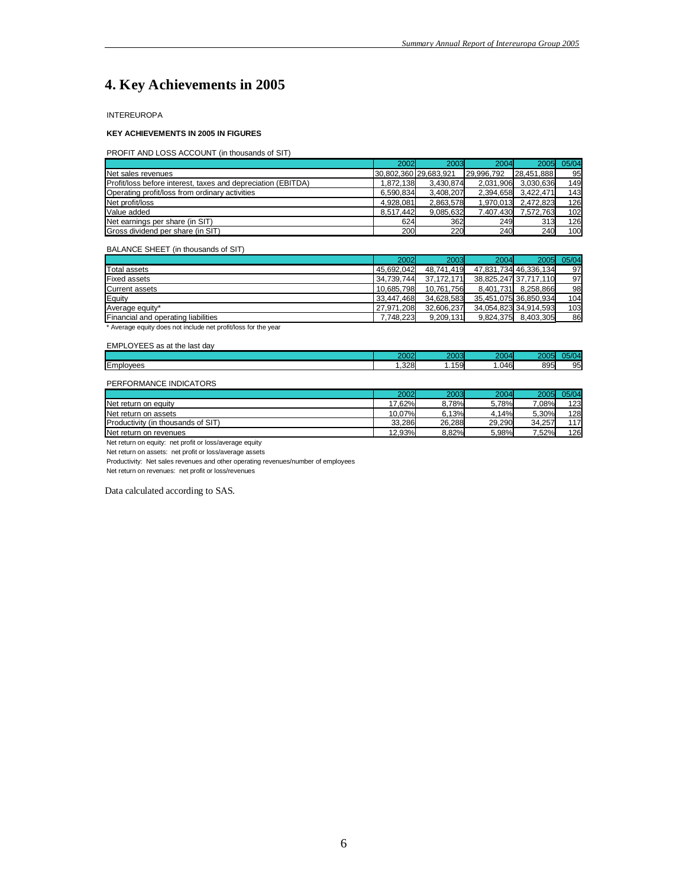# 4. Key Achievements in 2005

INTEREUROPA

**KEY ACHIEVEMENTS IN 2005 IN FIGURES**

PROFIT AND LOSS ACCOUNT (in thousands of SIT)

| | 2002 | 2003 | 2004 | 2005 | 05/04 |
|---|---|---|---|---|---|
| Net sales revenues | 30,802,360 | 29,683,921 | 29,996,792 | 28,451,888 | 95 |
| Profit/loss before interest, taxes and depreciation (EBITDA) | 1,872,138 | 3,430,874 | 2,031,906 | 3,030,636 | 149 |
| Operating profit/loss from ordinary activities | 6,590,834 | 3,408,207 | 2,394,658 | 3,422,471 | 143 |
| Net profit/loss | 4,928,081 | 2,863,578 | 1,970,013 | 2,472,823 | 126 |
| Value added | 8,517,442 | 9,085,632 | 7,407,430 | 7,572,763 | 102 |
| Net earnings per share (in SIT) | 624 | 362 | 249 | 313 | 126 |
| Gross dividend per share (in SIT) | 200 | 220 | 240 | 240 | 100 |

BALANCE SHEET (in thousands of SIT)

| | 2002 | 2003 | 2004 | 2005 | 05/04 |
|---|---|---|---|---|---|
| Total assets | 45,692,042 | 48,741,419 | 47,831,734 | 46,336,134 | 97 |
| Fixed assets | 34,739,744 | 37,172,171 | 38,825,247 | 37,717,110 | 97 |
| Current assets | 10,685,798 | 10,761,756 | 8,401,731 | 8,258,866 | 98 |
| Equity | 33,447,468 | 34,628,583 | 35,451,075 | 36,850,934 | 104 |
| Average equity* | 27,971,208 | 32,606,237 | 34,054,823 | 34,914,593 | 103 |
| Financial and operating liabilities | 7,748,223 | 9,209,131 | 9,824,375 | 8,403,305 | 86 |

\* Average equity does not include net profit/loss for the year

EMPLOYEES as at the last day

| | 2002 | 2003 | 2004 | 2005 | 05/04 |
|---|---|---|---|---|---|
| Employees | 1,328 | 1,159 | 1,046 | 895 | 95 |

PERFORMANCE INDICATORS

| | 2002 | 2003 | 2004 | 2005 | 05/04 |
|---|---|---|---|---|---|
| Net return on equity | 17.62% | 8.78% | 5.78% | 7.08% | 123 |
| Net return on assets | 10.07% | 6.13% | 4.14% | 5.30% | 128 |
| Productivity (in thousands of SIT) | 33,286 | 26,288 | 29,290 | 34,257 | 117 |
| Net return on revenues | 12.93% | 8.82% | 5.98% | 7.52% | 126 |

Net return on equity: net profit or loss/average equity

Net return on assets: net profit or loss/average assets

Productivity: Net sales revenues and other operating revenues/number of employees

Net return on revenues: net profit or loss/revenues

Data calculated according to SAS.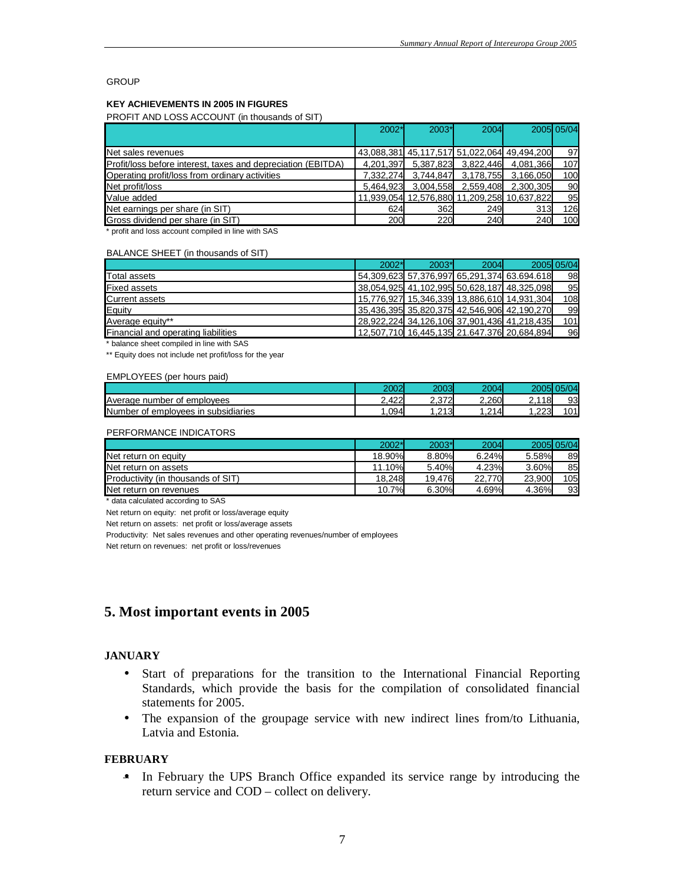GROUP

**KEY ACHIEVEMENTS IN 2005 IN FIGURES**

PROFIT AND LOSS ACCOUNT (in thousands of SIT)

| | 2002* | 2003* | 2004 | 2005 | 05/04 |
|---|---|---|---|---|---|
| Net sales revenues | 43,088,381 | 45,117,517 | 51,022,064 | 49,494,200 | 97 |
| Profit/loss before interest, taxes and depreciation (EBITDA) | 4,201,397 | 5,387,823 | 3,822,446 | 4,081,366 | 107 |
| Operating profit/loss from ordinary activities | 7,332,274 | 3,744,847 | 3,178,755 | 3,166,050 | 100 |
| Net profit/loss | 5,464,923 | 3,004,558 | 2,559,408 | 2,300,305 | 90 |
| Value added | 11,939,054 | 12,576,880 | 11,209,258 | 10,637,822 | 95 |
| Net earnings per share (in SIT) | 624 | 362 | 249 | 313 | 126 |
| Gross dividend per share (in SIT) | 200 | 220 | 240 | 240 | 100 |

* profit and loss account compiled in line with SAS

BALANCE SHEET (in thousands of SIT)

| | 2002* | 2003* | 2004 | 2005 | 05/04 |
|---|---|---|---|---|---|
| Total assets | 54,309,623 | 57,376,997 | 65,291,374 | 63.694.618 | 98 |
| Fixed assets | 38,054,925 | 41,102,995 | 50,628,187 | 48,325,098 | 95 |
| Current assets | 15,776,927 | 15,346,339 | 13,886,610 | 14,931,304 | 108 |
| Equity | 35,436,395 | 35,820,375 | 42,546,906 | 42,190,270 | 99 |
| Average equity** | 28,922,224 | 34,126,106 | 37,901,436 | 41,218,435 | 101 |
| Financial and operating liabilities | 12,507,710 | 16,445,135 | 21.647.376 | 20,684,894 | 96 |

* balance sheet compiled in line with SAS

** Equity does not include net profit/loss for the year

EMPLOYEES (per hours paid)

| | 2002 | 2003 | 2004 | 2005 | 05/04 |
|---|---|---|---|---|---|
| Average number of employees | 2,422 | 2,372 | 2,260 | 2,118 | 93 |
| Number of employees in subsidiaries | 1,094 | 1,213 | 1,214 | 1,223 | 101 |

PERFORMANCE INDICATORS

| | 2002* | 2003* | 2004 | 2005 | 05/04 |
|---|---|---|---|---|---|
| Net return on equity | 18.90% | 8.80% | 6.24% | 5.58% | 89 |
| Net return on assets | 11.10% | 5.40% | 4.23% | 3.60% | 85 |
| Productivity (in thousands of SIT) | 18,248 | 19,476 | 22,770 | 23,900 | 105 |
| Net return on revenues | 10.7% | 6.30% | 4.69% | 4.36% | 93 |

* data calculated according to SAS

Net return on equity: net profit or loss/average equity

Net return on assets: net profit or loss/average assets

Productivity: Net sales revenues and other operating revenues/number of employees

Net return on revenues: net profit or loss/revenues

## 5. Most important events in 2005

### JANUARY

- Start of preparations for the transition to the International Financial Reporting Standards, which provide the basis for the compilation of consolidated financial statements for 2005.
- The expansion of the groupage service with new indirect lines from/to Lithuania, Latvia and Estonia.

### FEBRUARY

- In February the UPS Branch Office expanded its service range by introducing the return service and COD – collect on delivery.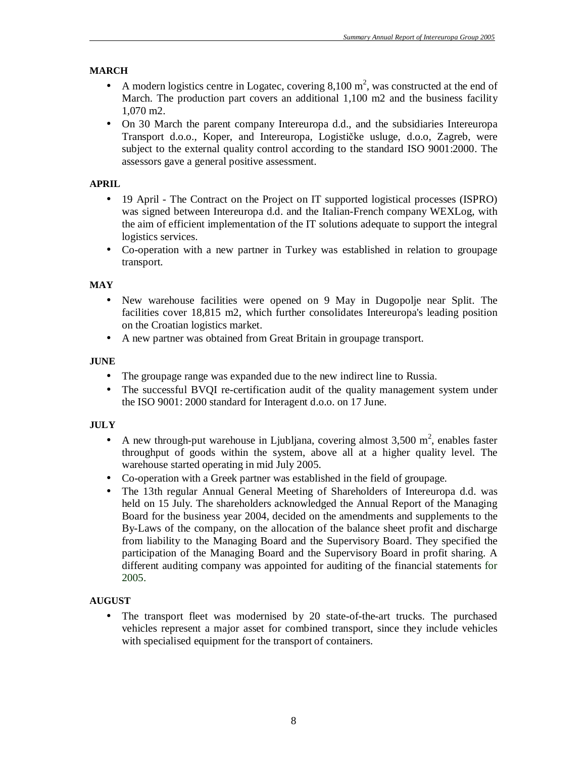**MARCH**

- A modern logistics centre in Logatec, covering 8,100 $m^2$, was constructed at the end of March. The production part covers an additional 1,100 m2 and the business facility 1,070 m2.
- On 30 March the parent company Intereuropa d.d., and the subsidiaries Intereuropa Transport d.o.o., Koper, and Intereuropa, Logističke usluge, d.o.o, Zagreb, were subject to the external quality control according to the standard ISO 9001:2000. The assessors gave a general positive assessment.

**APRIL**

- 19 April - The Contract on the Project on IT supported logistical processes (ISPRO) was signed between Intereuropa d.d. and the Italian-French company WEXLog, with the aim of efficient implementation of the IT solutions adequate to support the integral logistics services.
- Co-operation with a new partner in Turkey was established in relation to groupage transport.

**MAY**

- New warehouse facilities were opened on 9 May in Dugopolje near Split. The facilities cover 18,815 m2, which further consolidates Intereuropa's leading position on the Croatian logistics market.
- A new partner was obtained from Great Britain in groupage transport.

**JUNE**

- The groupage range was expanded due to the new indirect line to Russia.
- The successful BVQI re-certification audit of the quality management system under the ISO 9001: 2000 standard for Interagent d.o.o. on 17 June.

**JULY**

- A new through-put warehouse in Ljubljana, covering almost 3,500 $m^2$, enables faster throughput of goods within the system, above all at a higher quality level. The warehouse started operating in mid July 2005.
- Co-operation with a Greek partner was established in the field of groupage.
- The 13th regular Annual General Meeting of Shareholders of Intereuropa d.d. was held on 15 July. The shareholders acknowledged the Annual Report of the Managing Board for the business year 2004, decided on the amendments and supplements to the By-Laws of the company, on the allocation of the balance sheet profit and discharge from liability to the Managing Board and the Supervisory Board. They specified the participation of the Managing Board and the Supervisory Board in profit sharing. A different auditing company was appointed for auditing of the financial statements for 2005.

**AUGUST**

- The transport fleet was modernised by 20 state-of-the-art trucks. The purchased vehicles represent a major asset for combined transport, since they include vehicles with specialised equipment for the transport of containers.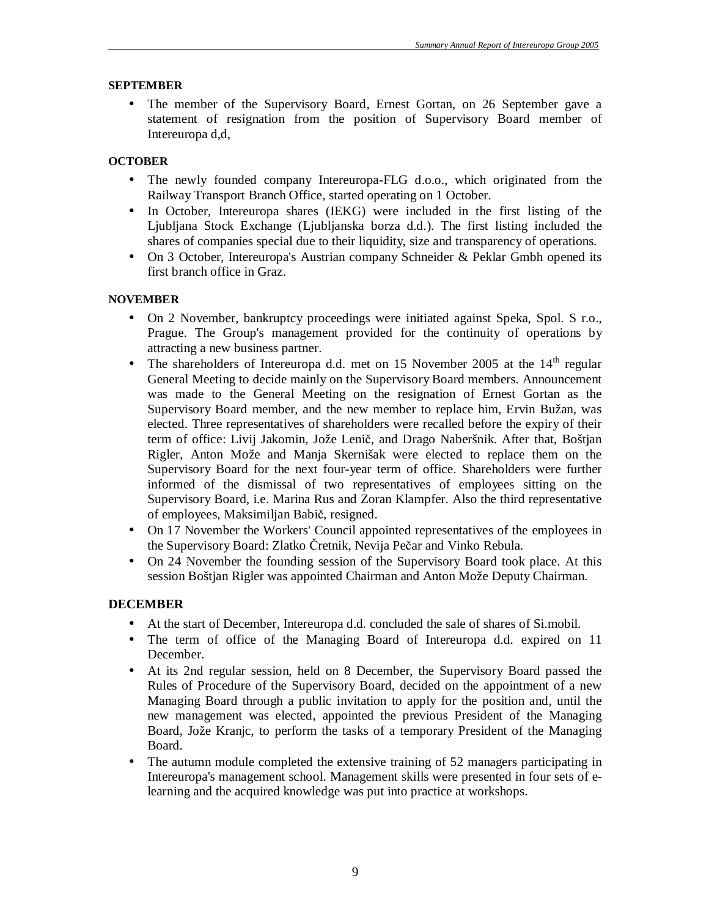**SEPTEMBER**

- The member of the Supervisory Board, Ernest Gortan, on 26 September gave a statement of resignation from the position of Supervisory Board member of Intereuropa d,d,

**OCTOBER**

- The newly founded company Intereuropa-FLG d.o.o., which originated from the Railway Transport Branch Office, started operating on 1 October.
- In October, Intereuropa shares (IEKG) were included in the first listing of the Ljubljana Stock Exchange (Ljubljanska borza d.d.). The first listing included the shares of companies special due to their liquidity, size and transparency of operations.
- On 3 October, Intereuropa's Austrian company Schneider & Peklar Gmbh opened its first branch office in Graz.

**NOVEMBER**

- On 2 November, bankruptcy proceedings were initiated against Speka, Spol. S r.o., Prague. The Group's management provided for the continuity of operations by attracting a new business partner.
- The shareholders of Intereuropa d.d. met on 15 November 2005 at the 14th regular General Meeting to decide mainly on the Supervisory Board members. Announcement was made to the General Meeting on the resignation of Ernest Gortan as the Supervisory Board member, and the new member to replace him, Ervin Bužan, was elected. Three representatives of shareholders were recalled before the expiry of their term of office: Livij Jakomin, Jože Lenič, and Drago Naberšnik. After that, Boštjan Rigler, Anton Može and Manja Skernišak were elected to replace them on the Supervisory Board for the next four-year term of office. Shareholders were further informed of the dismissal of two representatives of employees sitting on the Supervisory Board, i.e. Marina Rus and Zoran Klampfer. Also the third representative of employees, Maksimiljan Babič, resigned.
- On 17 November the Workers' Council appointed representatives of the employees in the Supervisory Board: Zlatko Čretnik, Nevija Pečar and Vinko Rebula.
- On 24 November the founding session of the Supervisory Board took place. At this session Boštjan Rigler was appointed Chairman and Anton Može Deputy Chairman.

**DECEMBER**

- At the start of December, Intereuropa d.d. concluded the sale of shares of Si.mobil.
- The term of office of the Managing Board of Intereuropa d.d. expired on 11 December.
- At its 2nd regular session, held on 8 December, the Supervisory Board passed the Rules of Procedure of the Supervisory Board, decided on the appointment of a new Managing Board through a public invitation to apply for the position and, until the new management was elected, appointed the previous President of the Managing Board, Jože Kranjc, to perform the tasks of a temporary President of the Managing Board.
- The autumn module completed the extensive training of 52 managers participating in Intereuropa's management school. Management skills were presented in four sets of e-learning and the acquired knowledge was put into practice at workshops.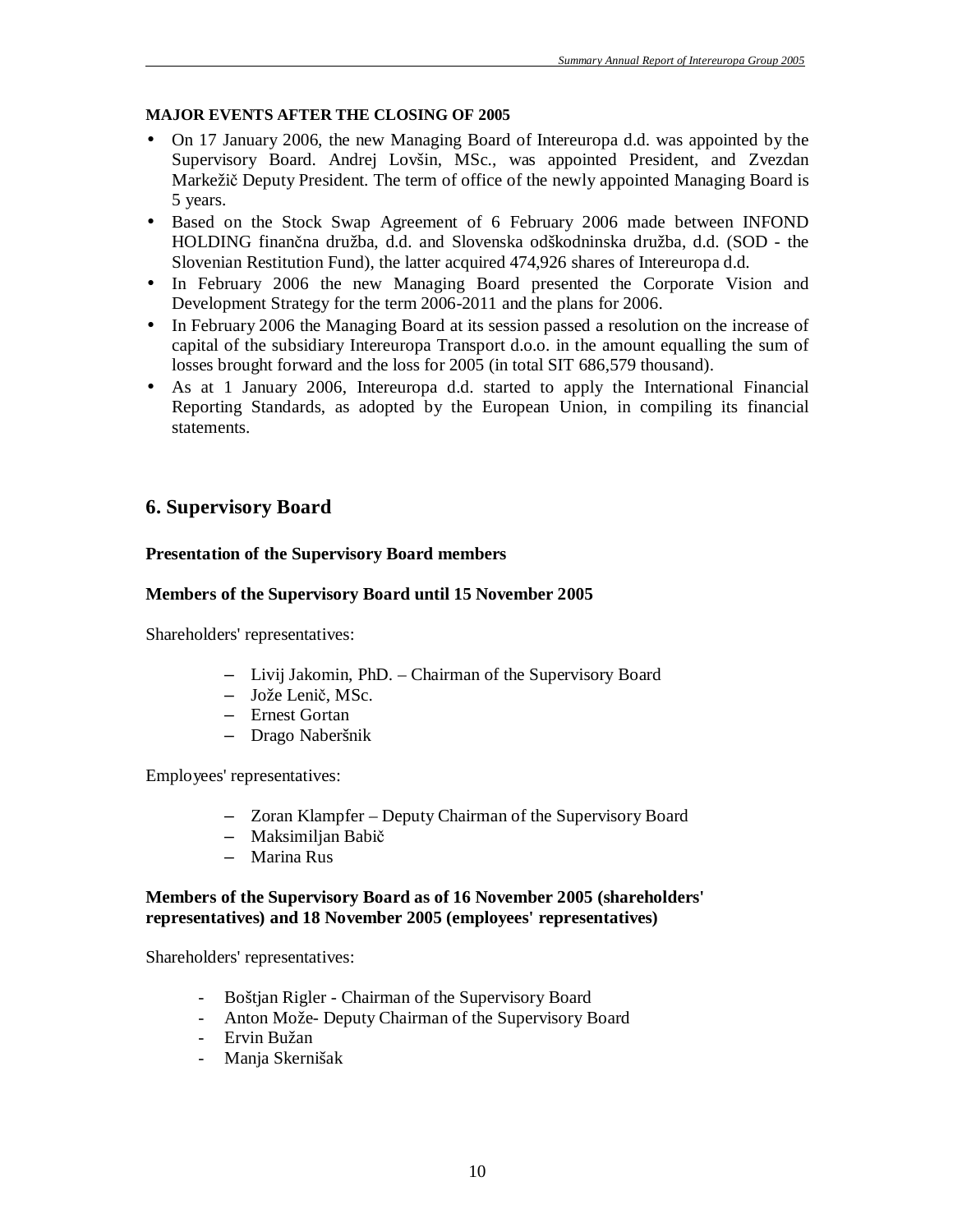**MAJOR EVENTS AFTER THE CLOSING OF 2005**

- On 17 January 2006, the new Managing Board of Intereuropa d.d. was appointed by the Supervisory Board. Andrej Lovšin, MSc., was appointed President, and Zvezdan Markežič Deputy President. The term of office of the newly appointed Managing Board is 5 years.
- Based on the Stock Swap Agreement of 6 February 2006 made between INFOND HOLDING finančna družba, d.d. and Slovenska odškodninska družba, d.d. (SOD - the Slovenian Restitution Fund), the latter acquired 474,926 shares of Intereuropa d.d.
- In February 2006 the new Managing Board presented the Corporate Vision and Development Strategy for the term 2006-2011 and the plans for 2006.
- In February 2006 the Managing Board at its session passed a resolution on the increase of capital of the subsidiary Intereuropa Transport d.o.o. in the amount equalling the sum of losses brought forward and the loss for 2005 (in total SIT 686,579 thousand).
- As at 1 January 2006, Intereuropa d.d. started to apply the International Financial Reporting Standards, as adopted by the European Union, in compiling its financial statements.

## 6. Supervisory Board

**Presentation of the Supervisory Board members**

**Members of the Supervisory Board until 15 November 2005**

Shareholders' representatives:

- Livij Jakomin, PhD. – Chairman of the Supervisory Board
- Jože Lenič, MSc.
- Ernest Gortan
- Drago Naberšnik

Employees' representatives:

- Zoran Klampfer – Deputy Chairman of the Supervisory Board
- Maksimiljan Babič
- Marina Rus

**Members of the Supervisory Board as of 16 November 2005 (shareholders' representatives) and 18 November 2005 (employees' representatives)**

Shareholders' representatives:

- Boštjan Rigler - Chairman of the Supervisory Board
- Anton Može- Deputy Chairman of the Supervisory Board
- Ervin Bužan
- Manja Skernišak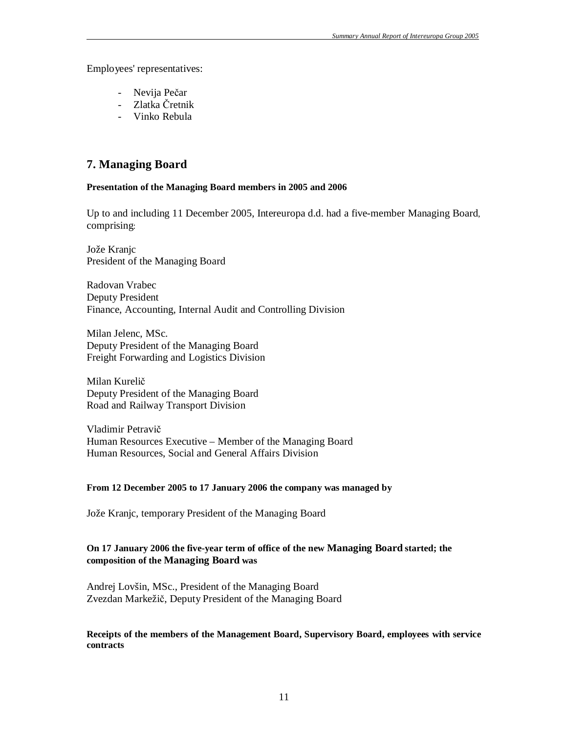Employees' representatives:

- Nevija Pečar
- Zlatka Čretnik
- Vinko Rebula

## 7. Managing Board

**Presentation of the Managing Board members in 2005 and 2006**

Up to and including 11 December 2005, Intereuropa d.d. had a five-member Managing Board, comprising:

Jože Kranjc
President of the Managing Board

Radovan Vrabec
Deputy President
Finance, Accounting, Internal Audit and Controlling Division

Milan Jelenc, MSc.
Deputy President of the Managing Board
Freight Forwarding and Logistics Division

Milan Kurelič
Deputy President of the Managing Board
Road and Railway Transport Division

Vladimir Petravič
Human Resources Executive – Member of the Managing Board
Human Resources, Social and General Affairs Division

**From 12 December 2005 to 17 January 2006 the company was managed by**

Jože Kranjc, temporary President of the Managing Board

**On 17 January 2006 the five-year term of office of the new Managing Board started; the composition of the Managing Board was**

Andrej Lovšin, MSc., President of the Managing Board
Zvezdan Markežič, Deputy President of the Managing Board

**Receipts of the members of the Management Board, Supervisory Board, employees with service contracts**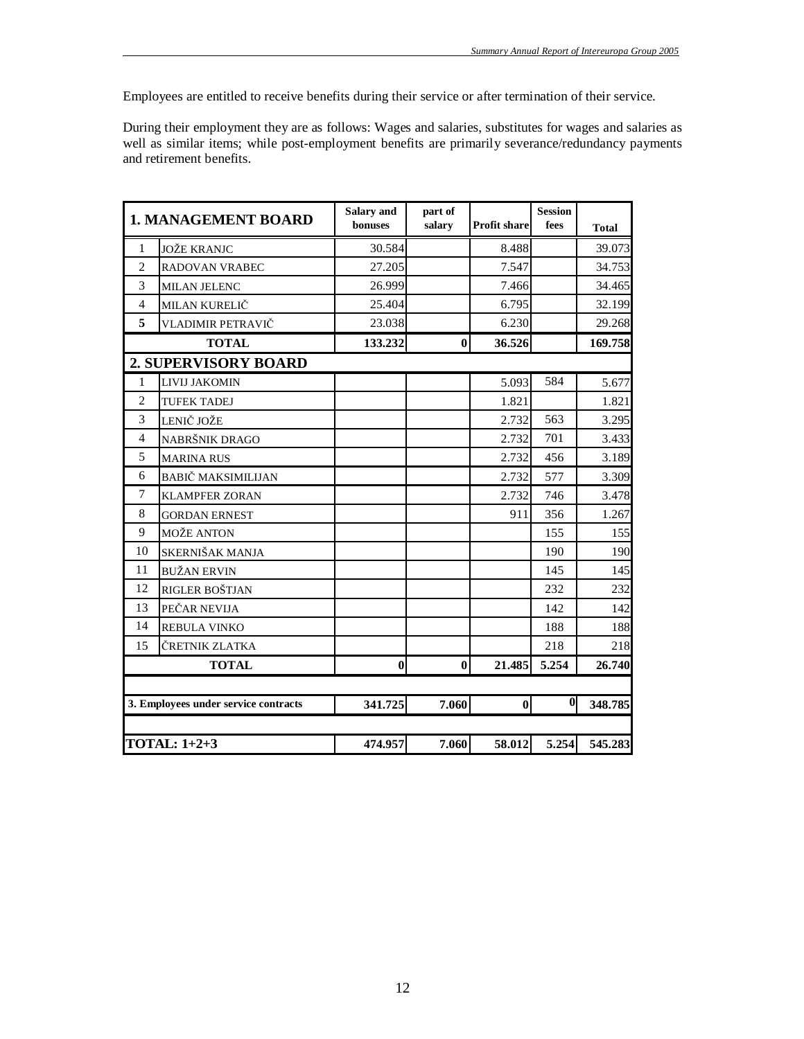Employees are entitled to receive benefits during their service or after termination of their service.

During their employment they are as follows: Wages and salaries, substitutes for wages and salaries as well as similar items; while post-employment benefits are primarily severance/redundancy payments and retirement benefits.

| | **1. MANAGEMENT BOARD** | **Salary and bonuses** | **part of salary** | **Profit share** | **Session fees** | **Total** |
|---|---|---|---|---|---|---|
| 1 | JOŽE KRANJC | 30.584 | | 8.488 | | 39.073 |
| 2 | RADOVAN VRABEC | 27.205 | | 7.547 | | 34.753 |
| 3 | MILAN JELENC | 26.999 | | 7.466 | | 34.465 |
| 4 | MILAN KURELIČ | 25.404 | | 6.795 | | 32.199 |
| **5** | VLADIMIR PETRAVIČ | 23.038 | | 6.230 | | 29.268 |
| | **TOTAL** | **133.232** | **0** | **36.526** | | **169.758** |
| | **2. SUPERVISORY BOARD** | | | | | |
| 1 | LIVIJ JAKOMIN | | | 5.093 | 584 | 5.677 |
| 2 | TUFEK TADEJ | | | 1.821 | | 1.821 |
| 3 | LENIČ JOŽE | | | 2.732 | 563 | 3.295 |
| 4 | NABRŠNIK DRAGO | | | 2.732 | 701 | 3.433 |
| 5 | MARINA RUS | | | 2.732 | 456 | 3.189 |
| 6 | BABIČ MAKSIMILIJAN | | | 2.732 | 577 | 3.309 |
| 7 | KLAMPFER ZORAN | | | 2.732 | 746 | 3.478 |
| 8 | GORDAN ERNEST | | | 911 | 356 | 1.267 |
| 9 | MOŽE ANTON | | | | 155 | 155 |
| 10 | SKERNIŠAK MANJA | | | | 190 | 190 |
| 11 | BUŽAN ERVIN | | | | 145 | 145 |
| 12 | RIGLER BOŠTJAN | | | | 232 | 232 |
| 13 | PEČAR NEVIJA | | | | 142 | 142 |
| 14 | REBULA VINKO | | | | 188 | 188 |
| 15 | ČRETNIK ZLATKA | | | | 218 | 218 |
| | **TOTAL** | **0** | **0** | **21.485** | **5.254** | **26.740** |
| | **3. Employees under service contracts** | **341.725** | **7.060** | **0** | **0** | **348.785** |
| | **TOTAL: 1+2+3** | **474.957** | **7.060** | **58.012** | **5.254** | **545.283** |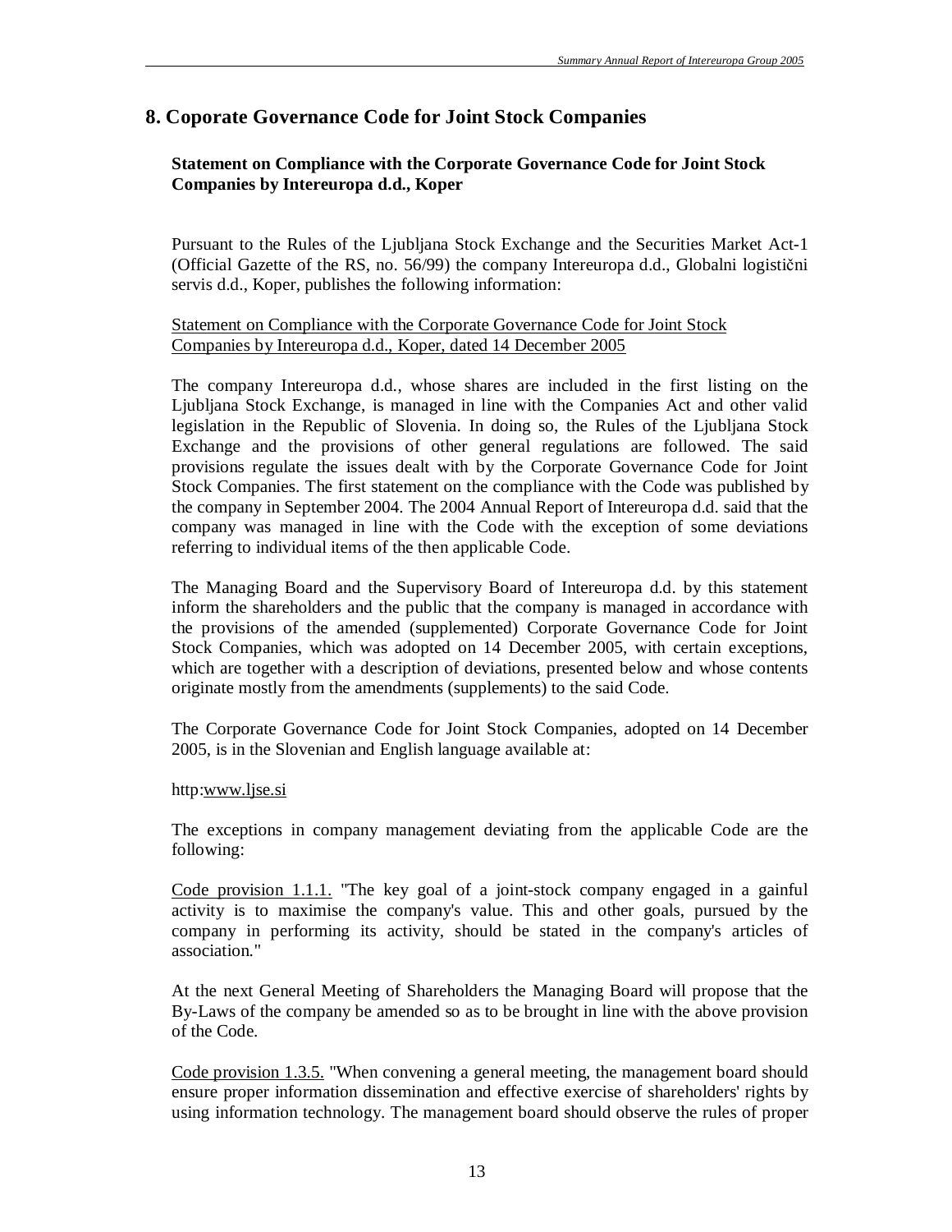## 8. Coporate Governance Code for Joint Stock Companies

**Statement on Compliance with the Corporate Governance Code for Joint Stock Companies by Intereuropa d.d., Koper**

Pursuant to the Rules of the Ljubljana Stock Exchange and the Securities Market Act-1 (Official Gazette of the RS, no. 56/99) the company Intereuropa d.d., Globalni logistični servis d.d., Koper, publishes the following information:

Statement on Compliance with the Corporate Governance Code for Joint Stock Companies by Intereuropa d.d., Koper, dated 14 December 2005

The company Intereuropa d.d., whose shares are included in the first listing on the Ljubljana Stock Exchange, is managed in line with the Companies Act and other valid legislation in the Republic of Slovenia. In doing so, the Rules of the Ljubljana Stock Exchange and the provisions of other general regulations are followed. The said provisions regulate the issues dealt with by the Corporate Governance Code for Joint Stock Companies. The first statement on the compliance with the Code was published by the company in September 2004. The 2004 Annual Report of Intereuropa d.d. said that the company was managed in line with the Code with the exception of some deviations referring to individual items of the then applicable Code.

The Managing Board and the Supervisory Board of Intereuropa d.d. by this statement inform the shareholders and the public that the company is managed in accordance with the provisions of the amended (supplemented) Corporate Governance Code for Joint Stock Companies, which was adopted on 14 December 2005, with certain exceptions, which are together with a description of deviations, presented below and whose contents originate mostly from the amendments (supplements) to the said Code.

The Corporate Governance Code for Joint Stock Companies, adopted on 14 December 2005, is in the Slovenian and English language available at:

http:www.ljse.si

The exceptions in company management deviating from the applicable Code are the following:

Code provision 1.1.1. "The key goal of a joint-stock company engaged in a gainful activity is to maximise the company's value. This and other goals, pursued by the company in performing its activity, should be stated in the company's articles of association."

At the next General Meeting of Shareholders the Managing Board will propose that the By-Laws of the company be amended so as to be brought in line with the above provision of the Code.

Code provision 1.3.5. "When convening a general meeting, the management board should ensure proper information dissemination and effective exercise of shareholders' rights by using information technology. The management board should observe the rules of proper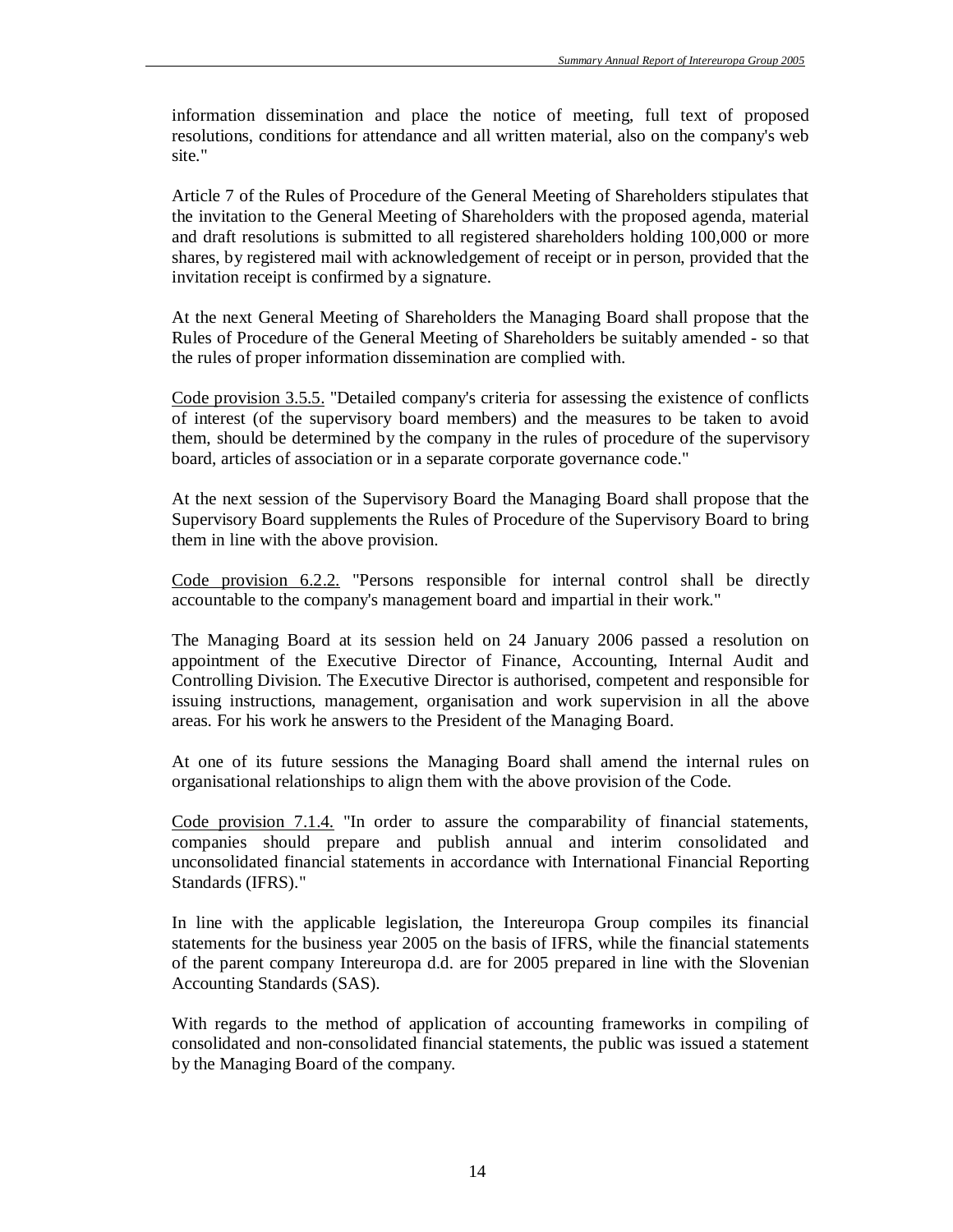information dissemination and place the notice of meeting, full text of proposed resolutions, conditions for attendance and all written material, also on the company's web site."

Article 7 of the Rules of Procedure of the General Meeting of Shareholders stipulates that the invitation to the General Meeting of Shareholders with the proposed agenda, material and draft resolutions is submitted to all registered shareholders holding 100,000 or more shares, by registered mail with acknowledgement of receipt or in person, provided that the invitation receipt is confirmed by a signature.

At the next General Meeting of Shareholders the Managing Board shall propose that the Rules of Procedure of the General Meeting of Shareholders be suitably amended - so that the rules of proper information dissemination are complied with.

Code provision 3.5.5. "Detailed company's criteria for assessing the existence of conflicts of interest (of the supervisory board members) and the measures to be taken to avoid them, should be determined by the company in the rules of procedure of the supervisory board, articles of association or in a separate corporate governance code."

At the next session of the Supervisory Board the Managing Board shall propose that the Supervisory Board supplements the Rules of Procedure of the Supervisory Board to bring them in line with the above provision.

Code provision 6.2.2. "Persons responsible for internal control shall be directly accountable to the company's management board and impartial in their work."

The Managing Board at its session held on 24 January 2006 passed a resolution on appointment of the Executive Director of Finance, Accounting, Internal Audit and Controlling Division. The Executive Director is authorised, competent and responsible for issuing instructions, management, organisation and work supervision in all the above areas. For his work he answers to the President of the Managing Board.

At one of its future sessions the Managing Board shall amend the internal rules on organisational relationships to align them with the above provision of the Code.

Code provision 7.1.4. "In order to assure the comparability of financial statements, companies should prepare and publish annual and interim consolidated and unconsolidated financial statements in accordance with International Financial Reporting Standards (IFRS)."

In line with the applicable legislation, the Intereuropa Group compiles its financial statements for the business year 2005 on the basis of IFRS, while the financial statements of the parent company Intereuropa d.d. are for 2005 prepared in line with the Slovenian Accounting Standards (SAS).

With regards to the method of application of accounting frameworks in compiling of consolidated and non-consolidated financial statements, the public was issued a statement by the Managing Board of the company.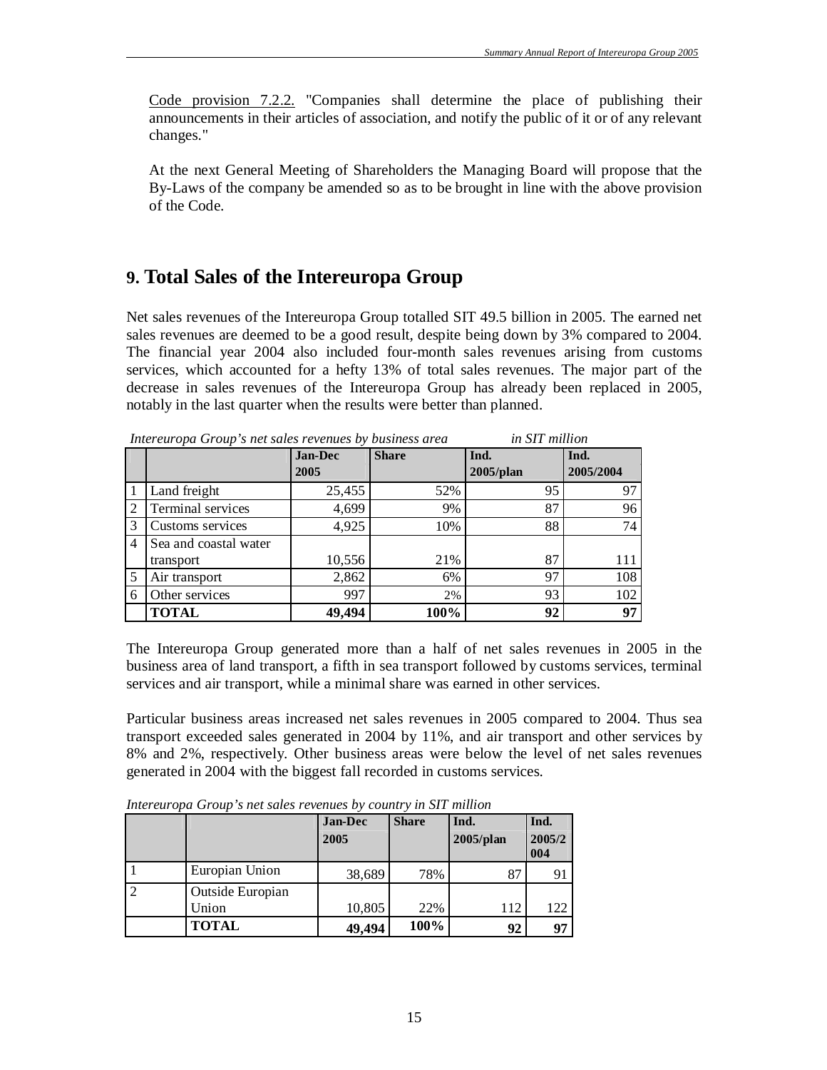<u>Code provision 7.2.2.</u> "Companies shall determine the place of publishing their announcements in their articles of association, and notify the public of it or of any relevant changes."

At the next General Meeting of Shareholders the Managing Board will propose that the By-Laws of the company be amended so as to be brought in line with the above provision of the Code.

## 9. Total Sales of the Intereuropa Group

Net sales revenues of the Intereuropa Group totalled SIT 49.5 billion in 2005. The earned net sales revenues are deemed to be a good result, despite being down by 3% compared to 2004. The financial year 2004 also included four-month sales revenues arising from customs services, which accounted for a hefty 13% of total sales revenues. The major part of the decrease in sales revenues of the Intereuropa Group has already been replaced in 2005, notably in the last quarter when the results were better than planned.

*Intereuropa Group's net sales revenues by business area* *in SIT million*

| | | Jan-Dec 2005 | Share | Ind. 2005/plan | Ind. 2005/2004 |
|---|---|---|---|---|---|
| 1 | Land freight | 25,455 | 52% | 95 | 97 |
| 2 | Terminal services | 4,699 | 9% | 87 | 96 |
| 3 | Customs services | 4,925 | 10% | 88 | 74 |
| 4 | Sea and coastal water transport | 10,556 | 21% | 87 | 111 |
| 5 | Air transport | 2,862 | 6% | 97 | 108 |
| 6 | Other services | 997 | 2% | 93 | 102 |
| | **TOTAL** | **49,494** | **100%** | **92** | **97** |

The Intereuropa Group generated more than a half of net sales revenues in 2005 in the business area of land transport, a fifth in sea transport followed by customs services, terminal services and air transport, while a minimal share was earned in other services.

Particular business areas increased net sales revenues in 2005 compared to 2004. Thus sea transport exceeded sales generated in 2004 by 11%, and air transport and other services by 8% and 2%, respectively. Other business areas were below the level of net sales revenues generated in 2004 with the biggest fall recorded in customs services.

*Intereuropa Group's net sales revenues by country in SIT million*

| | | Jan-Dec 2005 | Share | Ind. 2005/plan | Ind. 2005/2004 |
|---|---|---|---|---|---|
| 1 | Europian Union | 38,689 | 78% | 87 | 91 |
| 2 | Outside Europian Union | 10,805 | 22% | 112 | 122 |
| | **TOTAL** | **49,494** | **100%** | **92** | **97** |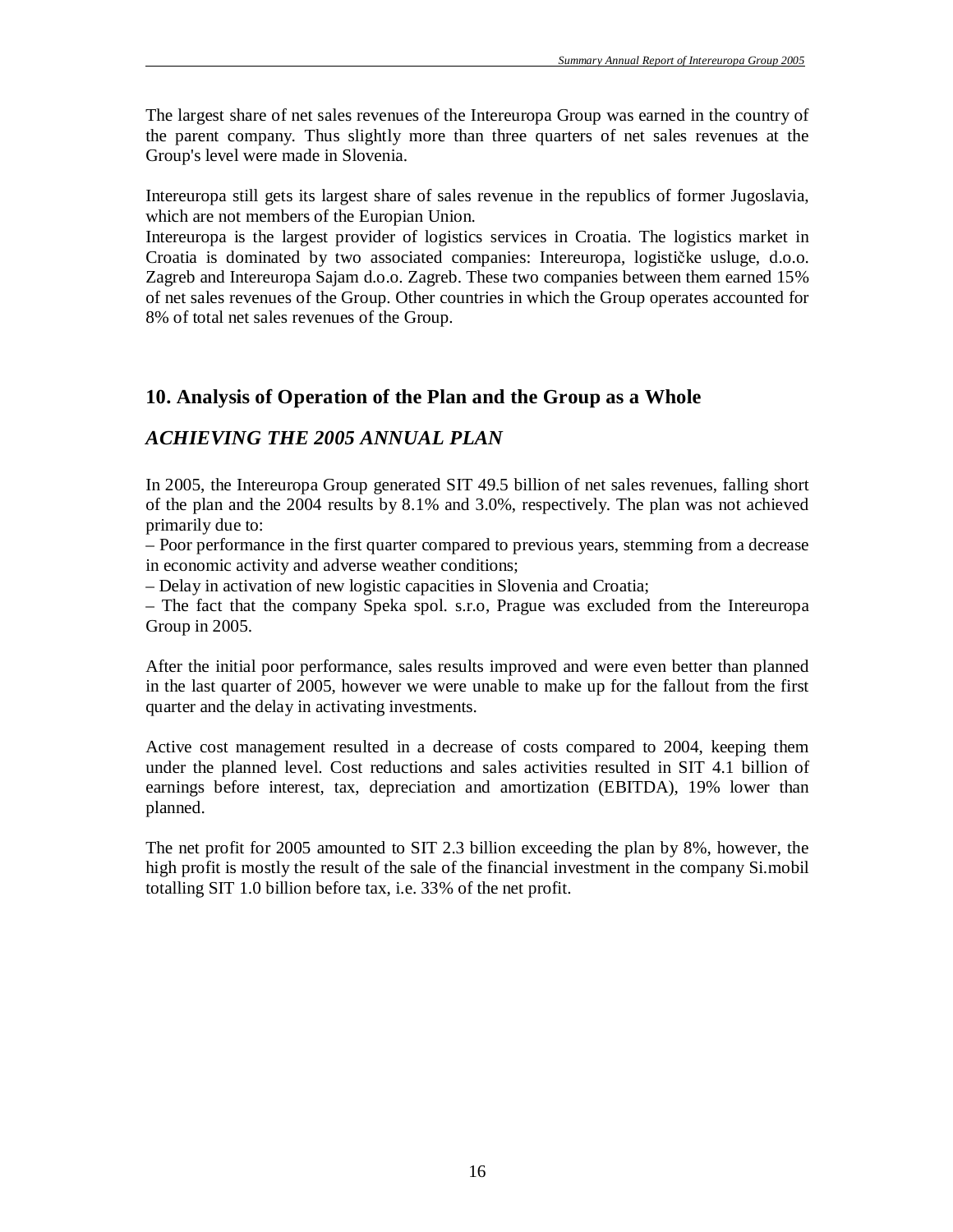The largest share of net sales revenues of the Intereuropa Group was earned in the country of the parent company. Thus slightly more than three quarters of net sales revenues at the Group's level were made in Slovenia.

Intereuropa still gets its largest share of sales revenue in the republics of former Jugoslavia, which are not members of the Europian Union.
Intereuropa is the largest provider of logistics services in Croatia. The logistics market in Croatia is dominated by two associated companies: Intereuropa, logističke usluge, d.o.o. Zagreb and Intereuropa Sajam d.o.o. Zagreb. These two companies between them earned 15% of net sales revenues of the Group. Other countries in which the Group operates accounted for 8% of total net sales revenues of the Group.

## 10. Analysis of Operation of the Plan and the Group as a Whole

### *ACHIEVING THE 2005 ANNUAL PLAN*

In 2005, the Intereuropa Group generated SIT 49.5 billion of net sales revenues, falling short of the plan and the 2004 results by 8.1% and 3.0%, respectively. The plan was not achieved primarily due to:
– Poor performance in the first quarter compared to previous years, stemming from a decrease in economic activity and adverse weather conditions;
– Delay in activation of new logistic capacities in Slovenia and Croatia;
– The fact that the company Speka spol. s.r.o, Prague was excluded from the Intereuropa Group in 2005.

After the initial poor performance, sales results improved and were even better than planned in the last quarter of 2005, however we were unable to make up for the fallout from the first quarter and the delay in activating investments.

Active cost management resulted in a decrease of costs compared to 2004, keeping them under the planned level. Cost reductions and sales activities resulted in SIT 4.1 billion of earnings before interest, tax, depreciation and amortization (EBITDA), 19% lower than planned.

The net profit for 2005 amounted to SIT 2.3 billion exceeding the plan by 8%, however, the high profit is mostly the result of the sale of the financial investment in the company Si.mobil totalling SIT 1.0 billion before tax, i.e. 33% of the net profit.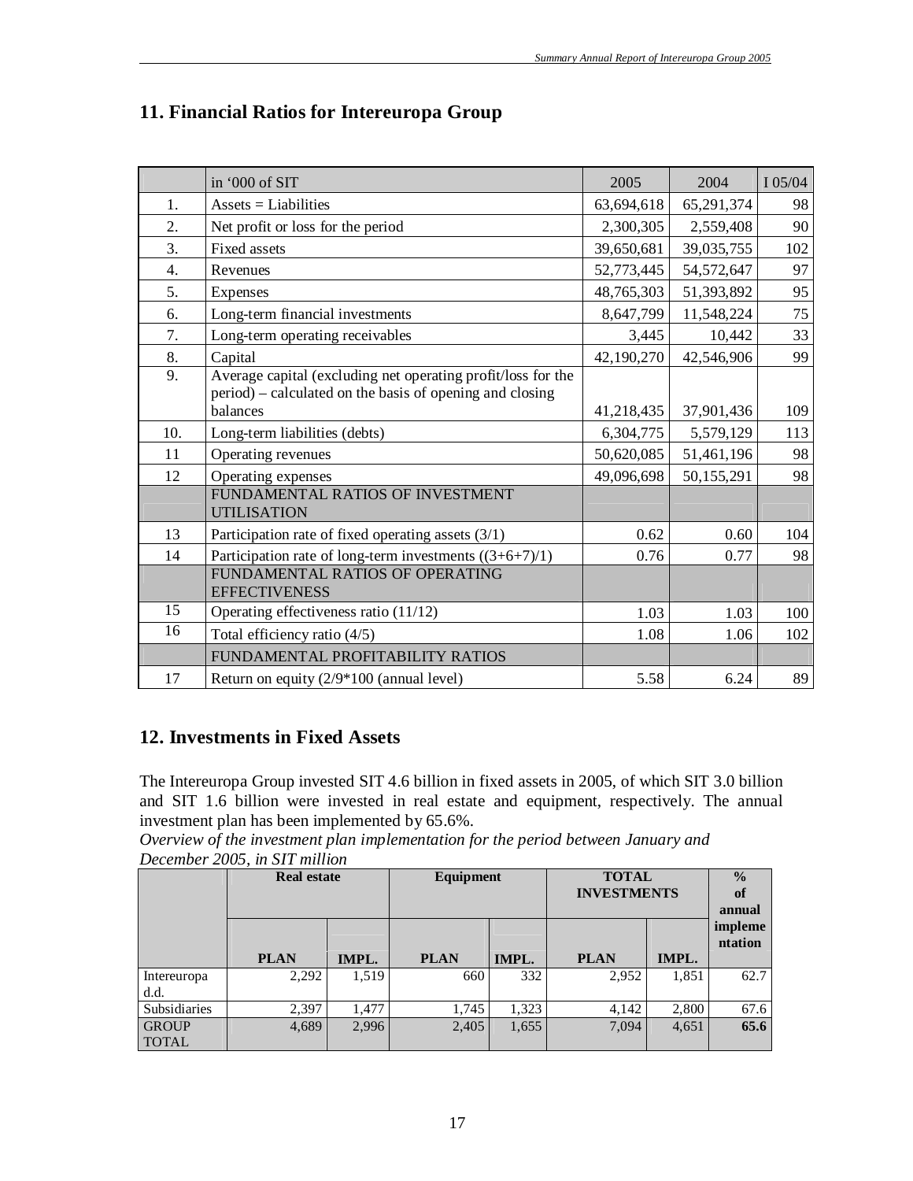## 11. Financial Ratios for Intereuropa Group

| | in '000 of SIT | 2005 | 2004 | I 05/04 |
|---|---|---|---|---|
| 1. | Assets = Liabilities | 63,694,618 | 65,291,374 | 98 |
| 2. | Net profit or loss for the period | 2,300,305 | 2,559,408 | 90 |
| 3. | Fixed assets | 39,650,681 | 39,035,755 | 102 |
| 4. | Revenues | 52,773,445 | 54,572,647 | 97 |
| 5. | Expenses | 48,765,303 | 51,393,892 | 95 |
| 6. | Long-term financial investments | 8,647,799 | 11,548,224 | 75 |
| 7. | Long-term operating receivables | 3,445 | 10,442 | 33 |
| 8. | Capital | 42,190,270 | 42,546,906 | 99 |
| 9. | Average capital (excluding net operating profit/loss for the period) – calculated on the basis of opening and closing balances | 41,218,435 | 37,901,436 | 109 |
| 10. | Long-term liabilities (debts) | 6,304,775 | 5,579,129 | 113 |
| 11 | Operating revenues | 50,620,085 | 51,461,196 | 98 |
| 12 | Operating expenses | 49,096,698 | 50,155,291 | 98 |
| | FUNDAMENTAL RATIOS OF INVESTMENT UTILISATION | | | |
| 13 | Participation rate of fixed operating assets (3/1) | 0.62 | 0.60 | 104 |
| 14 | Participation rate of long-term investments ((3+6+7)/1) | 0.76 | 0.77 | 98 |
| | FUNDAMENTAL RATIOS OF OPERATING EFFECTIVENESS | | | |
| 15 | Operating effectiveness ratio (11/12) | 1.03 | 1.03 | 100 |
| 16 | Total efficiency ratio (4/5) | 1.08 | 1.06 | 102 |
| | FUNDAMENTAL PROFITABILITY RATIOS | | | |
| 17 | Return on equity (2/9*100 (annual level) | 5.58 | 6.24 | 89 |

## 12. Investments in Fixed Assets

The Intereuropa Group invested SIT 4.6 billion in fixed assets in 2005, of which SIT 3.0 billion and SIT 1.6 billion were invested in real estate and equipment, respectively. The annual investment plan has been implemented by 65.6%.

*Overview of the investment plan implementation for the period between January and December 2005, in SIT million*

| | **Real estate** | | **Equipment** | | **TOTAL INVESTMENTS** | | **% of annual implementation** |
|---|---|---|---|---|---|---|---|
| | **PLAN** | **IMPL.** | **PLAN** | **IMPL.** | **PLAN** | **IMPL.** | |
| Intereuropa d.d. | 2,292 | 1,519 | 660 | 332 | 2,952 | 1,851 | 62.7 |
| Subsidiaries | 2,397 | 1,477 | 1,745 | 1,323 | 4,142 | 2,800 | 67.6 |
| GROUP TOTAL | 4,689 | 2,996 | 2,405 | 1,655 | 7,094 | 4,651 | **65.6** |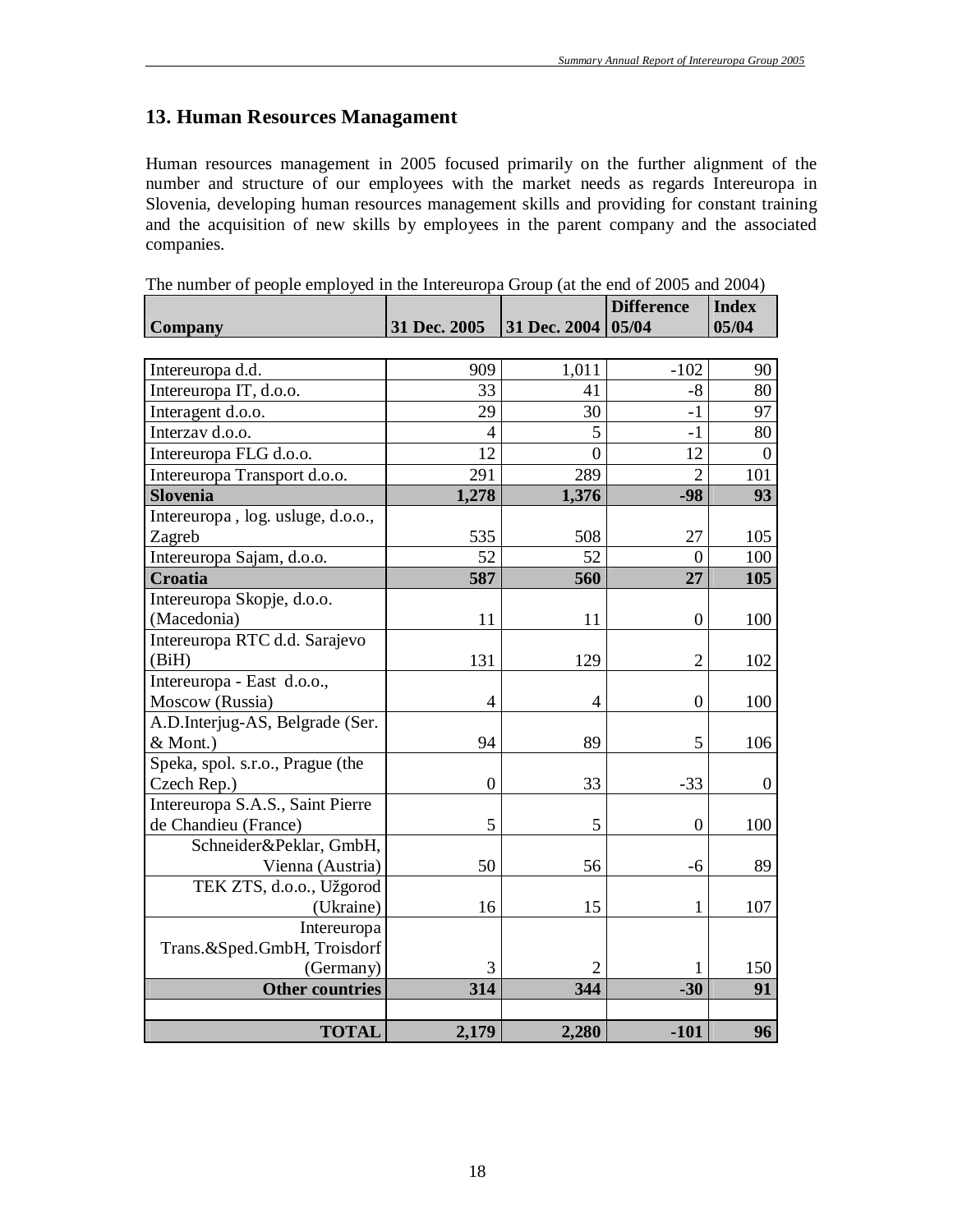## 13. Human Resources Managament

Human resources management in 2005 focused primarily on the further alignment of the number and structure of our employees with the market needs as regards Intereuropa in Slovenia, developing human resources management skills and providing for constant training and the acquisition of new skills by employees in the parent company and the associated companies.

The number of people employed in the Intereuropa Group (at the end of 2005 and 2004)

| Company | 31 Dec. 2005 | 31 Dec. 2004 | Difference 05/04 | Index 05/04 |
|---|---|---|---|---|
| Intereuropa d.d. | 909 | 1,011 | -102 | 90 |
| Intereuropa IT, d.o.o. | 33 | 41 | -8 | 80 |
| Interagent d.o.o. | 29 | 30 | -1 | 97 |
| Interzav d.o.o. | 4 | 5 | -1 | 80 |
| Intereuropa FLG d.o.o. | 12 | 0 | 12 | 0 |
| Intereuropa Transport d.o.o. | 291 | 289 | 2 | 101 |
| **Slovenia** | **1,278** | **1,376** | **-98** | **93** |
| Intereuropa , log. usluge, d.o.o., Zagreb | 535 | 508 | 27 | 105 |
| Intereuropa Sajam, d.o.o. | 52 | 52 | 0 | 100 |
| **Croatia** | **587** | **560** | **27** | **105** |
| Intereuropa Skopje, d.o.o. (Macedonia) | 11 | 11 | 0 | 100 |
| Intereuropa RTC d.d. Sarajevo (BiH) | 131 | 129 | 2 | 102 |
| Intereuropa - East d.o.o., Moscow (Russia) | 4 | 4 | 0 | 100 |
| A.D.Interjug-AS, Belgrade (Ser. & Mont.) | 94 | 89 | 5 | 106 |
| Speka, spol. s.r.o., Prague (the Czech Rep.) | 0 | 33 | -33 | 0 |
| Intereuropa S.A.S., Saint Pierre de Chandieu (France) | 5 | 5 | 0 | 100 |
| Schneider&Peklar, GmbH, Vienna (Austria) | 50 | 56 | -6 | 89 |
| TEK ZTS, d.o.o., Užgorod (Ukraine) | 16 | 15 | 1 | 107 |
| Intereuropa Trans.&Sped.GmbH, Troisdorf (Germany) | 3 | 2 | 1 | 150 |
| **Other countries** | **314** | **344** | **-30** | **91** |
| | | | | |
| **TOTAL** | **2,179** | **2,280** | **-101** | **96** |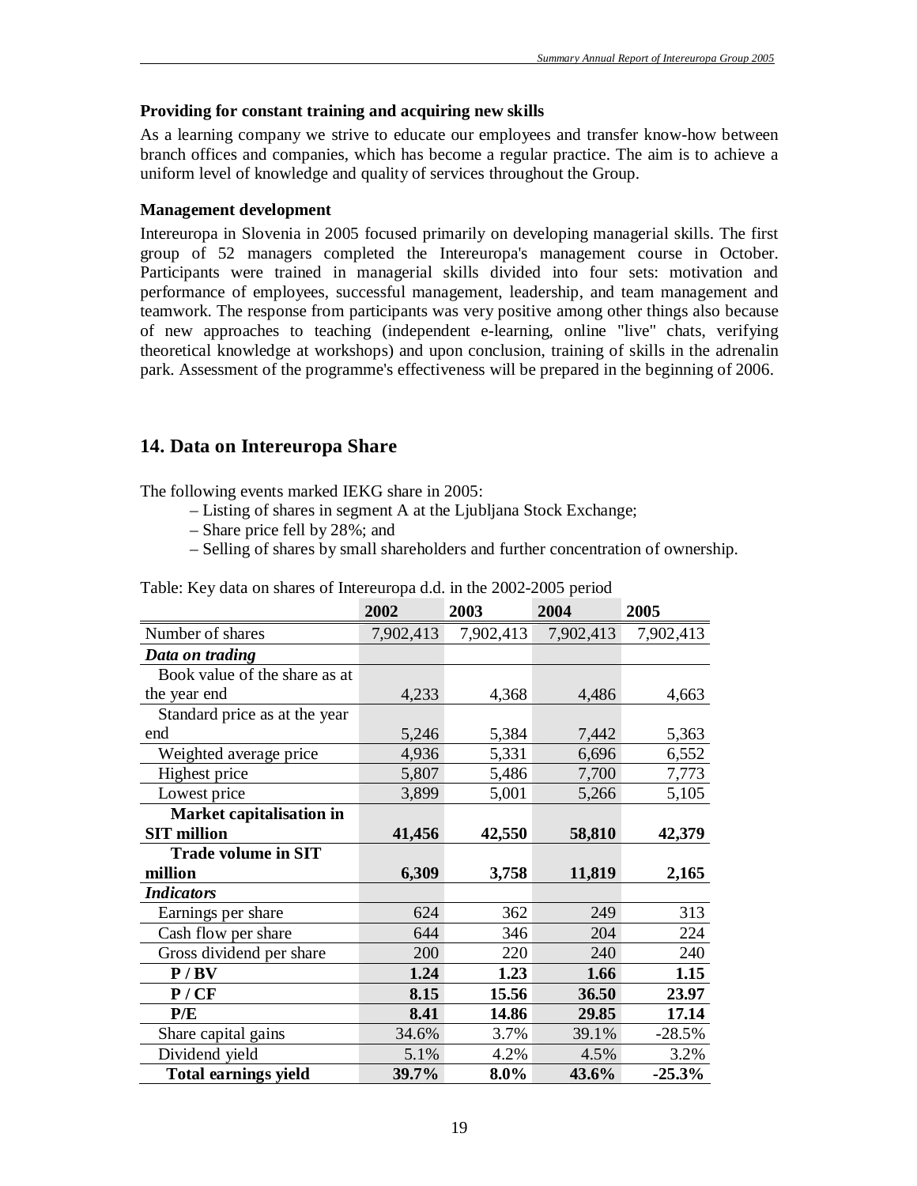**Providing for constant training and acquiring new skills**

As a learning company we strive to educate our employees and transfer know-how between branch offices and companies, which has become a regular practice. The aim is to achieve a uniform level of knowledge and quality of services throughout the Group.

**Management development**

Intereuropa in Slovenia in 2005 focused primarily on developing managerial skills. The first group of 52 managers completed the Intereuropa's management course in October. Participants were trained in managerial skills divided into four sets: motivation and performance of employees, successful management, leadership, and team management and teamwork. The response from participants was very positive among other things also because of new approaches to teaching (independent e-learning, online "live" chats, verifying theoretical knowledge at workshops) and upon conclusion, training of skills in the adrenalin park. Assessment of the programme's effectiveness will be prepared in the beginning of 2006.

## 14. Data on Intereuropa Share

The following events marked IEKG share in 2005:

- Listing of shares in segment A at the Ljubljana Stock Exchange;
- Share price fell by 28%; and
- Selling of shares by small shareholders and further concentration of ownership.

Table: Key data on shares of Intereuropa d.d. in the 2002-2005 period

| | 2002 | 2003 | 2004 | 2005 |
|---|---|---|---|---|
| Number of shares | 7,902,413 | 7,902,413 | 7,902,413 | 7,902,413 |
| ***Data on trading*** | | | | |
| Book value of the share as at the year end | 4,233 | 4,368 | 4,486 | 4,663 |
| Standard price as at the year end | 5,246 | 5,384 | 7,442 | 5,363 |
| Weighted average price | 4,936 | 5,331 | 6,696 | 6,552 |
| Highest price | 5,807 | 5,486 | 7,700 | 7,773 |
| Lowest price | 3,899 | 5,001 | 5,266 | 5,105 |
| **Market capitalisation in SIT million** | **41,456** | **42,550** | **58,810** | **42,379** |
| **Trade volume in SIT million** | **6,309** | **3,758** | **11,819** | **2,165** |
| ***Indicators*** | | | | |
| Earnings per share | 624 | 362 | 249 | 313 |
| Cash flow per share | 644 | 346 | 204 | 224 |
| Gross dividend per share | 200 | 220 | 240 | 240 |
| **P / BV** | **1.24** | **1.23** | **1.66** | **1.15** |
| **P / CF** | **8.15** | **15.56** | **36.50** | **23.97** |
| **P/E** | **8.41** | **14.86** | **29.85** | **17.14** |
| Share capital gains | 34.6% | 3.7% | 39.1% | -28.5% |
| Dividend yield | 5.1% | 4.2% | 4.5% | 3.2% |
| **Total earnings yield** | **39.7%** | **8.0%** | **43.6%** | **-25.3%** |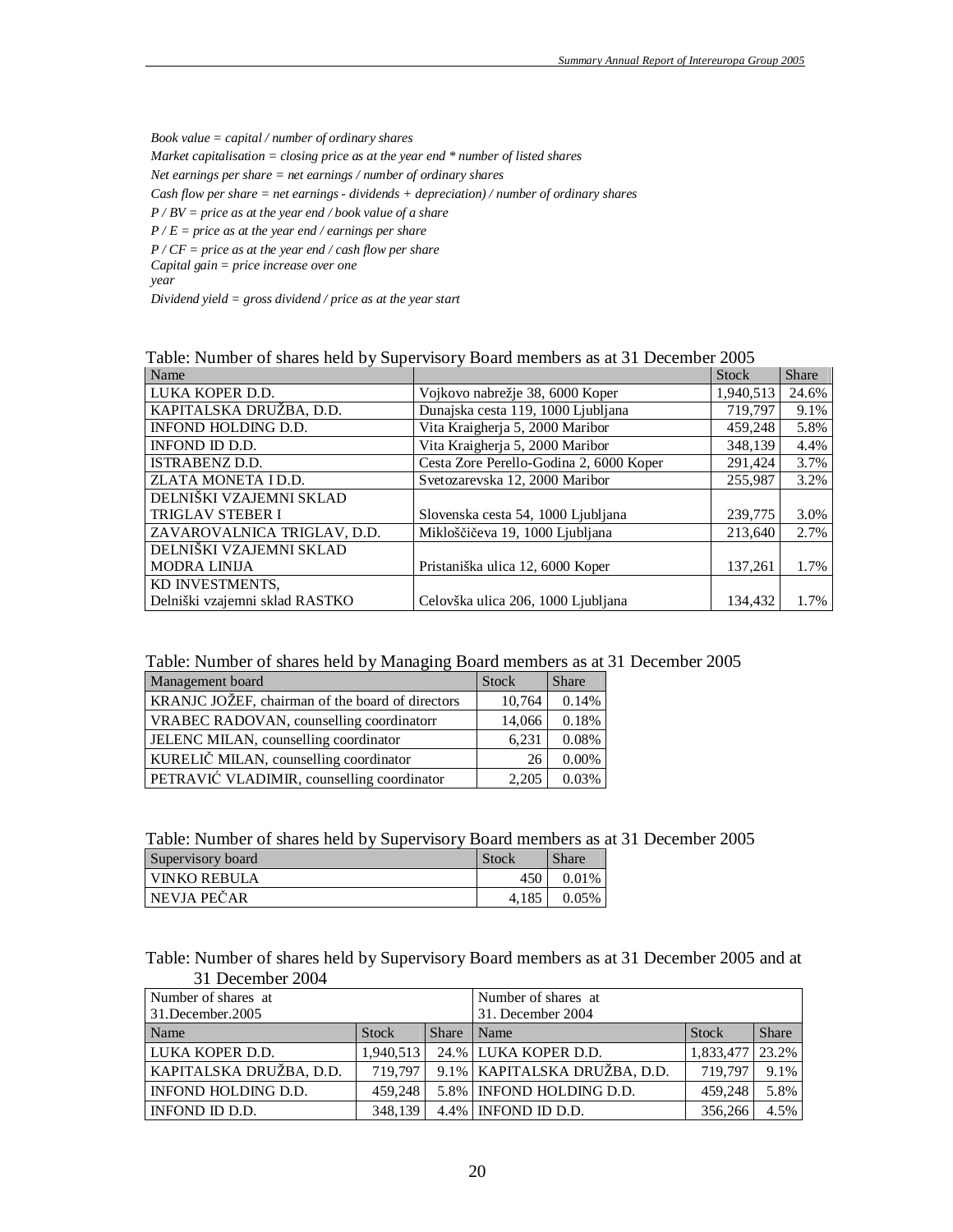*Book value = capital / number of ordinary shares*

*Market capitalisation = closing price as at the year end * number of listed shares*

*Net earnings per share = net earnings / number of ordinary shares*

*Cash flow per share = net earnings - dividends + depreciation) / number of ordinary shares*

*P / BV = price as at the year end / book value of a share*

*P / E = price as at the year end / earnings per share*

*P / CF = price as at the year end / cash flow per share*

*Capital gain = price increase over one year*

*Dividend yield = gross dividend / price as at the year start*

Table: Number of shares held by Supervisory Board members as at 31 December 2005

| Name | | Stock | Share |
|---|---|---|---|
| LUKA KOPER D.D. | Vojkovo nabrežje 38, 6000 Koper | 1,940,513 | 24.6% |
| KAPITALSKA DRUŽBA, D.D. | Dunajska cesta 119, 1000 Ljubljana | 719,797 | 9.1% |
| INFOND HOLDING D.D. | Vita Kraigherja 5, 2000 Maribor | 459,248 | 5.8% |
| INFOND ID D.D. | Vita Kraigherja 5, 2000 Maribor | 348,139 | 4.4% |
| ISTRABENZ D.D. | Cesta Zore Perello-Godina 2, 6000 Koper | 291,424 | 3.7% |
| ZLATA MONETA I D.D. | Svetozarevska 12, 2000 Maribor | 255,987 | 3.2% |
| DELNIŠKI VZAJEMNI SKLAD TRIGLAV STEBER I | Slovenska cesta 54, 1000 Ljubljana | 239,775 | 3.0% |
| ZAVAROVALNICA TRIGLAV, D.D. | Miklošičeva 19, 1000 Ljubljana | 213,640 | 2.7% |
| DELNIŠKI VZAJEMNI SKLAD MODRA LINIJA | Pristaniška ulica 12, 6000 Koper | 137,261 | 1.7% |
| KD INVESTMENTS, Delniški vzajemni sklad RASTKO | Celovška ulica 206, 1000 Ljubljana | 134,432 | 1.7% |

Table: Number of shares held by Managing Board members as at 31 December 2005

| Management board | Stock | Share |
|---|---|---|
| KRANJC JOŽEF, chairman of the board of directors | 10,764 | 0.14% |
| VRABEC RADOVAN, counselling coordinatorr | 14,066 | 0.18% |
| JELENC MILAN, counselling coordinator | 6,231 | 0.08% |
| KURELIČ MILAN, counselling coordinator | 26 | 0.00% |
| PETRAVIĆ VLADIMIR, counselling coordinator | 2,205 | 0.03% |

Table: Number of shares held by Supervisory Board members as at 31 December 2005

| Supervisory board | Stock | Share |
|---|---|---|
| VINKO REBULA | 450 | 0.01% |
| NEVJA PEČAR | 4,185 | 0.05% |

Table: Number of shares held by Supervisory Board members as at 31 December 2005 and at 31 December 2004

| Number of shares at 31.December.2005 | | | Number of shares at 31. December 2004 | | |
|---|---|---|---|---|---|
| Name | Stock | Share | Name | Stock | Share |
| LUKA KOPER D.D. | 1,940,513 | 24.% | LUKA KOPER D.D. | 1,833,477 | 23.2% |
| KAPITALSKA DRUŽBA, D.D. | 719,797 | 9.1% | KAPITALSKA DRUŽBA, D.D. | 719,797 | 9.1% |
| INFOND HOLDING D.D. | 459,248 | 5.8% | INFOND HOLDING D.D. | 459,248 | 5.8% |
| INFOND ID D.D. | 348,139 | 4.4% | INFOND ID D.D. | 356,266 | 4.5% |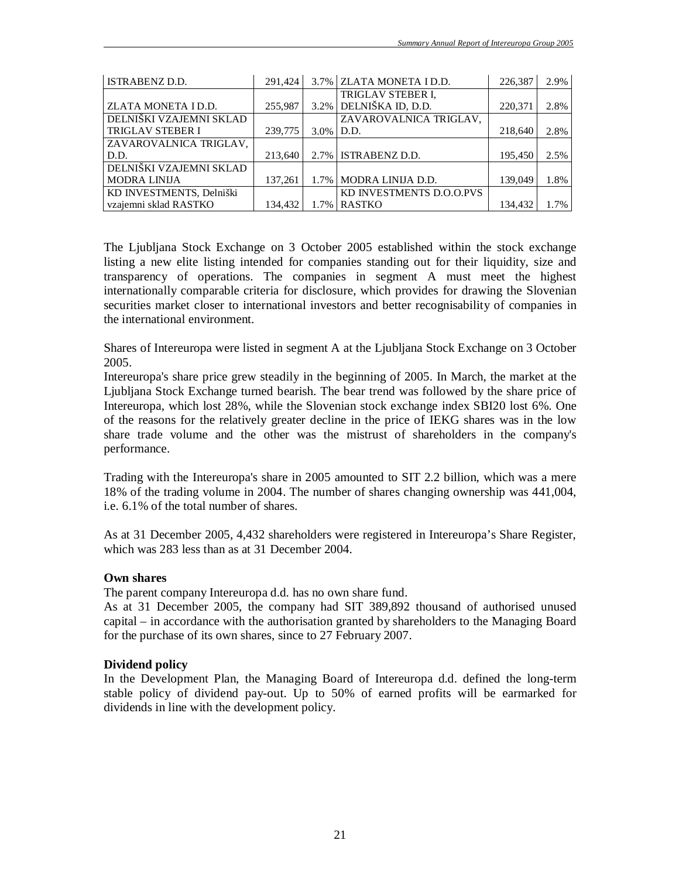| | | | | | |
|---|---|---|---|---|---|
| ISTRABENZ D.D. | 291,424 | 3.7% | ZLATA MONETA I D.D. | 226,387 | 2.9% |
| ZLATA MONETA I D.D. | 255,987 | 3.2% | TRIGLAV STEBER I, DELNIŠKA ID, D.D. | 220,371 | 2.8% |
| DELNIŠKI VZAJEMNI SKLAD TRIGLAV STEBER I | 239,775 | 3.0% | ZAVAROVALNICA TRIGLAV, D.D. | 218,640 | 2.8% |
| ZAVAROVALNICA TRIGLAV, D.D. | 213,640 | 2.7% | ISTRABENZ D.D. | 195,450 | 2.5% |
| DELNIŠKI VZAJEMNI SKLAD MODRA LINIJA | 137,261 | 1.7% | MODRA LINIJA D.D. | 139,049 | 1.8% |
| KD INVESTMENTS, Delniški vzajemni sklad RASTKO | 134,432 | 1.7% | KD INVESTMENTS D.O.O.PVS RASTKO | 134,432 | 1.7% |

The Ljubljana Stock Exchange on 3 October 2005 established within the stock exchange listing a new elite listing intended for companies standing out for their liquidity, size and transparency of operations. The companies in segment A must meet the highest internationally comparable criteria for disclosure, which provides for drawing the Slovenian securities market closer to international investors and better recognisability of companies in the international environment.

Shares of Intereuropa were listed in segment A at the Ljubljana Stock Exchange on 3 October 2005.

Intereuropa's share price grew steadily in the beginning of 2005. In March, the market at the Ljubljana Stock Exchange turned bearish. The bear trend was followed by the share price of Intereuropa, which lost 28%, while the Slovenian stock exchange index SBI20 lost 6%. One of the reasons for the relatively greater decline in the price of IEKG shares was in the low share trade volume and the other was the mistrust of shareholders in the company's performance.

Trading with the Intereuropa's share in 2005 amounted to SIT 2.2 billion, which was a mere 18% of the trading volume in 2004. The number of shares changing ownership was 441,004, i.e. 6.1% of the total number of shares.

As at 31 December 2005, 4,432 shareholders were registered in Intereuropa's Share Register, which was 283 less than as at 31 December 2004.

**Own shares**

The parent company Intereuropa d.d. has no own share fund.

As at 31 December 2005, the company had SIT 389,892 thousand of authorised unused capital – in accordance with the authorisation granted by shareholders to the Managing Board for the purchase of its own shares, since to 27 February 2007.

**Dividend policy**

In the Development Plan, the Managing Board of Intereuropa d.d. defined the long-term stable policy of dividend pay-out. Up to 50% of earned profits will be earmarked for dividends in line with the development policy.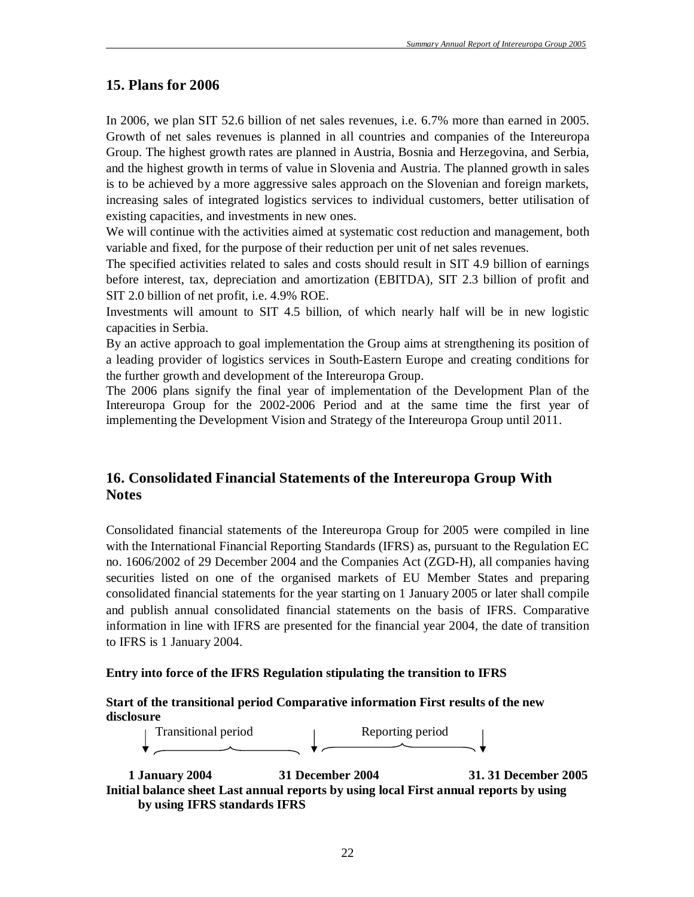## 15. Plans for 2006

In 2006, we plan SIT 52.6 billion of net sales revenues, i.e. 6.7% more than earned in 2005. Growth of net sales revenues is planned in all countries and companies of the Intereuropa Group. The highest growth rates are planned in Austria, Bosnia and Herzegovina, and Serbia, and the highest growth in terms of value in Slovenia and Austria. The planned growth in sales is to be achieved by a more aggressive sales approach on the Slovenian and foreign markets, increasing sales of integrated logistics services to individual customers, better utilisation of existing capacities, and investments in new ones.

We will continue with the activities aimed at systematic cost reduction and management, both variable and fixed, for the purpose of their reduction per unit of net sales revenues.

The specified activities related to sales and costs should result in SIT 4.9 billion of earnings before interest, tax, depreciation and amortization (EBITDA), SIT 2.3 billion of profit and SIT 2.0 billion of net profit, i.e. 4.9% ROE.

Investments will amount to SIT 4.5 billion, of which nearly half will be in new logistic capacities in Serbia.

By an active approach to goal implementation the Group aims at strengthening its position of a leading provider of logistics services in South-Eastern Europe and creating conditions for the further growth and development of the Intereuropa Group.

The 2006 plans signify the final year of implementation of the Development Plan of the Intereuropa Group for the 2002-2006 Period and at the same time the first year of implementing the Development Vision and Strategy of the Intereuropa Group until 2011.

## 16. Consolidated Financial Statements of the Intereuropa Group With Notes

Consolidated financial statements of the Intereuropa Group for 2005 were compiled in line with the International Financial Reporting Standards (IFRS) as, pursuant to the Regulation EC no. 1606/2002 of 29 December 2004 and the Companies Act (ZGD-H), all companies having securities listed on one of the organised markets of EU Member States and preparing consolidated financial statements for the year starting on 1 January 2005 or later shall compile and publish annual consolidated financial statements on the basis of IFRS. Comparative information in line with IFRS are presented for the financial year 2004, the date of transition to IFRS is 1 January 2004.

**Entry into force of the IFRS Regulation stipulating the transition to IFRS**

**Start of the transitional period Comparative information First results of the new disclosure**

Transitional period  Reporting period

**1 January 2004  31 December 2004  31. 31 December 2005**

**Initial balance sheet Last annual reports by using local First annual reports by using by using IFRS standards IFRS**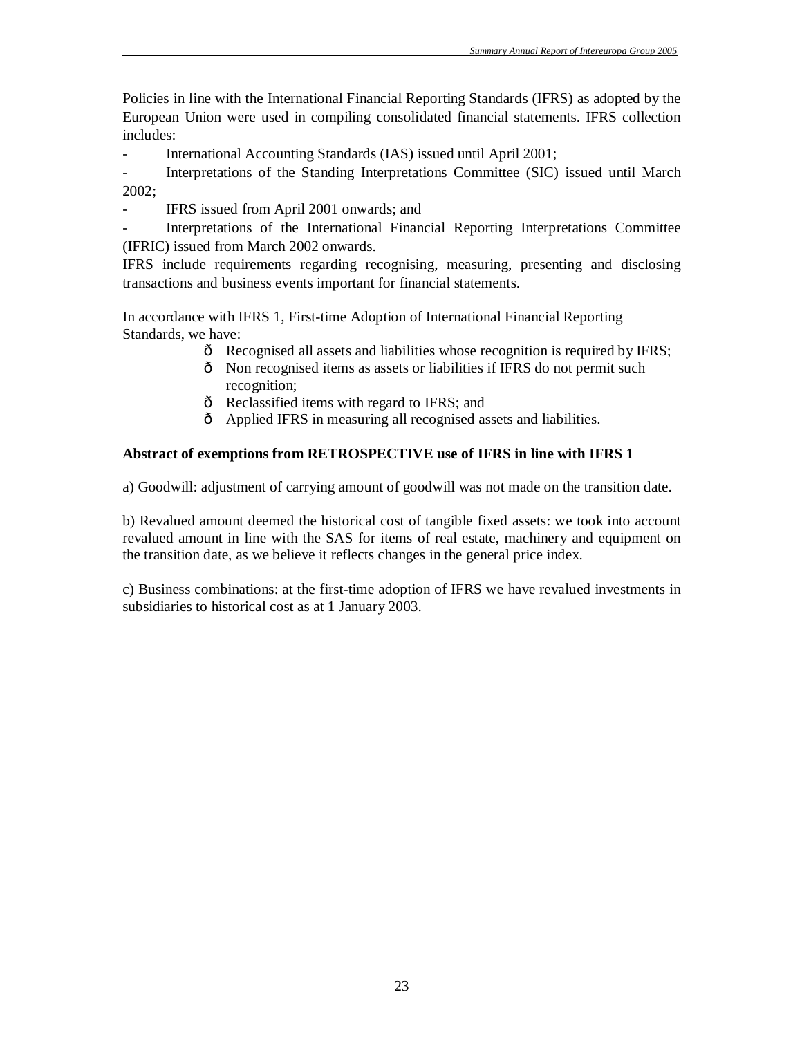Policies in line with the International Financial Reporting Standards (IFRS) as adopted by the European Union were used in compiling consolidated financial statements. IFRS collection includes:

- International Accounting Standards (IAS) issued until April 2001;
- Interpretations of the Standing Interpretations Committee (SIC) issued until March 2002;
- IFRS issued from April 2001 onwards; and
- Interpretations of the International Financial Reporting Interpretations Committee (IFRIC) issued from March 2002 onwards.

IFRS include requirements regarding recognising, measuring, presenting and disclosing transactions and business events important for financial statements.

In accordance with IFRS 1, First-time Adoption of International Financial Reporting Standards, we have:

- Recognised all assets and liabilities whose recognition is required by IFRS;
- Non recognised items as assets or liabilities if IFRS do not permit such recognition;
- Reclassified items with regard to IFRS; and
- Applied IFRS in measuring all recognised assets and liabilities.

**Abstract of exemptions from RETROSPECTIVE use of IFRS in line with IFRS 1**

a) Goodwill: adjustment of carrying amount of goodwill was not made on the transition date.

b) Revalued amount deemed the historical cost of tangible fixed assets: we took into account revalued amount in line with the SAS for items of real estate, machinery and equipment on the transition date, as we believe it reflects changes in the general price index.

c) Business combinations: at the first-time adoption of IFRS we have revalued investments in subsidiaries to historical cost as at 1 January 2003.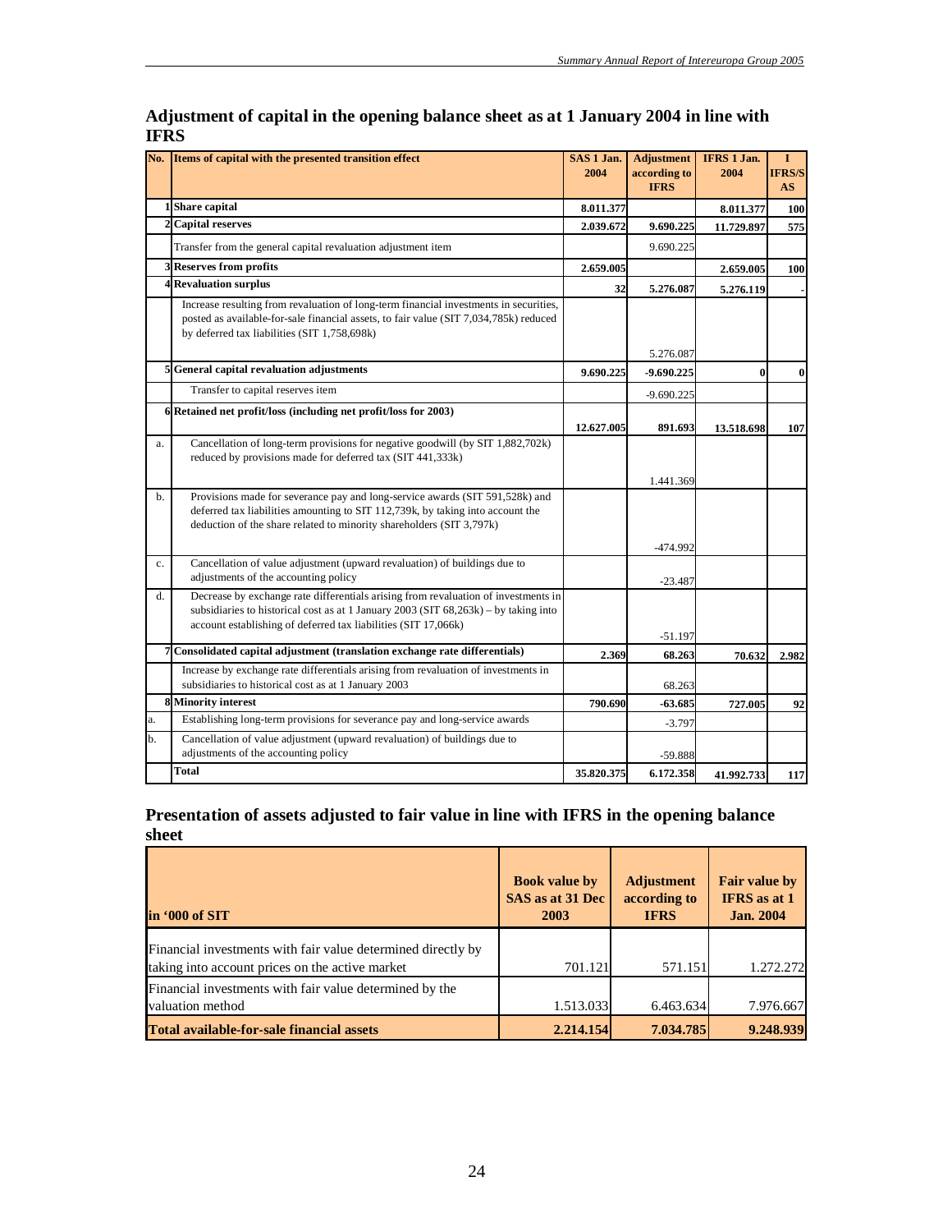## Adjustment of capital in the opening balance sheet as at 1 January 2004 in line with IFRS

| No. | Items of capital with the presented transition effect | SAS 1 Jan. 2004 | Adjustment according to IFRS | IFRS 1 Jan. 2004 | I IFRS/SAS |
|---|---|---|---|---|---|
| 1 | **Share capital** | **8.011.377** | | **8.011.377** | **100** |
| 2 | **Capital reserves** | **2.039.672** | **9.690.225** | **11.729.897** | **575** |
| | Transfer from the general capital revaluation adjustment item | | 9.690.225 | | |
| 3 | **Reserves from profits** | **2.659.005** | | **2.659.005** | **100** |
| 4 | **Revaluation surplus** | **32** | **5.276.087** | **5.276.119** | - |
| | Increase resulting from revaluation of long-term financial investments in securities, posted as available-for-sale financial assets, to fair value (SIT 7,034,785k) reduced by deferred tax liabilities (SIT 1,758,698k) | | 5.276.087 | | |
| 5 | **General capital revaluation adjustments** | **9.690.225** | **-9.690.225** | **0** | **0** |
| | Transfer to capital reserves item | | -9.690.225 | | |
| 6 | **Retained net profit/loss (including net profit/loss for 2003)** | **12.627.005** | **891.693** | **13.518.698** | **107** |
| a. | Cancellation of long-term provisions for negative goodwill (by SIT 1,882,702k) reduced by provisions made for deferred tax (SIT 441,333k) | | 1.441.369 | | |
| b. | Provisions made for severance pay and long-service awards (SIT 591,528k) and deferred tax liabilities amounting to SIT 112,739k, by taking into account the deduction of the share related to minority shareholders (SIT 3,797k) | | -474.992 | | |
| c. | Cancellation of value adjustment (upward revaluation) of buildings due to adjustments of the accounting policy | | -23.487 | | |
| d. | Decrease by exchange rate differentials arising from revaluation of investments in subsidiaries to historical cost as at 1 January 2003 (SIT 68,263k) – by taking into account establishing of deferred tax liabilities (SIT 17,066k) | | -51.197 | | |
| 7 | **Consolidated capital adjustment (translation exchange rate differentials)** | **2.369** | **68.263** | **70.632** | **2.982** |
| | Increase by exchange rate differentials arising from revaluation of investments in subsidiaries to historical cost as at 1 January 2003 | | 68.263 | | |
| 8 | **Minority interest** | **790.690** | **-63.685** | **727.005** | **92** |
| a. | Establishing long-term provisions for severance pay and long-service awards | | -3.797 | | |
| b. | Cancellation of value adjustment (upward revaluation) of buildings due to adjustments of the accounting policy | | -59.888 | | |
| | **Total** | **35.820.375** | **6.172.358** | **41.992.733** | **117** |

## Presentation of assets adjusted to fair value in line with IFRS in the opening balance sheet

| in '000 of SIT | Book value by SAS as at 31 Dec 2003 | Adjustment according to IFRS | Fair value by IFRS as at 1 Jan. 2004 |
|---|---|---|---|
| Financial investments with fair value determined directly by taking into account prices on the active market | 701.121 | 571.151 | 1.272.272 |
| Financial investments with fair value determined by the valuation method | 1.513.033 | 6.463.634 | 7.976.667 |
| **Total available-for-sale financial assets** | **2.214.154** | **7.034.785** | **9.248.939** |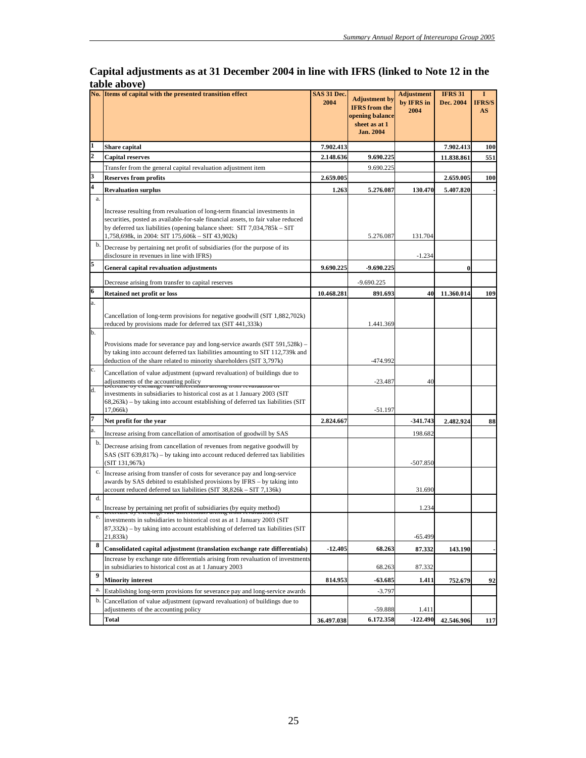## Capital adjustments as at 31 December 2004 in line with IFRS (linked to Note 12 in the table above)

| No. | Items of capital with the presented transition effect | SAS 31 Dec. 2004 | Adjustment by IFRS from the opening balance sheet as at 1 Jan. 2004 | Adjustment by IFRS in 2004 | IFRS 31 Dec. 2004 | I IFRS/SAS |
|---|---|---|---|---|---|---|
| 1 | **Share capital** | **7.902.413** | | | **7.902.413** | **100** |
| 2 | **Capital reserves** | **2.148.636** | **9.690.225** | | **11.838.861** | **551** |
| | Transfer from the general capital revaluation adjustment item | | 9.690.225 | | | |
| 3 | **Reserves from profits** | **2.659.005** | | | **2.659.005** | **100** |
| 4 | **Revaluation surplus** | **1.263** | **5.276.087** | **130.470** | **5.407.820** | **-** |
| a. | Increase resulting from revaluation of long-term financial investments in securities, posted as available-for-sale financial assets, to fair value reduced by deferred tax liabilities (opening balance sheet: SIT 7,034,785k – SIT 1,758,698k, in 2004: SIT 175,606k – SIT 43,902k) | | 5.276.087 | 131.704 | | |
| b. | Decrease by pertaining net profit of subsidiaries (for the purpose of its disclosure in revenues in line with IFRS) | | | -1.234 | | |
| 5 | **General capital revaluation adjustments** | **9.690.225** | **-9.690.225** | | **0** | |
| | Decrease arising from transfer to capital reserves | | -9.690.225 | | | |
| 6 | **Retained net profit or loss** | **10.468.281** | **891.693** | **40** | **11.360.014** | **109** |
| a. | Cancellation of long-term provisions for negative goodwill (SIT 1,882,702k) reduced by provisions made for deferred tax (SIT 441,333k) | | 1.441.369 | | | |
| b. | Provisions made for severance pay and long-service awards (SIT 591,528k) – by taking into account deferred tax liabilities amounting to SIT 112,739k and deduction of the share related to minority shareholders (SIT 3,797k) | | -474.992 | | | |
| c. | Cancellation of value adjustment (upward revaluation) of buildings due to adjustments of the accounting policy | | -23.487 | 40 | | |
| d. | Decrease by exchange rate differentials arising from revaluation of investments in subsidiaries to historical cost as at 1 January 2003 (SIT 68,263k) – by taking into account establishing of deferred tax liabilities (SIT 17,066k) | | -51.197 | | | |
| 7 | **Net profit for the year** | **2.824.667** | | **-341.743** | **2.482.924** | **88** |
| a. | Increase arising from cancellation of amortisation of goodwill by SAS | | | 198.682 | | |
| b. | Decrease arising from cancellation of revenues from negative goodwill by SAS (SIT 639,817k) – by taking into account reduced deferred tax liabilities (SIT 131,967k) | | | -507.850 | | |
| c. | Increase arising from transfer of costs for severance pay and long-service awards by SAS debited to established provisions by IFRS – by taking into account reduced deferred tax liabilities (SIT 38,826k – SIT 7,136k) | | | 31.690 | | |
| d. | Increase by pertaining net profit of subsidiaries (by equity method) | | | 1.234 | | |
| e. | Decrease by exchange rate differentials arising from revaluation of investments in subsidiaries to historical cost as at 1 January 2003 (SIT 87,332k) – by taking into account establishing of deferred tax liabilities (SIT 21,833k) | | | -65.499 | | |
| 8 | **Consolidated capital adjustment (translation exchange rate differentials)** | **-12.405** | **68.263** | **87.332** | **143.190** | **-** |
| | Increase by exchange rate differentials arising from revaluation of investments in subsidiaries to historical cost as at 1 January 2003 | | 68.263 | 87.332 | | |
| 9 | **Minority interest** | **814.953** | **-63.685** | **1.411** | **752.679** | **92** |
| a. | Establishing long-term provisions for severance pay and long-service awards | | -3.797 | | | |
| b. | Cancellation of value adjustment (upward revaluation) of buildings due to adjustments of the accounting policy | | -59.888 | 1.411 | | |
| | **Total** | **36.497.038** | **6.172.358** | **-122.490** | **42.546.906** | **117** |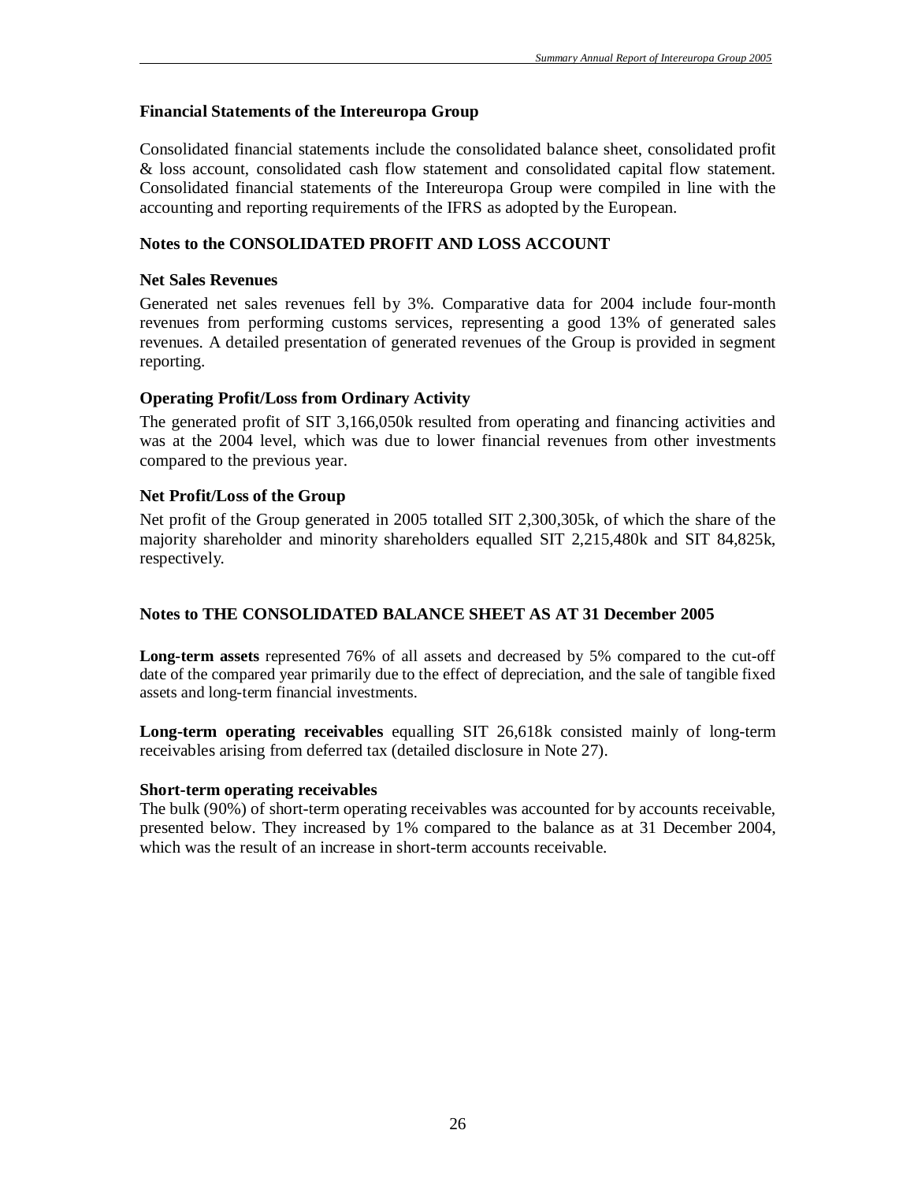## Financial Statements of the Intereuropa Group

Consolidated financial statements include the consolidated balance sheet, consolidated profit & loss account, consolidated cash flow statement and consolidated capital flow statement. Consolidated financial statements of the Intereuropa Group were compiled in line with the accounting and reporting requirements of the IFRS as adopted by the European.

## Notes to the CONSOLIDATED PROFIT AND LOSS ACCOUNT

### Net Sales Revenues

Generated net sales revenues fell by 3%. Comparative data for 2004 include four-month revenues from performing customs services, representing a good 13% of generated sales revenues. A detailed presentation of generated revenues of the Group is provided in segment reporting.

### Operating Profit/Loss from Ordinary Activity

The generated profit of SIT 3,166,050k resulted from operating and financing activities and was at the 2004 level, which was due to lower financial revenues from other investments compared to the previous year.

### Net Profit/Loss of the Group

Net profit of the Group generated in 2005 totalled SIT 2,300,305k, of which the share of the majority shareholder and minority shareholders equalled SIT 2,215,480k and SIT 84,825k, respectively.

## Notes to THE CONSOLIDATED BALANCE SHEET AS AT 31 December 2005

**Long-term assets** represented 76% of all assets and decreased by 5% compared to the cut-off date of the compared year primarily due to the effect of depreciation, and the sale of tangible fixed assets and long-term financial investments.

**Long-term operating receivables** equalling SIT 26,618k consisted mainly of long-term receivables arising from deferred tax (detailed disclosure in Note 27).

### Short-term operating receivables

The bulk (90%) of short-term operating receivables was accounted for by accounts receivable, presented below. They increased by 1% compared to the balance as at 31 December 2004, which was the result of an increase in short-term accounts receivable.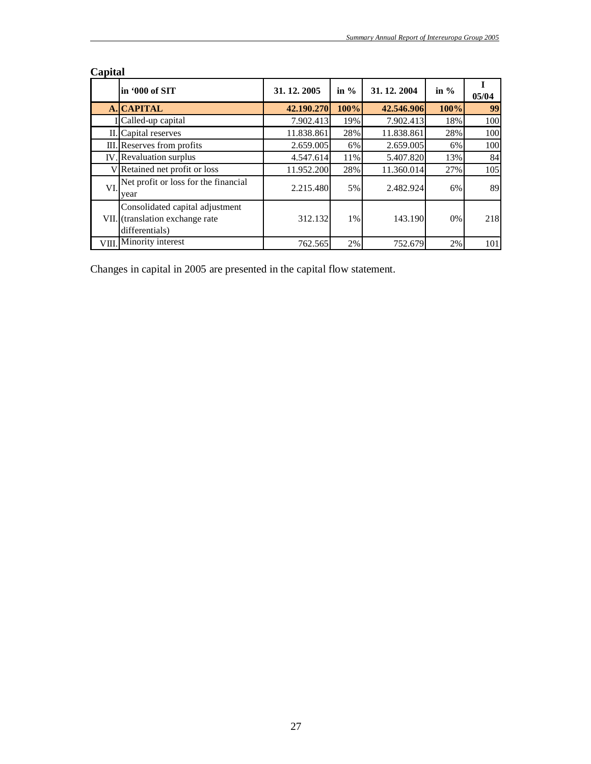## Capital

| | in '000 of SIT | 31. 12. 2005 | in % | 31. 12. 2004 | in % | I 05/04 |
|---|---|---|---|---|---|---|
| **A.** | **CAPITAL** | **42.190.270** | **100%** | **42.546.906** | **100%** | **99** |
| I | Called-up capital | 7.902.413 | 19% | 7.902.413 | 18% | 100 |
| II. | Capital reserves | 11.838.861 | 28% | 11.838.861 | 28% | 100 |
| III. | Reserves from profits | 2.659.005 | 6% | 2.659.005 | 6% | 100 |
| IV. | Revaluation surplus | 4.547.614 | 11% | 5.407.820 | 13% | 84 |
| V | Retained net profit or loss | 11.952.200 | 28% | 11.360.014 | 27% | 105 |
| VI. | Net profit or loss for the financial year | 2.215.480 | 5% | 2.482.924 | 6% | 89 |
| VII. | Consolidated capital adjustment (translation exchange rate differentials) | 312.132 | 1% | 143.190 | 0% | 218 |
| VIII. | Minority interest | 762.565 | 2% | 752.679 | 2% | 101 |

Changes in capital in 2005 are presented in the capital flow statement.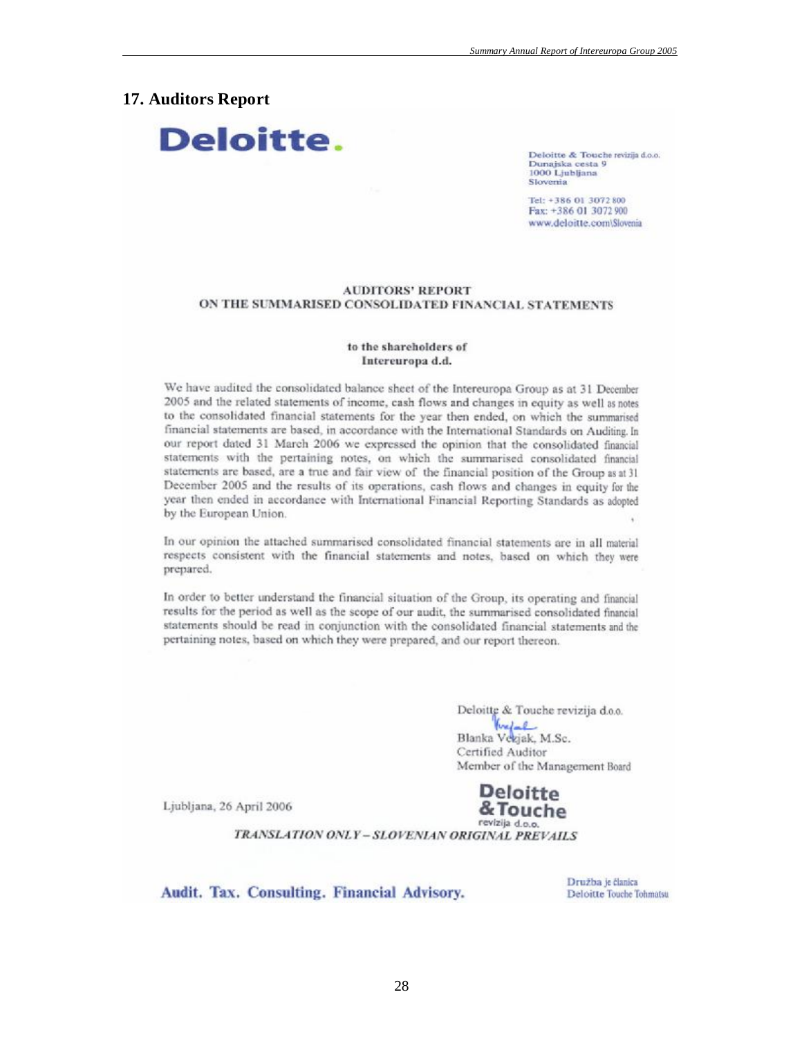## 17. Auditors Report

**Deloitte.**

Deloitte & Touche revizija d.o.o.
Dunajska cesta 9
1000 Ljubljana
Slovenia

Tel: +386 01 3072 800
Fax: +386 01 3072 900
www.deloitte.com\Slovenia

**AUDITORS' REPORT**
**ON THE SUMMARISED CONSOLIDATED FINANCIAL STATEMENTS**

**to the shareholders of**
**Intereuropa d.d.**

We have audited the consolidated balance sheet of the Intereuropa Group as at 31 December 2005 and the related statements of income, cash flows and changes in equity as well as notes to the consolidated financial statements for the year then ended, on which the summarised financial statements are based, in accordance with the International Standards on Auditing. In our report dated 31 March 2006 we expressed the opinion that the consolidated financial statements with the pertaining notes, on which the summarised consolidated financial statements are based, are a true and fair view of the financial position of the Group as at 31 December 2005 and the results of its operations, cash flows and changes in equity for the year then ended in accordance with International Financial Reporting Standards as adopted by the European Union.

In our opinion the attached summarised consolidated financial statements are in all material respects consistent with the financial statements and notes, based on which they were prepared.

In order to better understand the financial situation of the Group, its operating and financial results for the period as well as the scope of our audit, the summarised consolidated financial statements should be read in conjunction with the consolidated financial statements and the pertaining notes, based on which they were prepared, and our report thereon.

Deloitte & Touche revizija d.o.o.

Blanka Vezjak, M.Sc.
Certified Auditor
Member of the Management Board

Ljubljana, 26 April 2006

Deloitte & Touche revizija d.o.o.

*TRANSLATION ONLY – SLOVENIAN ORIGINAL PREVAILS*

**Audit. Tax. Consulting. Financial Advisory.**

Družba je članica Deloitte Touche Tohmatsu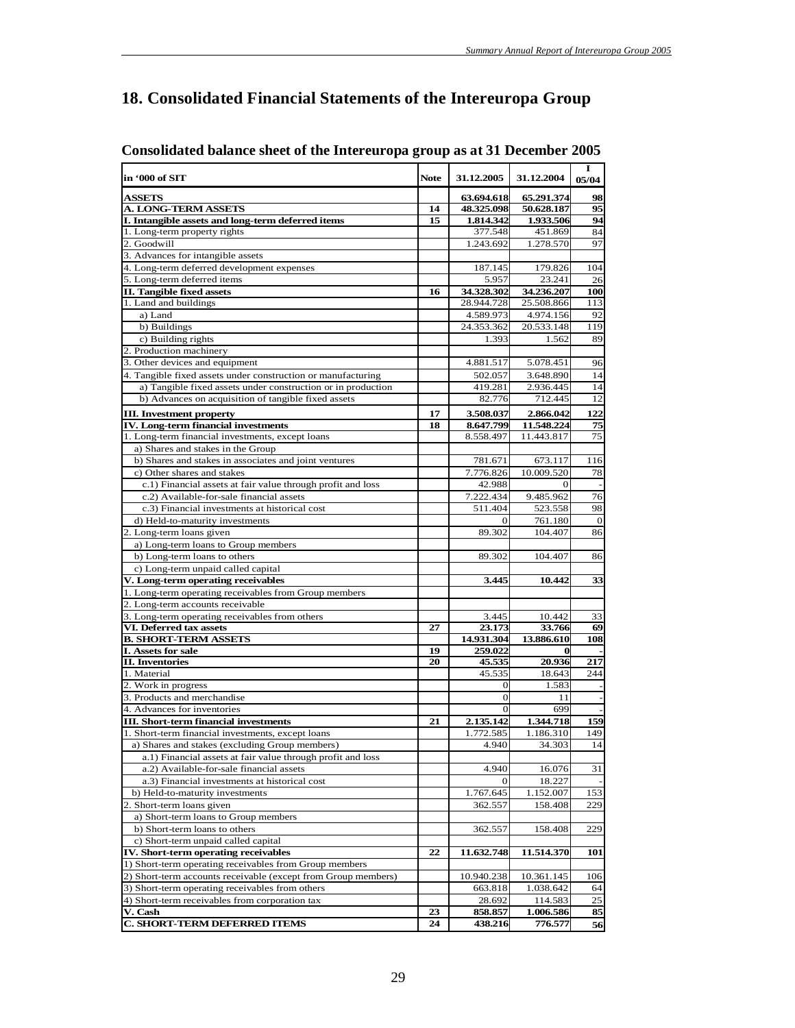# 18. Consolidated Financial Statements of the Intereuropa Group

## Consolidated balance sheet of the Intereuropa group as at 31 December 2005

| in '000 of SIT | Note | 31.12.2005 | 31.12.2004 | I 05/04 |
|---|---|---|---|---|
| **ASSETS** | | **63.694.618** | **65.291.374** | **98** |
| **A. LONG-TERM ASSETS** | **14** | **48.325.098** | **50.628.187** | **95** |
| **I. Intangible assets and long-term deferred items** | **15** | **1.814.342** | **1.933.506** | **94** |
| 1. Long-term property rights | | 377.548 | 451.869 | 84 |
| 2. Goodwill | | 1.243.692 | 1.278.570 | 97 |
| 3. Advances for intangible assets | | | | |
| 4. Long-term deferred development expenses | | 187.145 | 179.826 | 104 |
| 5. Long-term deferred items | | 5.957 | 23.241 | 26 |
| **II. Tangible fixed assets** | **16** | **34.328.302** | **34.236.207** | **100** |
| 1. Land and buildings | | 28.944.728 | 25.508.866 | 113 |
| a) Land | | 4.589.973 | 4.974.156 | 92 |
| b) Buildings | | 24.353.362 | 20.533.148 | 119 |
| c) Building rights | | 1.393 | 1.562 | 89 |
| 2. Production machinery | | | | |
| 3. Other devices and equipment | | 4.881.517 | 5.078.451 | 96 |
| 4. Tangible fixed assets under construction or manufacturing | | 502.057 | 3.648.890 | 14 |
| a) Tangible fixed assets under construction or in production | | 419.281 | 2.936.445 | 14 |
| b) Advances on acquisition of tangible fixed assets | | 82.776 | 712.445 | 12 |
| **III. Investment property** | **17** | **3.508.037** | **2.866.042** | **122** |
| **IV. Long-term financial investments** | **18** | **8.647.799** | **11.548.224** | **75** |
| 1. Long-term financial investments, except loans | | 8.558.497 | 11.443.817 | 75 |
| a) Shares and stakes in the Group | | | | |
| b) Shares and stakes in associates and joint ventures | | 781.671 | 673.117 | 116 |
| c) Other shares and stakes | | 7.776.826 | 10.009.520 | 78 |
| c.1) Financial assets at fair value through profit and loss | | 42.988 | 0 | - |
| c.2) Available-for-sale financial assets | | 7.222.434 | 9.485.962 | 76 |
| c.3) Financial investments at historical cost | | 511.404 | 523.558 | 98 |
| d) Held-to-maturity investments | | 0 | 761.180 | 0 |
| 2. Long-term loans given | | 89.302 | 104.407 | 86 |
| a) Long-term loans to Group members | | | | |
| b) Long-term loans to others | | 89.302 | 104.407 | 86 |
| c) Long-term unpaid called capital | | | | |
| **V. Long-term operating receivables** | | **3.445** | **10.442** | **33** |
| 1. Long-term operating receivables from Group members | | | | |
| 2. Long-term accounts receivable | | | | |
| 3. Long-term operating receivables from others | | 3.445 | 10.442 | 33 |
| **VI. Deferred tax assets** | **27** | **23.173** | **33.766** | **69** |
| **B. SHORT-TERM ASSETS** | | **14.931.304** | **13.886.610** | **108** |
| **I. Assets for sale** | **19** | **259.022** | **0** | **-** |
| **II. Inventories** | **20** | **45.535** | **20.936** | **217** |
| 1. Material | | 45.535 | 18.643 | 244 |
| 2. Work in progress | | 0 | 1.583 | - |
| 3. Products and merchandise | | 0 | 11 | - |
| 4. Advances for inventories | | 0 | 699 | - |
| **III. Short-term financial investments** | **21** | **2.135.142** | **1.344.718** | **159** |
| 1. Short-term financial investments, except loans | | 1.772.585 | 1.186.310 | 149 |
| a) Shares and stakes (excluding Group members) | | 4.940 | 34.303 | 14 |
| a.1) Financial assets at fair value through profit and loss | | | | |
| a.2) Available-for-sale financial assets | | 4.940 | 16.076 | 31 |
| a.3) Financial investments at historical cost | | 0 | 18.227 | - |
| b) Held-to-maturity investments | | 1.767.645 | 1.152.007 | 153 |
| 2. Short-term loans given | | 362.557 | 158.408 | 229 |
| a) Short-term loans to Group members | | | | |
| b) Short-term loans to others | | 362.557 | 158.408 | 229 |
| c) Short-term unpaid called capital | | | | |
| **IV. Short-term operating receivables** | **22** | **11.632.748** | **11.514.370** | **101** |
| 1) Short-term operating receivables from Group members | | | | |
| 2) Short-term accounts receivable (except from Group members) | | 10.940.238 | 10.361.145 | 106 |
| 3) Short-term operating receivables from others | | 663.818 | 1.038.642 | 64 |
| 4) Short-term receivables from corporation tax | | 28.692 | 114.583 | 25 |
| **V. Cash** | **23** | **858.857** | **1.006.586** | **85** |
| **C. SHORT-TERM DEFERRED ITEMS** | **24** | **438.216** | **776.577** | **56** |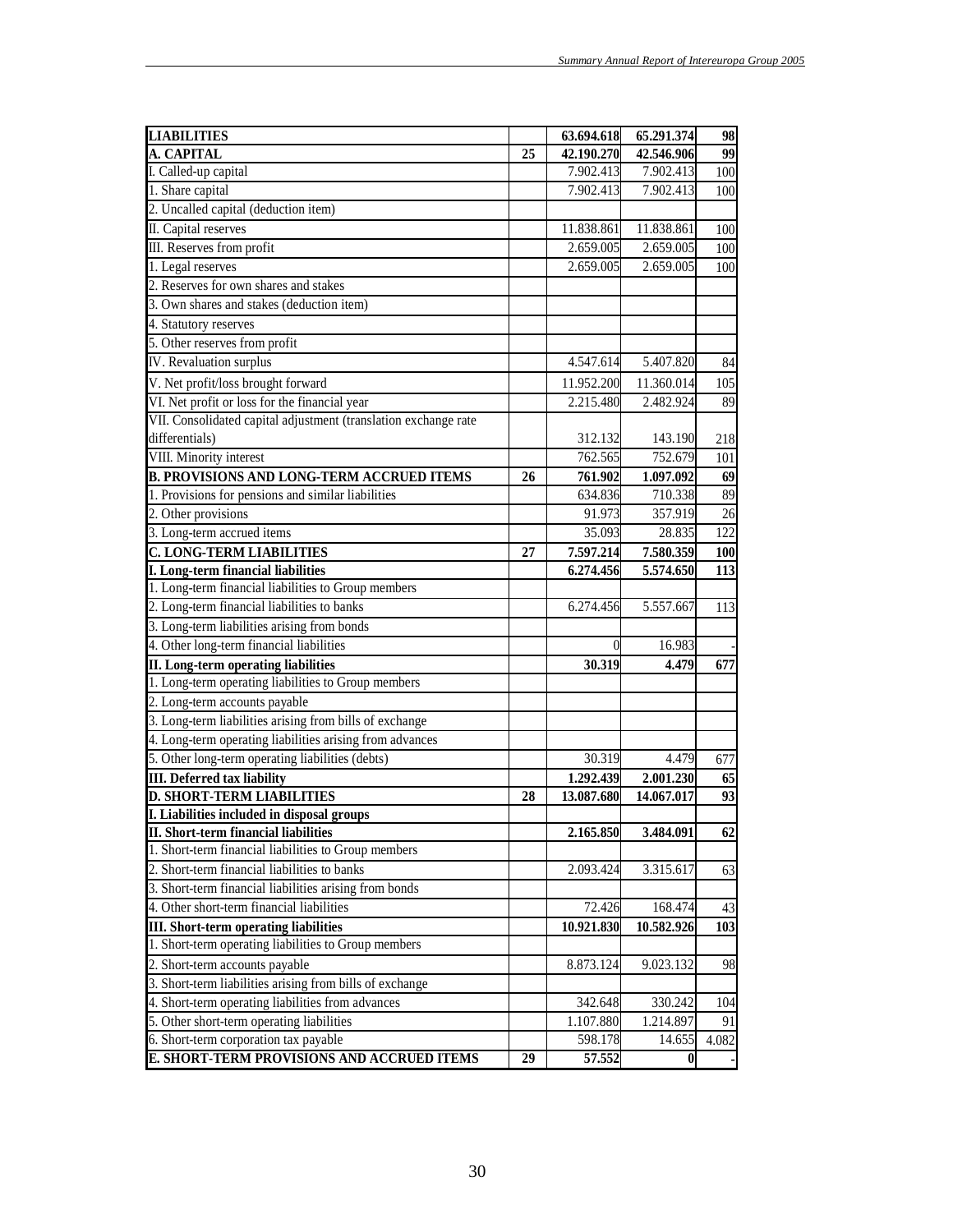| LIABILITIES | | 63.694.618 | 65.291.374 | 98 |
|---|---|---|---|---|
| **A. CAPITAL** | **25** | **42.190.270** | **42.546.906** | **99** |
| I. Called-up capital | | 7.902.413 | 7.902.413 | 100 |
| 1. Share capital | | 7.902.413 | 7.902.413 | 100 |
| 2. Uncalled capital (deduction item) | | | | |
| II. Capital reserves | | 11.838.861 | 11.838.861 | 100 |
| III. Reserves from profit | | 2.659.005 | 2.659.005 | 100 |
| 1. Legal reserves | | 2.659.005 | 2.659.005 | 100 |
| 2. Reserves for own shares and stakes | | | | |
| 3. Own shares and stakes (deduction item) | | | | |
| 4. Statutory reserves | | | | |
| 5. Other reserves from profit | | | | |
| IV. Revaluation surplus | | 4.547.614 | 5.407.820 | 84 |
| V. Net profit/loss brought forward | | 11.952.200 | 11.360.014 | 105 |
| VI. Net profit or loss for the financial year | | 2.215.480 | 2.482.924 | 89 |
| VII. Consolidated capital adjustment (translation exchange rate differentials) | | 312.132 | 143.190 | 218 |
| VIII. Minority interest | | 762.565 | 752.679 | 101 |
| **B. PROVISIONS AND LONG-TERM ACCRUED ITEMS** | **26** | **761.902** | **1.097.092** | **69** |
| 1. Provisions for pensions and similar liabilities | | 634.836 | 710.338 | 89 |
| 2. Other provisions | | 91.973 | 357.919 | 26 |
| 3. Long-term accrued items | | 35.093 | 28.835 | 122 |
| **C. LONG-TERM LIABILITIES** | **27** | **7.597.214** | **7.580.359** | **100** |
| **I. Long-term financial liabilities** | | **6.274.456** | **5.574.650** | **113** |
| 1. Long-term financial liabilities to Group members | | | | |
| 2. Long-term financial liabilities to banks | | 6.274.456 | 5.557.667 | 113 |
| 3. Long-term liabilities arising from bonds | | | | |
| 4. Other long-term financial liabilities | | 0 | 16.983 | - |
| **II. Long-term operating liabilities** | | **30.319** | **4.479** | **677** |
| 1. Long-term operating liabilities to Group members | | | | |
| 2. Long-term accounts payable | | | | |
| 3. Long-term liabilities arising from bills of exchange | | | | |
| 4. Long-term operating liabilities arising from advances | | | | |
| 5. Other long-term operating liabilities (debts) | | 30.319 | 4.479 | 677 |
| **III. Deferred tax liability** | | **1.292.439** | **2.001.230** | **65** |
| **D. SHORT-TERM LIABILITIES** | **28** | **13.087.680** | **14.067.017** | **93** |
| **I. Liabilities included in disposal groups** | | | | |
| **II. Short-term financial liabilities** | | **2.165.850** | **3.484.091** | **62** |
| 1. Short-term financial liabilities to Group members | | | | |
| 2. Short-term financial liabilities to banks | | 2.093.424 | 3.315.617 | 63 |
| 3. Short-term financial liabilities arising from bonds | | | | |
| 4. Other short-term financial liabilities | | 72.426 | 168.474 | 43 |
| **III. Short-term operating liabilities** | | **10.921.830** | **10.582.926** | **103** |
| 1. Short-term operating liabilities to Group members | | | | |
| 2. Short-term accounts payable | | 8.873.124 | 9.023.132 | 98 |
| 3. Short-term liabilities arising from bills of exchange | | | | |
| 4. Short-term operating liabilities from advances | | 342.648 | 330.242 | 104 |
| 5. Other short-term operating liabilities | | 1.107.880 | 1.214.897 | 91 |
| 6. Short-term corporation tax payable | | 598.178 | 14.655 | 4.082 |
| **E. SHORT-TERM PROVISIONS AND ACCRUED ITEMS** | **29** | **57.552** | **0** | **-** |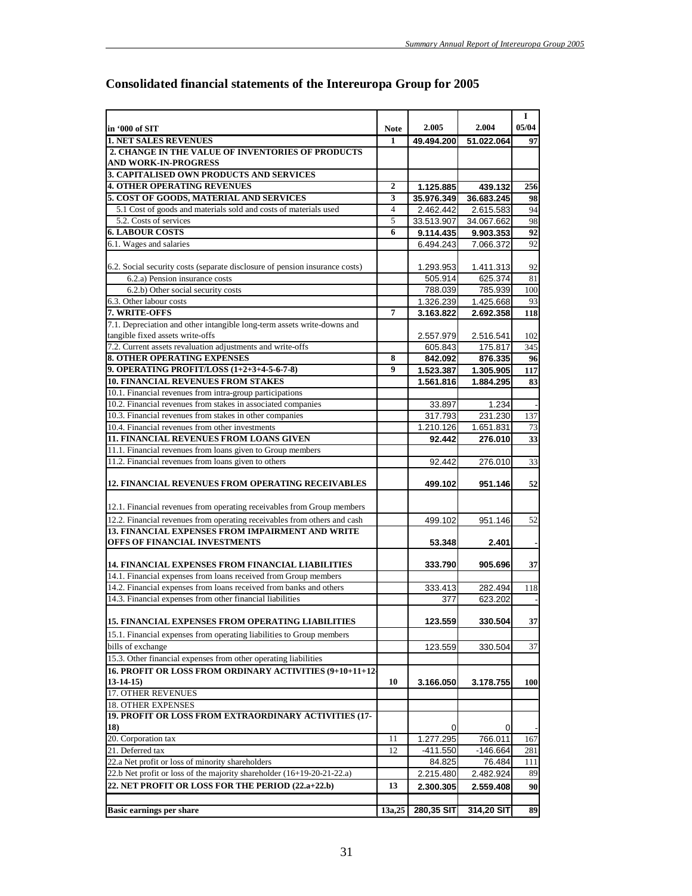## Consolidated financial statements of the Intereuropa Group for 2005

| in '000 of SIT | Note | 2.005 | 2.004 | I 05/04 |
|---|---|---|---|---|
| **1. NET SALES REVENUES** | **1** | **49.494.200** | **51.022.064** | **97** |
| **2. CHANGE IN THE VALUE OF INVENTORIES OF PRODUCTS AND WORK-IN-PROGRESS** | | | | |
| **3. CAPITALISED OWN PRODUCTS AND SERVICES** | | | | |
| **4. OTHER OPERATING REVENUES** | **2** | **1.125.885** | **439.132** | **256** |
| **5. COST OF GOODS, MATERIAL AND SERVICES** | **3** | **35.976.349** | **36.683.245** | **98** |
| 5.1 Cost of goods and materials sold and costs of materials used | 4 | 2.462.442 | 2.615.583 | 94 |
| 5.2. Costs of services | 5 | 33.513.907 | 34.067.662 | 98 |
| **6. LABOUR COSTS** | **6** | **9.114.435** | **9.903.353** | **92** |
| 6.1. Wages and salaries | | 6.494.243 | 7.066.372 | 92 |
| 6.2. Social security costs (separate disclosure of pension insurance costs) | | 1.293.953 | 1.411.313 | 92 |
| 6.2.a) Pension insurance costs | | 505.914 | 625.374 | 81 |
| 6.2.b) Other social security costs | | 788.039 | 785.939 | 100 |
| 6.3. Other labour costs | | 1.326.239 | 1.425.668 | 93 |
| **7. WRITE-OFFS** | **7** | **3.163.822** | **2.692.358** | **118** |
| 7.1. Depreciation and other intangible long-term assets write-downs and tangible fixed assets write-offs | | 2.557.979 | 2.516.541 | 102 |
| 7.2. Current assets revaluation adjustments and write-offs | | 605.843 | 175.817 | 345 |
| **8. OTHER OPERATING EXPENSES** | **8** | **842.092** | **876.335** | **96** |
| **9. OPERATING PROFIT/LOSS (1+2+3+4-5-6-7-8)** | **9** | **1.523.387** | **1.305.905** | **117** |
| **10. FINANCIAL REVENUES FROM STAKES** | | **1.561.816** | **1.884.295** | **83** |
| 10.1. Financial revenues from intra-group participations | | | | |
| 10.2. Financial revenues from stakes in associated companies | | 33.897 | 1.234 | - |
| 10.3. Financial revenues from stakes in other companies | | 317.793 | 231.230 | 137 |
| 10.4. Financial revenues from other investments | | 1.210.126 | 1.651.831 | 73 |
| **11. FINANCIAL REVENUES FROM LOANS GIVEN** | | **92.442** | **276.010** | **33** |
| 11.1. Financial revenues from loans given to Group members | | | | |
| 11.2. Financial revenues from loans given to others | | 92.442 | 276.010 | 33 |
| **12. FINANCIAL REVENUES FROM OPERATING RECEIVABLES** | | **499.102** | **951.146** | **52** |
| 12.1. Financial revenues from operating receivables from Group members | | | | |
| 12.2. Financial revenues from operating receivables from others and cash | | 499.102 | 951.146 | 52 |
| **13. FINANCIAL EXPENSES FROM IMPAIRMENT AND WRITE OFFS OF FINANCIAL INVESTMENTS** | | **53.348** | **2.401** | **-** |
| **14. FINANCIAL EXPENSES FROM FINANCIAL LIABILITIES** | | **333.790** | **905.696** | **37** |
| 14.1. Financial expenses from loans received from Group members | | | | |
| 14.2. Financial expenses from loans received from banks and others | | 333.413 | 282.494 | 118 |
| 14.3. Financial expenses from other financial liabilities | | 377 | 623.202 | - |
| **15. FINANCIAL EXPENSES FROM OPERATING LIABILITIES** | | **123.559** | **330.504** | **37** |
| 15.1. Financial expenses from operating liabilities to Group members | | | | |
| bills of exchange | | 123.559 | 330.504 | 37 |
| 15.3. Other financial expenses from other operating liabilities | | | | |
| **16. PROFIT OR LOSS FROM ORDINARY ACTIVITIES (9+10+11+12-13-14-15)** | **10** | **3.166.050** | **3.178.755** | **100** |
| 17. OTHER REVENUES | | | | |
| 18. OTHER EXPENSES | | | | |
| **19. PROFIT OR LOSS FROM EXTRAORDINARY ACTIVITIES (17-18)** | | 0 | 0 | - |
| 20. Corporation tax | 11 | 1.277.295 | 766.011 | 167 |
| 21. Deferred tax | 12 | -411.550 | -146.664 | 281 |
| 22.a Net profit or loss of minority shareholders | | 84.825 | 76.484 | 111 |
| 22.b Net profit or loss of the majority shareholder (16+19-20-21-22.a) | | 2.215.480 | 2.482.924 | 89 |
| **22. NET PROFIT OR LOSS FOR THE PERIOD (22.a+22.b)** | **13** | **2.300.305** | **2.559.408** | **90** |
| | | | | |
| **Basic earnings per share** | **13a,25** | **280,35 SIT** | **314,20 SIT** | **89** |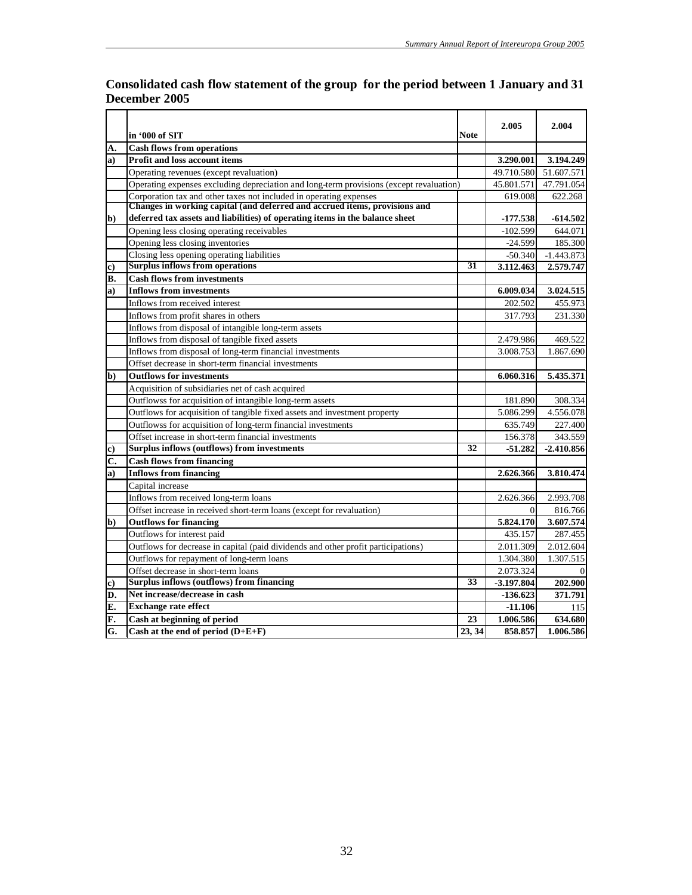## Consolidated cash flow statement of the group for the period between 1 January and 31 December 2005

| | in '000 of SIT | Note | 2.005 | 2.004 |
|---|---|---|---|---|
| **A.** | **Cash flows from operations** | | | |
| **a)** | **Profit and loss account items** | | **3.290.001** | **3.194.249** |
| | Operating revenues (except revaluation) | | 49.710.580 | 51.607.571 |
| | Operating expenses excluding depreciation and long-term provisions (except revaluation) | | 45.801.571 | 47.791.054 |
| | Corporation tax and other taxes not included in operating expenses | | 619.008 | 622.268 |
| **b)** | **Changes in working capital (and deferred and accrued items, provisions and deferred tax assets and liabilities) of operating items in the balance sheet** | | **-177.538** | **-614.502** |
| | Opening less closing operating receivables | | -102.599 | 644.071 |
| | Opening less closing inventories | | -24.599 | 185.300 |
| | Closing less opening operating liabilities | | -50.340 | -1.443.873 |
| **c)** | **Surplus inflows from operations** | **31** | **3.112.463** | **2.579.747** |
| **B.** | **Cash flows from investments** | | | |
| **a)** | **Inflows from investments** | | **6.009.034** | **3.024.515** |
| | Inflows from received interest | | 202.502 | 455.973 |
| | Inflows from profit shares in others | | 317.793 | 231.330 |
| | Inflows from disposal of intangible long-term assets | | | |
| | Inflows from disposal of tangible fixed assets | | 2.479.986 | 469.522 |
| | Inflows from disposal of long-term financial investments | | 3.008.753 | 1.867.690 |
| | Offset decrease in short-term financial investments | | | |
| **b)** | **Outflows for investments** | | **6.060.316** | **5.435.371** |
| | Acquisition of subsidiaries net of cash acquired | | | |
| | Outflowss for acquisition of intangible long-term assets | | 181.890 | 308.334 |
| | Outflows for acquisition of tangible fixed assets and investment property | | 5.086.299 | 4.556.078 |
| | Outflowss for acquisition of long-term financial investments | | 635.749 | 227.400 |
| | Offset increase in short-term financial investments | | 156.378 | 343.559 |
| **c)** | **Surplus inflows (outflows) from investments** | **32** | **-51.282** | **-2.410.856** |
| **C.** | **Cash flows from financing** | | | |
| **a)** | **Inflows from financing** | | **2.626.366** | **3.810.474** |
| | Capital increase | | | |
| | Inflows from received long-term loans | | 2.626.366 | 2.993.708 |
| | Offset increase in received short-term loans (except for revaluation) | | 0 | 816.766 |
| **b)** | **Outflows for financing** | | **5.824.170** | **3.607.574** |
| | Outflows for interest paid | | 435.157 | 287.455 |
| | Outflows for decrease in capital (paid dividends and other profit participations) | | 2.011.309 | 2.012.604 |
| | Outflows for repayment of long-term loans | | 1.304.380 | 1.307.515 |
| | Offset decrease in short-term loans | | 2.073.324 | 0 |
| **c)** | **Surplus inflows (outflows) from financing** | **33** | **-3.197.804** | **202.900** |
| **D.** | **Net increase/decrease in cash** | | **-136.623** | **371.791** |
| **E.** | **Exchange rate effect** | | **-11.106** | 115 |
| **F.** | **Cash at beginning of period** | **23** | **1.006.586** | **634.680** |
| **G.** | **Cash at the end of period (D+E+F)** | **23, 34** | **858.857** | **1.006.586** |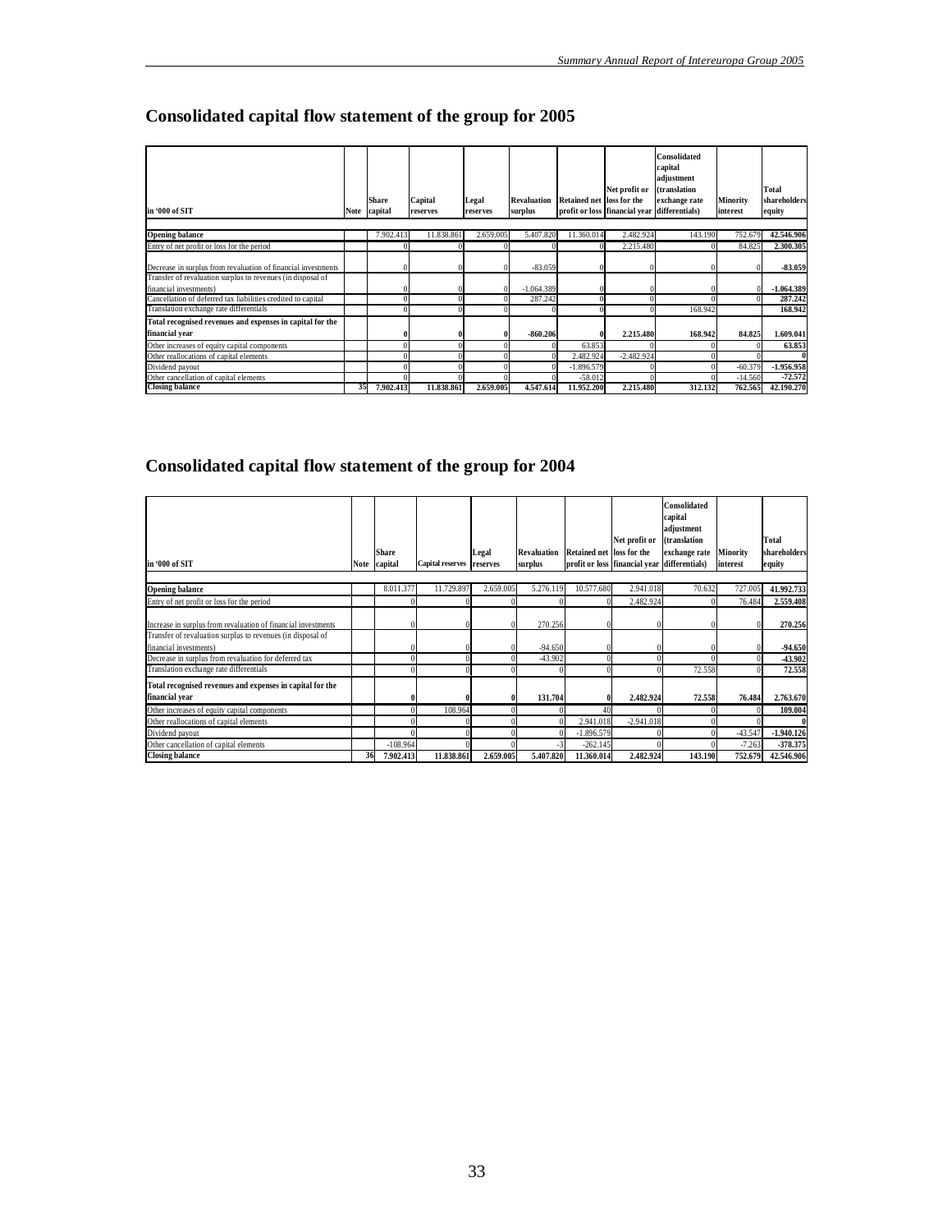## Consolidated capital flow statement of the group for 2005

| in '000 of SIT | Note | Share capital | Capital reserves | Legal reserves | Revaluation surplus | Retained net profit or loss | Net profit or loss for the financial year | Consolidated capital adjustment (translation exchange rate differentials) | Minority interest | Total shareholders equity |
|---|---|---|---|---|---|---|---|---|---|---|
| **Opening balance** | | 7.902.413 | 11.838.861 | 2.659.005 | 5.407.820 | 11.360.014 | 2.482.924 | 143.190 | 752.679 | **42.546.906** |
| Entry of net profit or loss for the period | | 0 | 0 | 0 | 0 | 0 | 2.215.480 | 0 | 84.825 | **2.300.305** |
| Decrease in surplus from revaluation of financial investments | | 0 | 0 | 0 | -83.059 | 0 | 0 | 0 | 0 | **-83.059** |
| Transfer of revaluation surplus to revenues (in disposal of financial investments) | | 0 | 0 | 0 | -1.064.389 | 0 | 0 | 0 | 0 | **-1.064.389** |
| Cancellation of deferred tax liabilities credited to capital | | 0 | 0 | 0 | 287.242 | 0 | 0 | 0 | 0 | **287.242** |
| Translation exchange rate differentials | | 0 | 0 | 0 | 0 | 0 | 0 | 168.942 | | **168.942** |
| **Total recognised revenues and expenses in capital for the financial year** | | **0** | **0** | **0** | **-860.206** | **0** | **2.215.480** | **168.942** | **84.825** | **1.609.041** |
| Other increases of equity capital components | | 0 | 0 | 0 | 0 | 63.853 | 0 | 0 | 0 | **63.853** |
| Other reallocations of capital elements | | 0 | 0 | 0 | 0 | 2.482.924 | -2.482.924 | 0 | 0 | **0** |
| Dividend payout | | 0 | 0 | 0 | 0 | -1.896.579 | 0 | 0 | -60.379 | **-1.956.958** |
| Other cancellation of capital elements | | 0 | 0 | 0 | 0 | -58.012 | 0 | 0 | -14.560 | **-72.572** |
| **Closing balance** | **35** | **7.902.413** | **11.838.861** | **2.659.005** | **4.547.614** | **11.952.200** | **2.215.480** | **312.132** | **762.565** | **42.190.270** |

## Consolidated capital flow statement of the group for 2004

| in '000 of SIT | Note | Share capital | Capital reserves | Legal reserves | Revaluation surplus | Retained net profit or loss | Net profit or loss for the financial year | Consolidated capital adjustment (translation exchange rate differentials) | Minority interest | Total shareholders equity |
|---|---|---|---|---|---|---|---|---|---|---|
| **Opening balance** | | 8.011.377 | 11.729.897 | 2.659.005 | 5.276.119 | 10.577.680 | 2.941.018 | 70.632 | 727.005 | **41.992.733** |
| Entry of net profit or loss for the period | | 0 | 0 | 0 | 0 | 0 | 2.482.924 | 0 | 76.484 | **2.559.408** |
| Increase in surplus from revaluation of financial investments | | 0 | 0 | 0 | 270.256 | 0 | 0 | 0 | 0 | **270.256** |
| Transfer of revaluation surplus to revenues (in disposal of financial investments) | | 0 | 0 | 0 | -94.650 | 0 | 0 | 0 | 0 | **-94.650** |
| Decrease in surplus from revaluation for deferred tax | | 0 | 0 | 0 | -43.902 | 0 | 0 | 0 | 0 | **-43.902** |
| Translation exchange rate differentials | | 0 | 0 | 0 | 0 | 0 | 0 | 72.558 | 0 | **72.558** |
| **Total recognised revenues and expenses in capital for the financial year** | | **0** | **0** | **0** | **131.704** | **0** | **2.482.924** | **72.558** | **76.484** | **2.763.670** |
| Other increases of equity capital components | | 0 | 108.964 | 0 | 0 | 40 | 0 | 0 | 0 | **109.004** |
| Other reallocations of capital elements | | 0 | 0 | 0 | 0 | 2.941.018 | -2.941.018 | 0 | 0 | **0** |
| Dividend payout | | 0 | 0 | 0 | 0 | -1.896.579 | 0 | 0 | -43.547 | **-1.940.126** |
| Other cancellation of capital elements | | -108.964 | 0 | 0 | -3 | -262.145 | 0 | 0 | -7.263 | **-378.375** |
| **Closing balance** | **36** | **7.902.413** | **11.838.861** | **2.659.005** | **5.407.820** | **11.360.014** | **2.482.924** | **143.190** | **752.679** | **42.546.906** |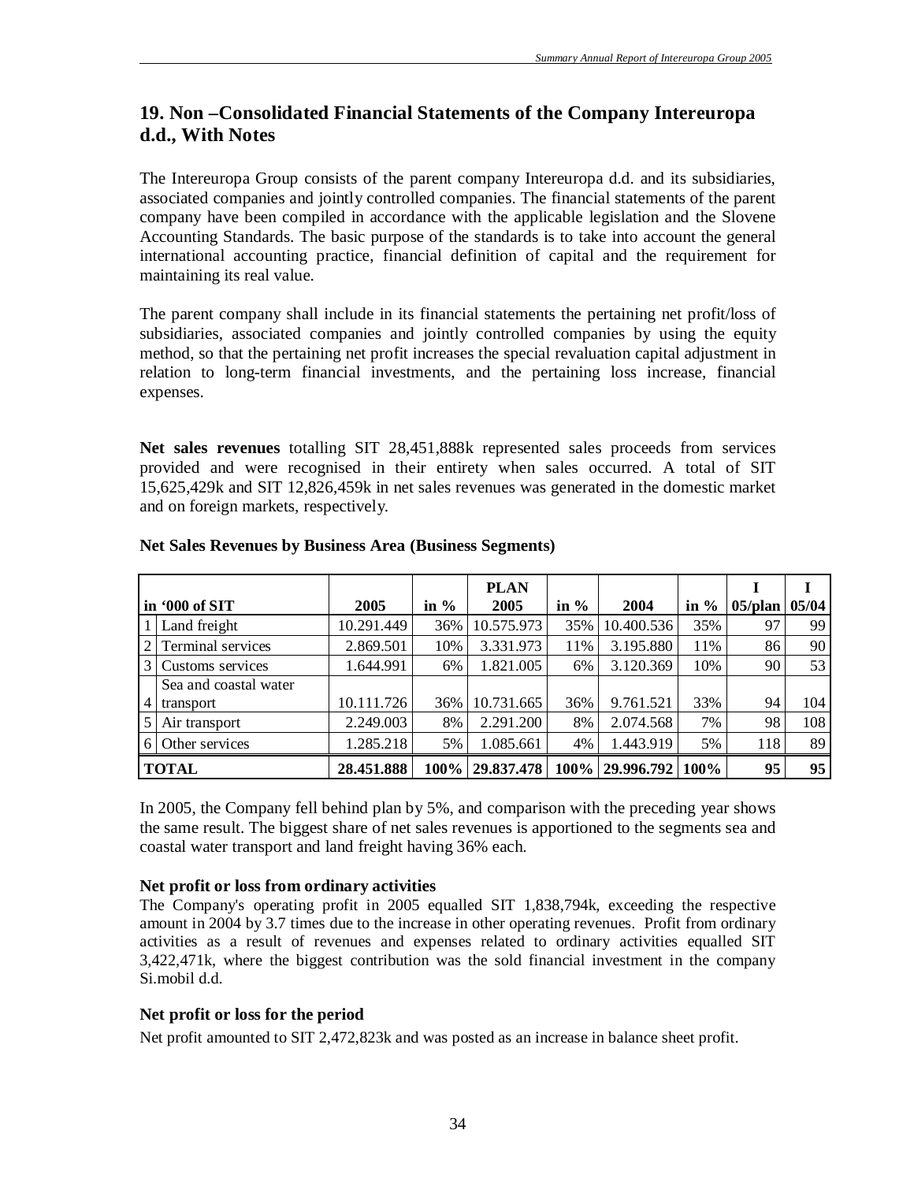## 19. Non –Consolidated Financial Statements of the Company Intereuropa d.d., With Notes

The Intereuropa Group consists of the parent company Intereuropa d.d. and its subsidiaries, associated companies and jointly controlled companies. The financial statements of the parent company have been compiled in accordance with the applicable legislation and the Slovene Accounting Standards. The basic purpose of the standards is to take into account the general international accounting practice, financial definition of capital and the requirement for maintaining its real value.

The parent company shall include in its financial statements the pertaining net profit/loss of subsidiaries, associated companies and jointly controlled companies by using the equity method, so that the pertaining net profit increases the special revaluation capital adjustment in relation to long-term financial investments, and the pertaining loss increase, financial expenses.

**Net sales revenues** totalling SIT 28,451,888k represented sales proceeds from services provided and were recognised in their entirety when sales occurred. A total of SIT 15,625,429k and SIT 12,826,459k in net sales revenues was generated in the domestic market and on foreign markets, respectively.

**Net Sales Revenues by Business Area (Business Segments)**

| | in '000 of SIT | 2005 | in % | PLAN 2005 | in % | 2004 | in % | I 05/plan | I 05/04 |
|---|---|---|---|---|---|---|---|---|---|
| 1 | Land freight | 10.291.449 | 36% | 10.575.973 | 35% | 10.400.536 | 35% | 97 | 99 |
| 2 | Terminal services | 2.869.501 | 10% | 3.331.973 | 11% | 3.195.880 | 11% | 86 | 90 |
| 3 | Customs services | 1.644.991 | 6% | 1.821.005 | 6% | 3.120.369 | 10% | 90 | 53 |
| 4 | Sea and coastal water transport | 10.111.726 | 36% | 10.731.665 | 36% | 9.761.521 | 33% | 94 | 104 |
| 5 | Air transport | 2.249.003 | 8% | 2.291.200 | 8% | 2.074.568 | 7% | 98 | 108 |
| 6 | Other services | 1.285.218 | 5% | 1.085.661 | 4% | 1.443.919 | 5% | 118 | 89 |
| **TOTAL** | | **28.451.888** | **100%** | **29.837.478** | **100%** | **29.996.792** | **100%** | **95** | **95** |

In 2005, the Company fell behind plan by 5%, and comparison with the preceding year shows the same result. The biggest share of net sales revenues is apportioned to the segments sea and coastal water transport and land freight having 36% each.

**Net profit or loss from ordinary activities**

The Company's operating profit in 2005 equalled SIT 1,838,794k, exceeding the respective amount in 2004 by 3.7 times due to the increase in other operating revenues. Profit from ordinary activities as a result of revenues and expenses related to ordinary activities equalled SIT 3,422,471k, where the biggest contribution was the sold financial investment in the company Si.mobil d.d.

**Net profit or loss for the period**

Net profit amounted to SIT 2,472,823k and was posted as an increase in balance sheet profit.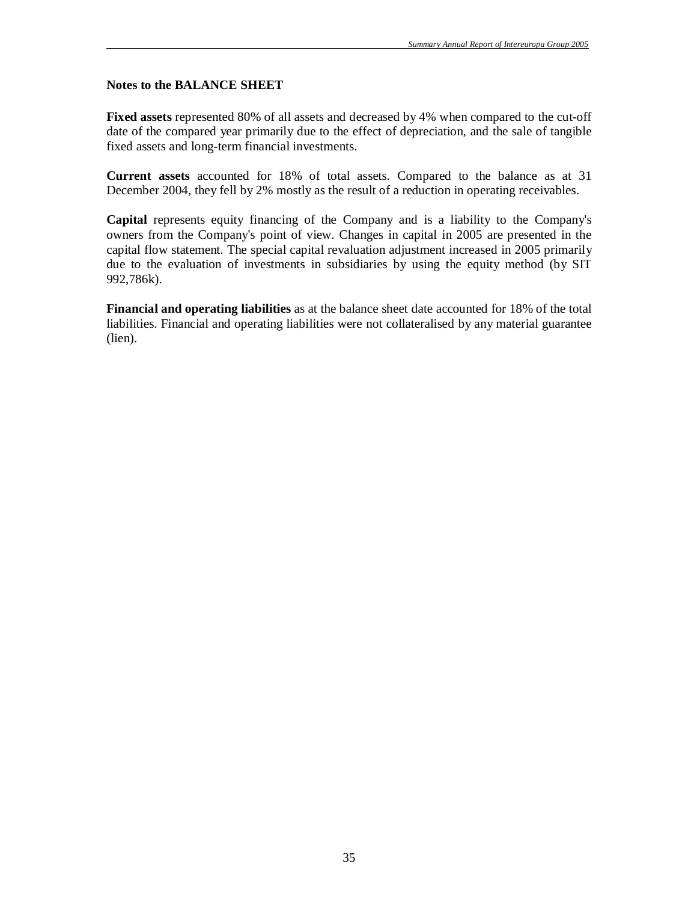## Notes to the BALANCE SHEET

**Fixed assets** represented 80% of all assets and decreased by 4% when compared to the cut-off date of the compared year primarily due to the effect of depreciation, and the sale of tangible fixed assets and long-term financial investments.

**Current assets** accounted for 18% of total assets. Compared to the balance as at 31 December 2004, they fell by 2% mostly as the result of a reduction in operating receivables.

**Capital** represents equity financing of the Company and is a liability to the Company's owners from the Company's point of view. Changes in capital in 2005 are presented in the capital flow statement. The special capital revaluation adjustment increased in 2005 primarily due to the evaluation of investments in subsidiaries by using the equity method (by SIT 992,786k).

**Financial and operating liabilities** as at the balance sheet date accounted for 18% of the total liabilities. Financial and operating liabilities were not collateralised by any material guarantee (lien).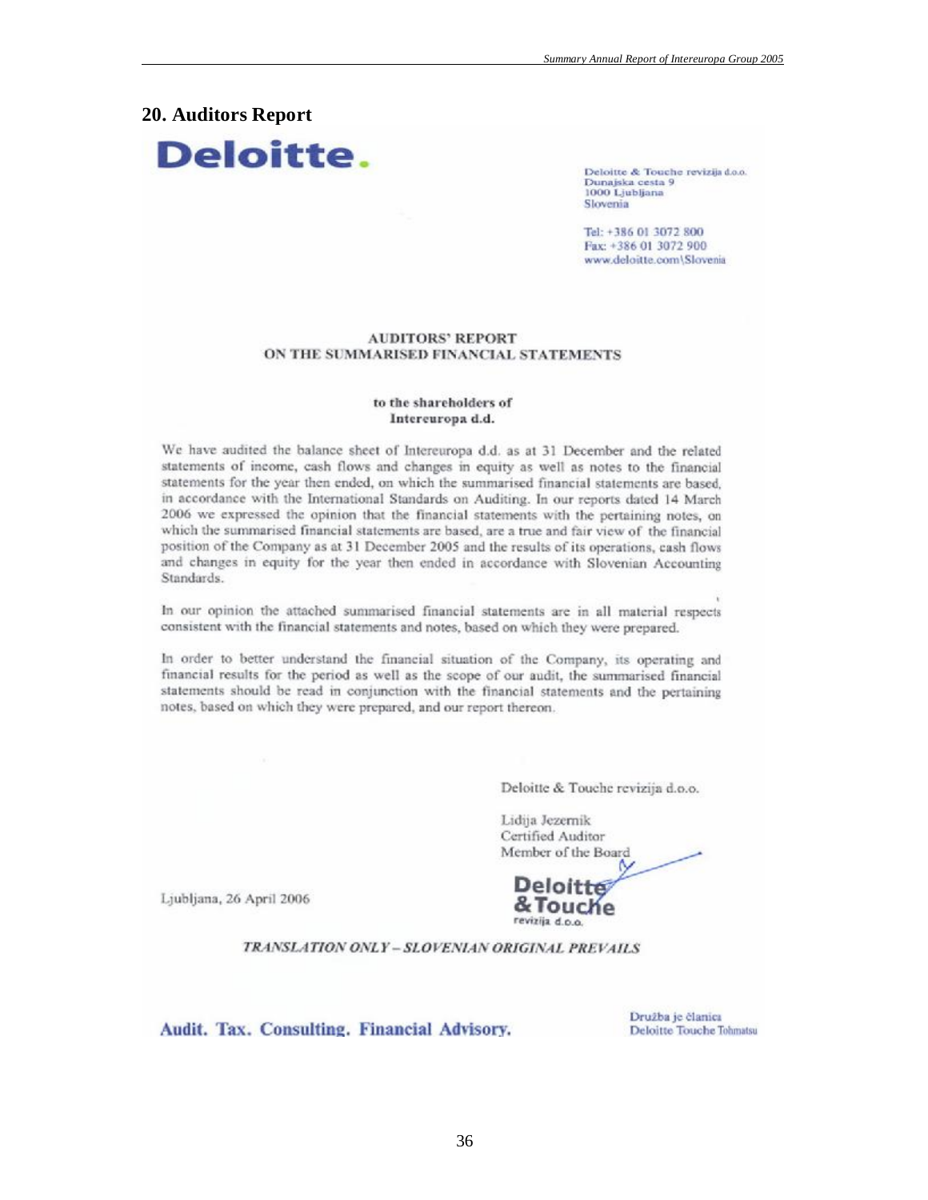## 20. Auditors Report

Deloitte.

Deloitte & Touche revizija d.o.o.
Dunajska cesta 9
1000 Ljubljana
Slovenia

Tel: +386 01 3072 800
Fax: +386 01 3072 900
www.deloitte.com\Slovenia

**AUDITORS' REPORT**
**ON THE SUMMARISED FINANCIAL STATEMENTS**

**to the shareholders of**
**Intereuropa d.d.**

We have audited the balance sheet of Intereuropa d.d. as at 31 December and the related statements of income, cash flows and changes in equity as well as notes to the financial statements for the year then ended, on which the summarised financial statements are based, in accordance with the International Standards on Auditing. In our reports dated 14 March 2006 we expressed the opinion that the financial statements with the pertaining notes, on which the summarised financial statements are based, are a true and fair view of the financial position of the Company as at 31 December 2005 and the results of its operations, cash flows and changes in equity for the year then ended in accordance with Slovenian Accounting Standards.

In our opinion the attached summarised financial statements are in all material respects consistent with the financial statements and notes, based on which they were prepared.

In order to better understand the financial situation of the Company, its operating and financial results for the period as well as the scope of our audit, the summarised financial statements should be read in conjunction with the financial statements and the pertaining notes, based on which they were prepared, and our report thereon.

Deloitte & Touche revizija d.o.o.

Lidija Jezernik
Certified Auditor
Member of the Board

Deloitte & Touche
revizija d.o.o.

Ljubljana, 26 April 2006

*TRANSLATION ONLY – SLOVENIAN ORIGINAL PREVAILS*

Audit. Tax. Consulting. Financial Advisory.

Družba je članica
Deloitte Touche Tohmatsu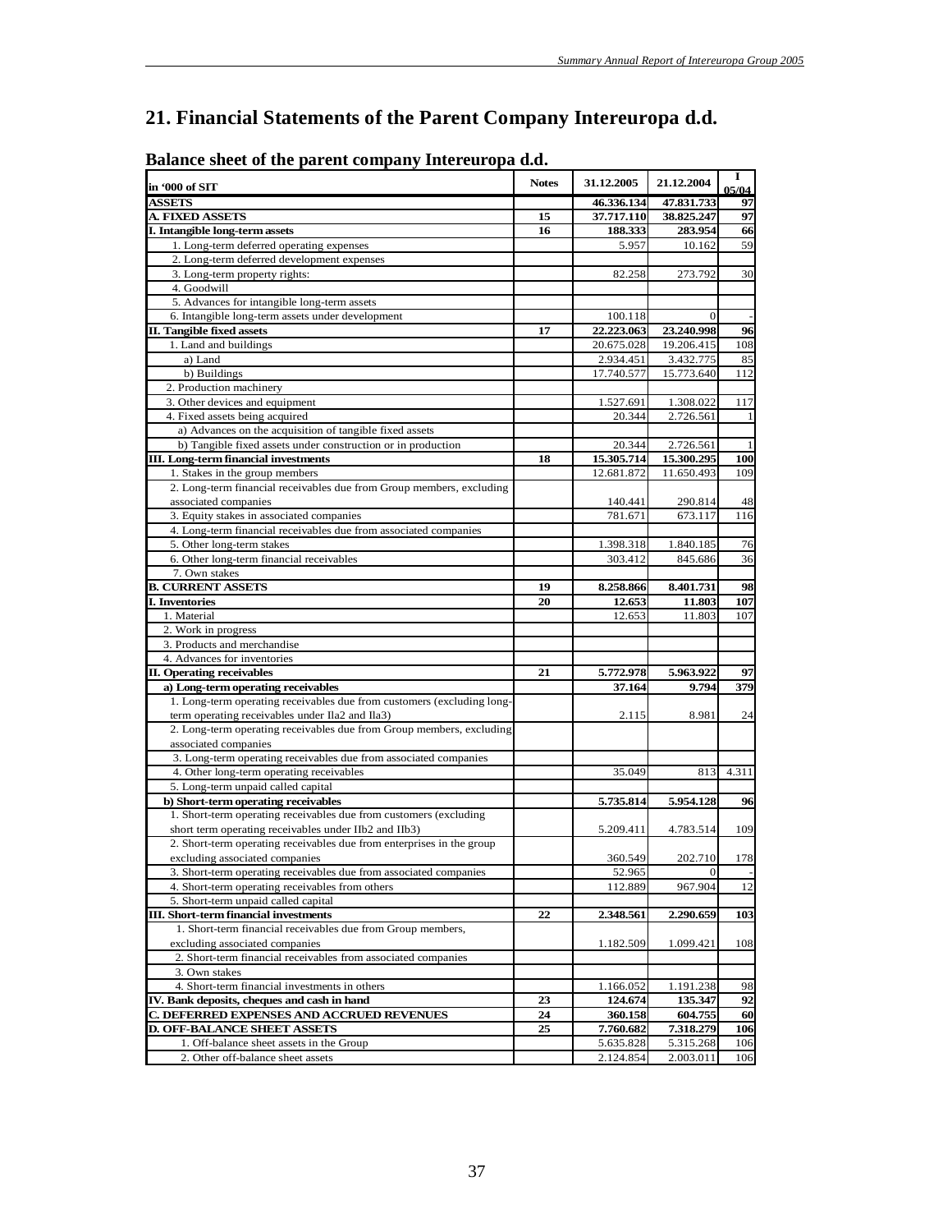# 21. Financial Statements of the Parent Company Intereuropa d.d.

## Balance sheet of the parent company Intereuropa d.d.

| in '000 of SIT | Notes | 31.12.2005 | 21.12.2004 | I 05/04 |
|---|---|---|---|---|
| **ASSETS** | | **46.336.134** | **47.831.733** | **97** |
| **A. FIXED ASSETS** | **15** | **37.717.110** | **38.825.247** | **97** |
| **I. Intangible long-term assets** | **16** | **188.333** | **283.954** | **66** |
| 1. Long-term deferred operating expenses | | 5.957 | 10.162 | 59 |
| 2. Long-term deferred development expenses | | | | |
| 3. Long-term property rights: | | 82.258 | 273.792 | 30 |
| 4. Goodwill | | | | |
| 5. Advances for intangible long-term assets | | | | |
| 6. Intangible long-term assets under development | | 100.118 | 0 | - |
| **II. Tangible fixed assets** | **17** | **22.223.063** | **23.240.998** | **96** |
| 1. Land and buildings | | 20.675.028 | 19.206.415 | 108 |
| a) Land | | 2.934.451 | 3.432.775 | 85 |
| b) Buildings | | 17.740.577 | 15.773.640 | 112 |
| 2. Production machinery | | | | |
| 3. Other devices and equipment | | 1.527.691 | 1.308.022 | 117 |
| 4. Fixed assets being acquired | | 20.344 | 2.726.561 | 1 |
| a) Advances on the acquisition of tangible fixed assets | | | | |
| b) Tangible fixed assets under construction or in production | | 20.344 | 2.726.561 | 1 |
| **III. Long-term financial investments** | **18** | **15.305.714** | **15.300.295** | **100** |
| 1. Stakes in the group members | | 12.681.872 | 11.650.493 | 109 |
| 2. Long-term financial receivables due from Group members, excluding associated companies | | 140.441 | 290.814 | 48 |
| 3. Equity stakes in associated companies | | 781.671 | 673.117 | 116 |
| 4. Long-term financial receivables due from associated companies | | | | |
| 5. Other long-term stakes | | 1.398.318 | 1.840.185 | 76 |
| 6. Other long-term financial receivables | | 303.412 | 845.686 | 36 |
| 7. Own stakes | | | | |
| **B. CURRENT ASSETS** | **19** | **8.258.866** | **8.401.731** | **98** |
| **I. Inventories** | **20** | **12.653** | **11.803** | **107** |
| 1. Material | | 12.653 | 11.803 | 107 |
| 2. Work in progress | | | | |
| 3. Products and merchandise | | | | |
| 4. Advances for inventories | | | | |
| **II. Operating receivables** | **21** | **5.772.978** | **5.963.922** | **97** |
| **a) Long-term operating receivables** | | **37.164** | **9.794** | **379** |
| 1. Long-term operating receivables due from customers (excluding long-term operating receivables under IIa2 and IIa3) | | 2.115 | 8.981 | 24 |
| 2. Long-term operating receivables due from Group members, excluding associated companies | | | | |
| 3. Long-term operating receivables due from associated companies | | | | |
| 4. Other long-term operating receivables | | 35.049 | 813 | 4.311 |
| 5. Long-term unpaid called capital | | | | |
| **b) Short-term operating receivables** | | **5.735.814** | **5.954.128** | **96** |
| 1. Short-term operating receivables due from customers (excluding short term operating receivables under IIb2 and IIb3) | | 5.209.411 | 4.783.514 | 109 |
| 2. Short-term operating receivables due from enterprises in the group excluding associated companies | | 360.549 | 202.710 | 178 |
| 3. Short-term operating receivables due from associated companies | | 52.965 | 0 | - |
| 4. Short-term operating receivables from others | | 112.889 | 967.904 | 12 |
| 5. Short-term unpaid called capital | | | | |
| **III. Short-term financial investments** | **22** | **2.348.561** | **2.290.659** | **103** |
| 1. Short-term financial receivables due from Group members, excluding associated companies | | 1.182.509 | 1.099.421 | 108 |
| 2. Short-term financial receivables from associated companies | | | | |
| 3. Own stakes | | | | |
| 4. Short-term financial investments in others | | 1.166.052 | 1.191.238 | 98 |
| **IV. Bank deposits, cheques and cash in hand** | **23** | **124.674** | **135.347** | **92** |
| **C. DEFERRED EXPENSES AND ACCRUED REVENUES** | **24** | **360.158** | **604.755** | **60** |
| **D. OFF-BALANCE SHEET ASSETS** | **25** | **7.760.682** | **7.318.279** | **106** |
| 1. Off-balance sheet assets in the Group | | 5.635.828 | 5.315.268 | 106 |
| 2. Other off-balance sheet assets | | 2.124.854 | 2.003.011 | 106 |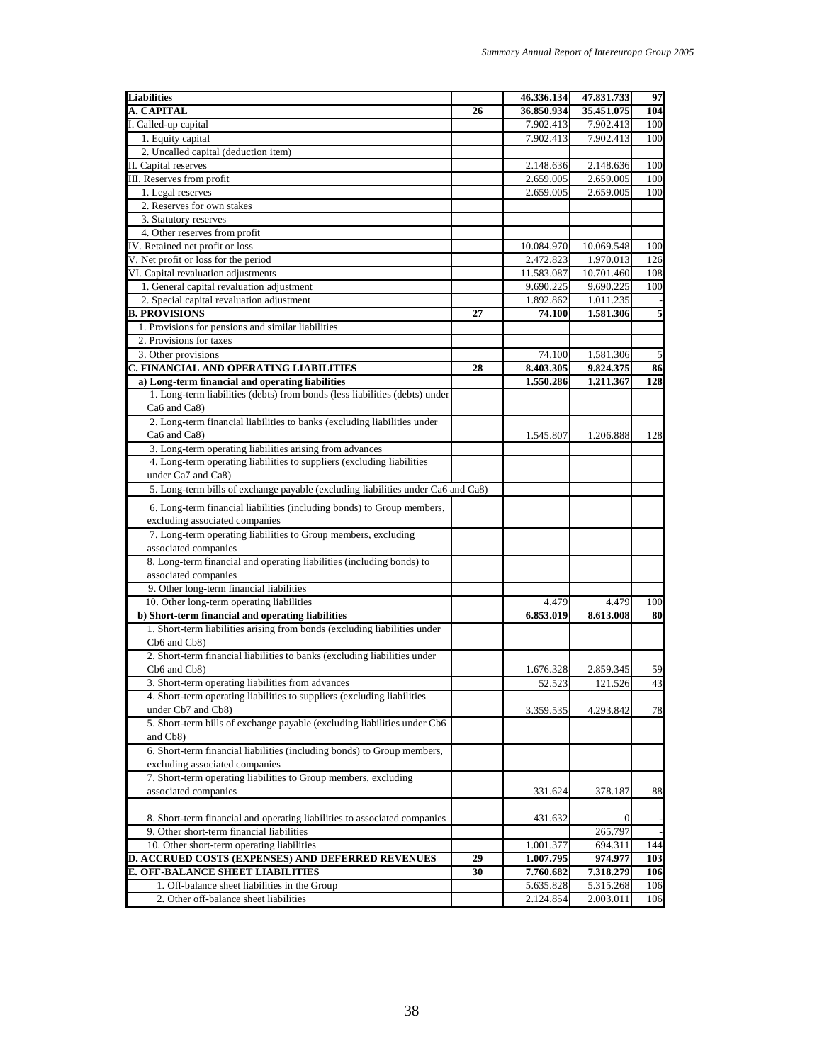| Liabilities | | 46.336.134 | 47.831.733 | 97 |
|---|---|---|---|---|
| **A. CAPITAL** | **26** | **36.850.934** | **35.451.075** | **104** |
| I. Called-up capital | | 7.902.413 | 7.902.413 | 100 |
| 1. Equity capital | | 7.902.413 | 7.902.413 | 100 |
| 2. Uncalled capital (deduction item) | | | | |
| II. Capital reserves | | 2.148.636 | 2.148.636 | 100 |
| III. Reserves from profit | | 2.659.005 | 2.659.005 | 100 |
| 1. Legal reserves | | 2.659.005 | 2.659.005 | 100 |
| 2. Reserves for own stakes | | | | |
| 3. Statutory reserves | | | | |
| 4. Other reserves from profit | | | | |
| IV. Retained net profit or loss | | 10.084.970 | 10.069.548 | 100 |
| V. Net profit or loss for the period | | 2.472.823 | 1.970.013 | 126 |
| VI. Capital revaluation adjustments | | 11.583.087 | 10.701.460 | 108 |
| 1. General capital revaluation adjustment | | 9.690.225 | 9.690.225 | 100 |
| 2. Special capital revaluation adjustment | | 1.892.862 | 1.011.235 | - |
| **B. PROVISIONS** | **27** | **74.100** | **1.581.306** | **5** |
| 1. Provisions for pensions and similar liabilities | | | | |
| 2. Provisions for taxes | | | | |
| 3. Other provisions | | 74.100 | 1.581.306 | 5 |
| **C. FINANCIAL AND OPERATING LIABILITIES** | **28** | **8.403.305** | **9.824.375** | **86** |
| **a) Long-term financial and operating liabilities** | | **1.550.286** | **1.211.367** | **128** |
| 1. Long-term liabilities (debts) from bonds (less liabilities (debts) under Ca6 and Ca8) | | | | |
| 2. Long-term financial liabilities to banks (excluding liabilities under Ca6 and Ca8) | | 1.545.807 | 1.206.888 | 128 |
| 3. Long-term operating liabilities arising from advances | | | | |
| 4. Long-term operating liabilities to suppliers (excluding liabilities under Ca7 and Ca8) | | | | |
| 5. Long-term bills of exchange payable (excluding liabilities under Ca6 and Ca8) | | | | |
| 6. Long-term financial liabilities (including bonds) to Group members, excluding associated companies | | | | |
| 7. Long-term operating liabilities to Group members, excluding associated companies | | | | |
| 8. Long-term financial and operating liabilities (including bonds) to associated companies | | | | |
| 9. Other long-term financial liabilities | | | | |
| 10. Other long-term operating liabilities | | 4.479 | 4.479 | 100 |
| **b) Short-term financial and operating liabilities** | | **6.853.019** | **8.613.008** | **80** |
| 1. Short-term liabilities arising from bonds (excluding liabilities under Cb6 and Cb8) | | | | |
| 2. Short-term financial liabilities to banks (excluding liabilities under Cb6 and Cb8) | | 1.676.328 | 2.859.345 | 59 |
| 3. Short-term operating liabilities from advances | | 52.523 | 121.526 | 43 |
| 4. Short-term operating liabilities to suppliers (excluding liabilities under Cb7 and Cb8) | | 3.359.535 | 4.293.842 | 78 |
| 5. Short-term bills of exchange payable (excluding liabilities under Cb6 and Cb8) | | | | |
| 6. Short-term financial liabilities (including bonds) to Group members, excluding associated companies | | | | |
| 7. Short-term operating liabilities to Group members, excluding associated companies | | 331.624 | 378.187 | 88 |
| 8. Short-term financial and operating liabilities to associated companies | | 431.632 | 0 | - |
| 9. Other short-term financial liabilities | | | 265.797 | - |
| 10. Other short-term operating liabilities | | 1.001.377 | 694.311 | 144 |
| **D. ACCRUED COSTS (EXPENSES) AND DEFERRED REVENUES** | **29** | **1.007.795** | **974.977** | **103** |
| **E. OFF-BALANCE SHEET LIABILITIES** | **30** | **7.760.682** | **7.318.279** | **106** |
| 1. Off-balance sheet liabilities in the Group | | 5.635.828 | 5.315.268 | 106 |
| 2. Other off-balance sheet liabilities | | 2.124.854 | 2.003.011 | 106 |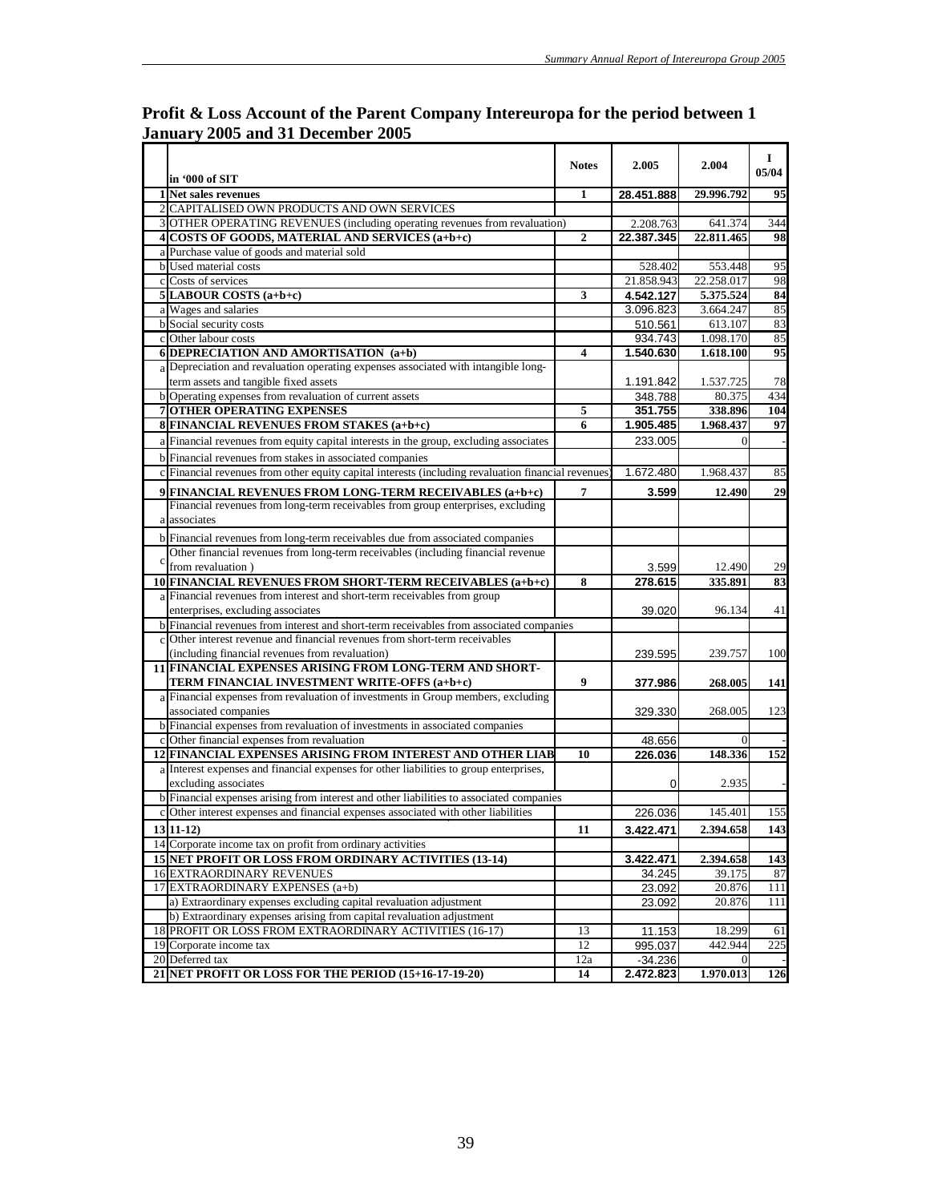## Profit & Loss Account of the Parent Company Intereuropa for the period between 1 January 2005 and 31 December 2005

| | in '000 of SIT | Notes | 2.005 | 2.004 | I 05/04 |
|---|---|---|---|---|---|
| 1 | **Net sales revenues** | 1 | 28.451.888 | 29.996.792 | 95 |
| 2 | CAPITALISED OWN PRODUCTS AND OWN SERVICES | | | | |
| 3 | OTHER OPERATING REVENUES (including operating revenues from revaluation) | | 2.208.763 | 641.374 | 344 |
| 4 | **COSTS OF GOODS, MATERIAL AND SERVICES (a+b+c)** | 2 | 22.387.345 | 22.811.465 | 98 |
| a | Purchase value of goods and material sold | | | | |
| b | Used material costs | | 528.402 | 553.448 | 95 |
| c | Costs of services | | 21.858.943 | 22.258.017 | 98 |
| 5 | **LABOUR COSTS (a+b+c)** | 3 | 4.542.127 | 5.375.524 | 84 |
| a | Wages and salaries | | 3.096.823 | 3.664.247 | 85 |
| b | Social security costs | | 510.561 | 613.107 | 83 |
| c | Other labour costs | | 934.743 | 1.098.170 | 85 |
| 6 | **DEPRECIATION AND AMORTISATION (a+b)** | 4 | 1.540.630 | 1.618.100 | 95 |
| a | Depreciation and revaluation operating expenses associated with intangible long-term assets and tangible fixed assets | | 1.191.842 | 1.537.725 | 78 |
| b | Operating expenses from revaluation of current assets | | 348.788 | 80.375 | 434 |
| 7 | **OTHER OPERATING EXPENSES** | 5 | 351.755 | 338.896 | 104 |
| 8 | **FINANCIAL REVENUES FROM STAKES (a+b+c)** | 6 | 1.905.485 | 1.968.437 | 97 |
| a | Financial revenues from equity capital interests in the group, excluding associates | | 233.005 | 0 | - |
| b | Financial revenues from stakes in associated companies | | | | |
| c | Financial revenues from other equity capital interests (including evaluation financial revenues) | | 1.672.480 | 1.968.437 | 85 |
| 9 | **FINANCIAL REVENUES FROM LONG-TERM RECEIVABLES (a+b+c)** | 7 | 3.599 | 12.490 | 29 |
| a | Financial revenues from long-term receivables from group enterprises, excluding associates | | | | |
| b | Financial revenues from long-term receivables due from associated companies | | | | |
| c | Other financial revenues from long-term receivables (including financial revenue from revaluation ) | | 3.599 | 12.490 | 29 |
| 10 | **FINANCIAL REVENUES FROM SHORT-TERM RECEIVABLES (a+b+c)** | 8 | 278.615 | 335.891 | 83 |
| a | Financial revenues from interest and short-term receivables from group enterprises, excluding associates | | 39.020 | 96.134 | 41 |
| b | Financial revenues from interest and short-term receivables from associated companies | | | | |
| c | Other interest revenue and financial revenues from short-term receivables (including financial revenues from revaluation) | | 239.595 | 239.757 | 100 |
| 11 | **FINANCIAL EXPENSES ARISING FROM LONG-TERM AND SHORT-TERM FINANCIAL INVESTMENT WRITE-OFFS (a+b+c)** | 9 | 377.986 | 268.005 | 141 |
| a | Financial expenses from revaluation of investments in Group members, excluding associated companies | | 329.330 | 268.005 | 123 |
| b | Financial expenses from revaluation of investments in associated companies | | | | |
| c | Other financial expenses from revaluation | | 48.656 | 0 | - |
| 12 | **FINANCIAL EXPENSES ARISING FROM INTEREST AND OTHER LIAB** | 10 | 226.036 | 148.336 | 152 |
| a | Interest expenses and financial expenses for other liabilities to group enterprises, excluding associates | | 0 | 2.935 | - |
| b | Financial expenses arising from interest and other liabilities to associated companies | | | | |
| c | Other interest expenses and financial expenses associated with other liabilities | | 226.036 | 145.401 | 155 |
| 13 | **11-12)** | 11 | 3.422.471 | 2.394.658 | 143 |
| 14 | Corporate income tax on profit from ordinary activities | | | | |
| 15 | **NET PROFIT OR LOSS FROM ORDINARY ACTIVITIES (13-14)** | | 3.422.471 | 2.394.658 | 143 |
| 16 | EXTRAORDINARY REVENUES | | 34.245 | 39.175 | 87 |
| 17 | EXTRAORDINARY EXPENSES (a+b) | | 23.092 | 20.876 | 111 |
| | a) Extraordinary expenses excluding capital revaluation adjustment | | 23.092 | 20.876 | 111 |
| | b) Extraordinary expenses arising from capital revaluation adjustment | | | | |
| 18 | PROFIT OR LOSS FROM EXTRAORDINARY ACTIVITIES (16-17) | 13 | 11.153 | 18.299 | 61 |
| 19 | Corporate income tax | 12 | 995.037 | 442.944 | 225 |
| 20 | Deferred tax | 12a | -34.236 | 0 | - |
| 21 | **NET PROFIT OR LOSS FOR THE PERIOD (15+16-17-19-20)** | 14 | 2.472.823 | 1.970.013 | 126 |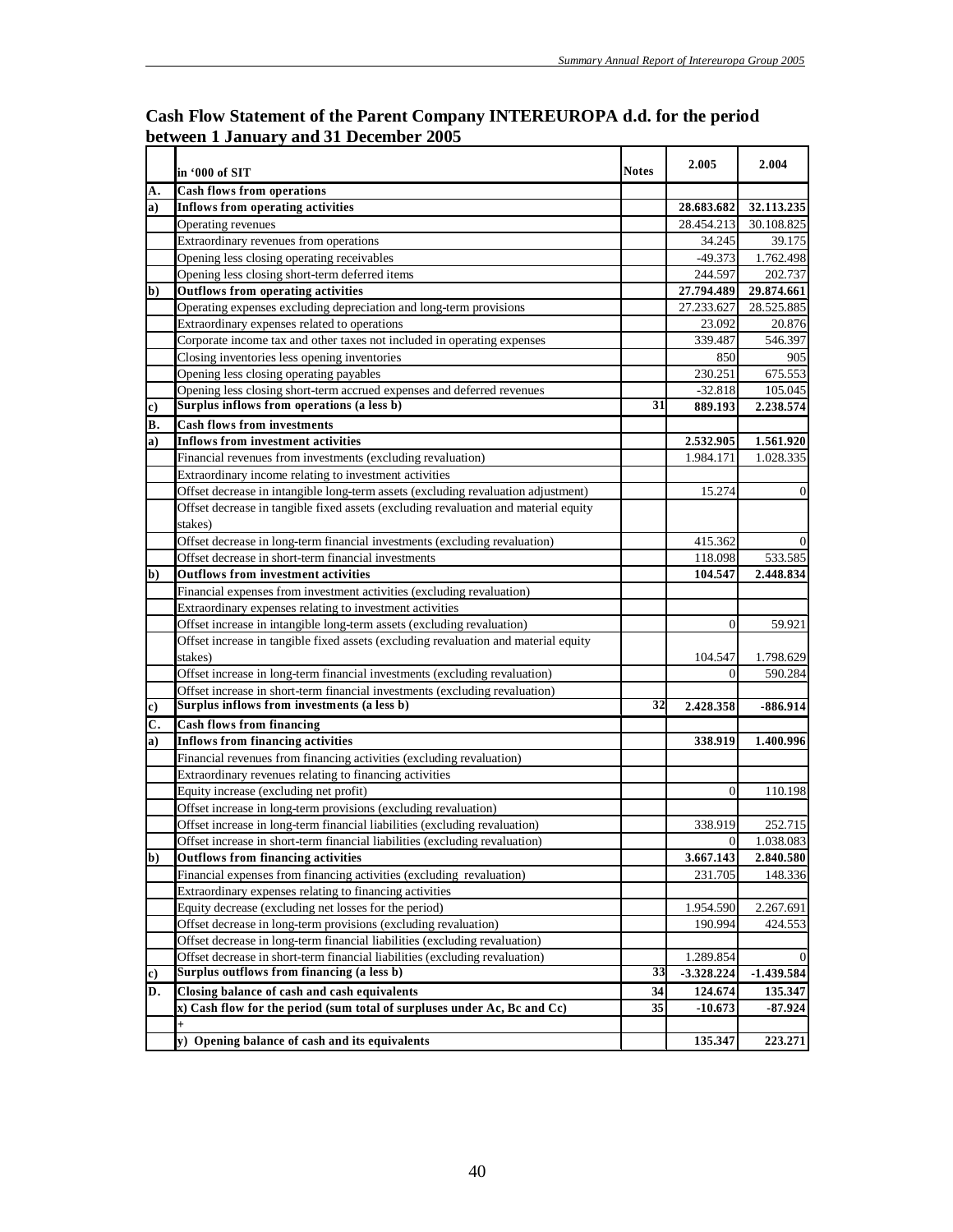## Cash Flow Statement of the Parent Company INTEREUROPA d.d. for the period between 1 January and 31 December 2005

| | in '000 of SIT | Notes | 2.005 | 2.004 |
|---|---|---|---|---|
| **A.** | **Cash flows from operations** | | | |
| **a)** | **Inflows from operating activities** | | **28.683.682** | **32.113.235** |
| | Operating revenues | | 28.454.213 | 30.108.825 |
| | Extraordinary revenues from operations | | 34.245 | 39.175 |
| | Opening less closing operating receivables | | -49.373 | 1.762.498 |
| | Opening less closing short-term deferred items | | 244.597 | 202.737 |
| **b)** | **Outflows from operating activities** | | **27.794.489** | **29.874.661** |
| | Operating expenses excluding depreciation and long-term provisions | | 27.233.627 | 28.525.885 |
| | Extraordinary expenses related to operations | | 23.092 | 20.876 |
| | Corporate income tax and other taxes not included in operating expenses | | 339.487 | 546.397 |
| | Closing inventories less opening inventories | | 850 | 905 |
| | Opening less closing operating payables | | 230.251 | 675.553 |
| | Opening less closing short-term accrued expenses and deferred revenues | | -32.818 | 105.045 |
| **c)** | **Surplus inflows from operations (a less b)** | 31 | **889.193** | **2.238.574** |
| **B.** | **Cash flows from investments** | | | |
| **a)** | **Inflows from investment activities** | | **2.532.905** | **1.561.920** |
| | Financial revenues from investments (excluding revaluation) | | 1.984.171 | 1.028.335 |
| | Extraordinary income relating to investment activities | | | |
| | Offset decrease in intangible long-term assets (excluding revaluation adjustment) | | 15.274 | 0 |
| | Offset decrease in tangible fixed assets (excluding revaluation and material equity stakes) | | | |
| | Offset decrease in long-term financial investments (excluding revaluation) | | 415.362 | 0 |
| | Offset decrease in short-term financial investments | | 118.098 | 533.585 |
| **b)** | **Outflows from investment activities** | | **104.547** | **2.448.834** |
| | Financial expenses from investment activities (excluding revaluation) | | | |
| | Extraordinary expenses relating to investment activities | | | |
| | Offset increase in intangible long-term assets (excluding revaluation) | | 0 | 59.921 |
| | Offset increase in tangible fixed assets (excluding revaluation and material equity stakes) | | 104.547 | 1.798.629 |
| | Offset increase in long-term financial investments (excluding revaluation) | | 0 | 590.284 |
| | Offset increase in short-term financial investments (excluding revaluation) | | | |
| **c)** | **Surplus inflows from investments (a less b)** | 32 | **2.428.358** | **-886.914** |
| **C.** | **Cash flows from financing** | | | |
| **a)** | **Inflows from financing activities** | | **338.919** | **1.400.996** |
| | Financial revenues from financing activities (excluding revaluation) | | | |
| | Extraordinary revenues relating to financing activities | | | |
| | Equity increase (excluding net profit) | | 0 | 110.198 |
| | Offset increase in long-term provisions (excluding revaluation) | | | |
| | Offset increase in long-term financial liabilities (excluding revaluation) | | 338.919 | 252.715 |
| | Offset increase in short-term financial liabilities (excluding revaluation) | | 0 | 1.038.083 |
| **b)** | **Outflows from financing activities** | | **3.667.143** | **2.840.580** |
| | Financial expenses from financing activities (excluding revaluation) | | 231.705 | 148.336 |
| | Extraordinary expenses relating to financing activities | | | |
| | Equity decrease (excluding net losses for the period) | | 1.954.590 | 2.267.691 |
| | Offset decrease in long-term provisions (excluding revaluation) | | 190.994 | 424.553 |
| | Offset decrease in long-term financial liabilities (excluding revaluation) | | | |
| | Offset decrease in short-term financial liabilities (excluding revaluation) | | 1.289.854 | 0 |
| **c)** | **Surplus outflows from financing (a less b)** | 33 | **-3.328.224** | **-1.439.584** |
| **D.** | **Closing balance of cash and cash equivalents** | 34 | **124.674** | **135.347** |
| | **x) Cash flow for the period (sum total of surpluses under Ac, Bc and Cc)** | 35 | **-10.673** | **-87.924** |
| | + | | | |
| | **y) Opening balance of cash and its equivalents** | | **135.347** | **223.271** |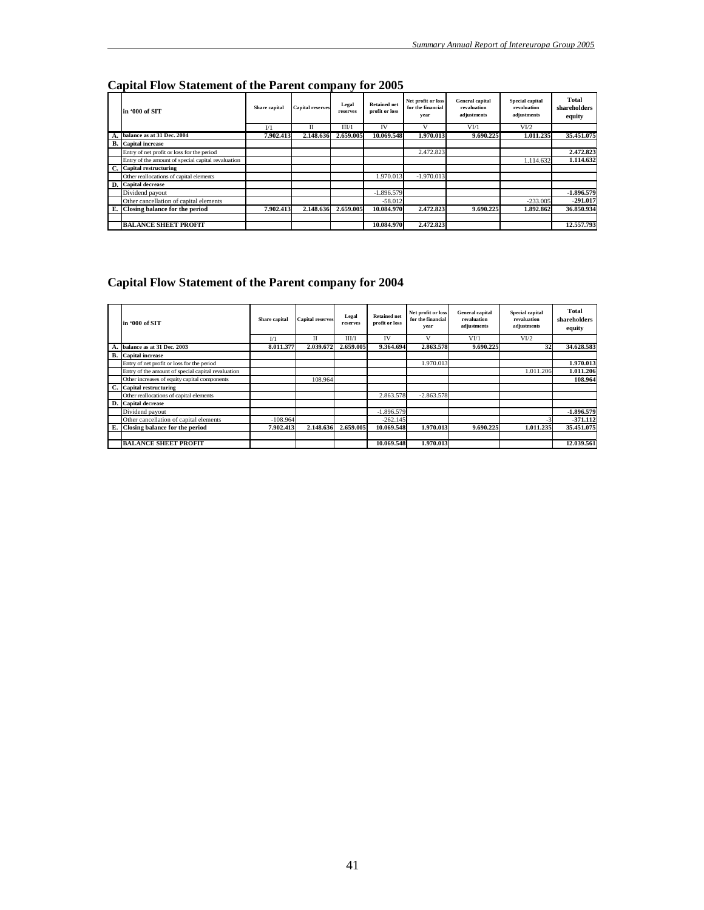## Capital Flow Statement of the Parent company for 2005

| | in '000 of SIT | Share capital | Capital reserves | Legal reserves | Retained net profit or loss | Net profit or loss for the financial year | General capital revaluation adjustments | Special capital revaluation adjustments | Total shareholders equity |
|---|---|---|---|---|---|---|---|---|---|
| | | I/1 | II | III/1 | IV | V | VI/1 | VI/2 | |
| **A.** | **balance as at 31 Dec. 2004** | **7.902.413** | **2.148.636** | **2.659.005** | **10.069.548** | **1.970.013** | **9.690.225** | **1.011.235** | **35.451.075** |
| **B.** | **Capital increase** | | | | | | | | |
| | Entry of net profit or loss for the period | | | | | 2.472.823 | | | **2.472.823** |
| | Entry of the amount of special capital revaluation | | | | | | | 1.114.632 | **1.114.632** |
| **C.** | **Capital restructuring** | | | | | | | | |
| | Other reallocations of capital elements | | | | 1.970.013 | -1.970.013 | | | |
| **D.** | **Capital decrease** | | | | | | | | |
| | Dividend payout | | | | -1.896.579 | | | | **-1.896.579** |
| | Other cancellation of capital elements | | | | -58.012 | | | -233.005 | **-291.017** |
| **E.** | **Closing balance for the period** | **7.902.413** | **2.148.636** | **2.659.005** | **10.084.970** | **2.472.823** | **9.690.225** | **1.892.862** | **36.850.934** |
| | | | | | | | | | |
| | **BALANCE SHEET PROFIT** | | | | **10.084.970** | **2.472.823** | | | **12.557.793** |

## Capital Flow Statement of the Parent company for 2004

| | in '000 of SIT | Share capital | Capital reserves | Legal reserves | Retained net profit or loss | Net profit or loss for the financial year | General capital revaluation adjustments | Special capital revaluation adjustments | Total shareholders equity |
|---|---|---|---|---|---|---|---|---|---|
| | | I/1 | II | III/1 | IV | V | VI/1 | VI/2 | |
| **A.** | **balance as at 31 Dec. 2003** | **8.011.377** | **2.039.672** | **2.659.005** | **9.364.694** | **2.863.578** | **9.690.225** | **32** | **34.628.583** |
| **B.** | **Capital increase** | | | | | | | | |
| | Entry of net profit or loss for the period | | | | | 1.970.013 | | | **1.970.013** |
| | Entry of the amount of special capital revaluation | | | | | | | 1.011.206 | **1.011.206** |
| | Other increases of equity capital components | | 108.964 | | | | | | **108.964** |
| **C.** | **Capital restructuring** | | | | | | | | |
| | Other reallocations of capital elements | | | | 2.863.578 | -2.863.578 | | | |
| **D.** | **Capital decrease** | | | | | | | | |
| | Dividend payout | | | | -1.896.579 | | | | **-1.896.579** |
| | Other cancellation of capital elements | -108.964 | | | -262.145 | | | -3 | **-371.112** |
| **E.** | **Closing balance for the period** | **7.902.413** | **2.148.636** | **2.659.005** | **10.069.548** | **1.970.013** | **9.690.225** | **1.011.235** | **35.451.075** |
| | | | | | | | | | |
| | **BALANCE SHEET PROFIT** | | | | **10.069.548** | **1.970.013** | | | **12.039.561** |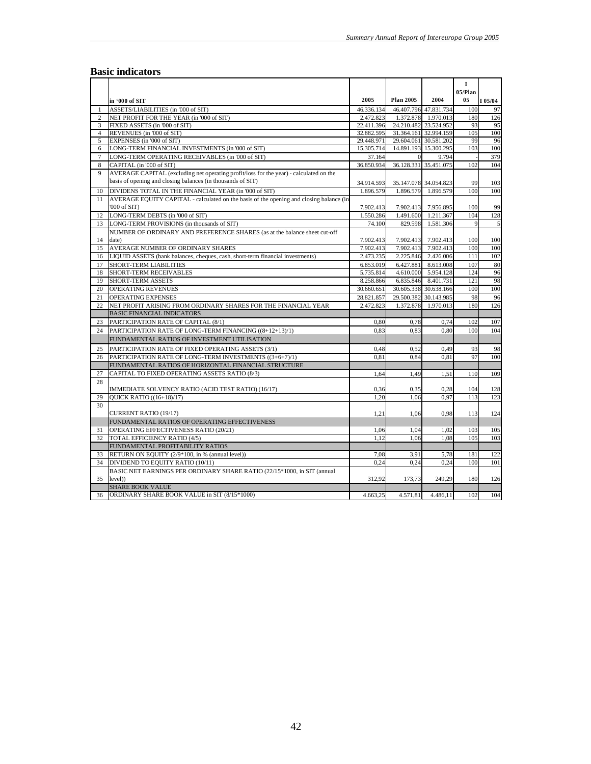## Basic indicators

| | in '000 of SIT | 2005 | Plan 2005 | 2004 | I 05/Plan 05 | I 05/04 |
|---|---|---|---|---|---|---|
| 1 | ASSETS/LIABILITIES (in '000 of SIT) | 46.336.134 | 46.407.796 | 47.831.734 | 100 | 97 |
| 2 | NET PROFIT FOR THE YEAR (in '000 of SIT) | 2.472.823 | 1.372.878 | 1.970.013 | 180 | 126 |
| 3 | FIXED ASSETS (in '000 of SIT) | 22.411.396 | 24.210.482 | 23.524.952 | 93 | 95 |
| 4 | REVENUES (in '000 of SIT) | 32.882.595 | 31.364.161 | 32.994.159 | 105 | 100 |
| 5 | EXPENSES (in '000 of SIT) | 29.448.971 | 29.604.061 | 30.581.202 | 99 | 96 |
| 6 | LONG-TERM FINANCIAL INVESTMENTS (in '000 of SIT) | 15.305.714 | 14.891.193 | 15.300.295 | 103 | 100 |
| 7 | LONG-TERM OPERATING RECEIVABLES (in '000 of SIT) | 37.164 | 0 | 9.794 | - | 379 |
| 8 | CAPITAL (in '000 of SIT) | 36.850.934 | 36.128.331 | 35.451.075 | 102 | 104 |
| 9 | AVERAGE CAPITAL (excluding net operating profit/loss for the year) - calculated on the basis of opening and closing balances (in thousands of SIT) | 34.914.593 | 35.147.078 | 34.054.823 | 99 | 103 |
| 10 | DIVIDENS TOTAL IN THE FINANCIAL YEAR (in '000 of SIT) | 1.896.579 | 1.896.579 | 1.896.579 | 100 | 100 |
| 11 | AVERAGE EQUITY CAPITAL - calculated on the basis of the opening and closing balance (in '000 of SIT) | 7.902.413 | 7.902.413 | 7.956.895 | 100 | 99 |
| 12 | LONG-TERM DEBTS (in '000 of SIT) | 1.550.286 | 1.491.600 | 1.211.367 | 104 | 128 |
| 13 | LONG-TERM PROVISIONS (in thousands of SIT) | 74.100 | 829.598 | 1.581.306 | 9 | 5 |
| 14 | NUMBER OF ORDINARY AND PREFERENCE SHARES (as at the balance sheet cut-off date) | 7.902.413 | 7.902.413 | 7.902.413 | 100 | 100 |
| 15 | AVERAGE NUMBER OF ORDINARY SHARES | 7.902.413 | 7.902.413 | 7.902.413 | 100 | 100 |
| 16 | LIQUID ASSETS (bank balances, cheques, cash, short-term financial investments) | 2.473.235 | 2.225.846 | 2.426.006 | 111 | 102 |
| 17 | SHORT-TERM LIABILITIES | 6.853.019 | 6.427.881 | 8.613.008 | 107 | 80 |
| 18 | SHORT-TERM RECEIVABLES | 5.735.814 | 4.610.000 | 5.954.128 | 124 | 96 |
| 19 | SHORT-TERM ASSETS | 8.258.866 | 6.835.846 | 8.401.731 | 121 | 98 |
| 20 | OPERATING REVENUES | 30.660.651 | 30.605.338 | 30.638.166 | 100 | 100 |
| 21 | OPERATING EXPENSES | 28.821.857 | 29.500.382 | 30.143.985 | 98 | 96 |
| 22 | NET PROFIT ARISING FROM ORDINARY SHARES FOR THE FINANCIAL YEAR | 2.472.823 | 1.372.878 | 1.970.013 | 180 | 126 |
| | BASIC FINANCIAL INDICATORS | | | | | |
| 23 | PARTICIPATION RATE OF CAPITAL (8/1) | 0,80 | 0,78 | 0,74 | 102 | 107 |
| 24 | PARTICIPATION RATE OF LONG-TERM FINANCING ((8+12+13)/1) | 0,83 | 0,83 | 0,80 | 100 | 104 |
| | FUNDAMENTAL RATIOS OF INVESTMENT UTILISATION | | | | | |
| 25 | PARTICIPATION RATE OF FIXED OPERATING ASSETS (3/1) | 0,48 | 0,52 | 0,49 | 93 | 98 |
| 26 | PARTICIPATION RATE OF LONG-TERM INVESTMENTS ((3+6+7)/1) | 0,81 | 0,84 | 0,81 | 97 | 100 |
| | FUNDAMENTAL RATIOS OF HORIZONTAL FINANCIAL STRUCTURE | | | | | |
| 27 | CAPITAL TO FIXED OPERATING ASSETS RATIO (8/3) | 1,64 | 1,49 | 1,51 | 110 | 109 |
| 28 | IMMEDIATE SOLVENCY RATIO (ACID TEST RATIO) (16/17) | 0,36 | 0,35 | 0,28 | 104 | 128 |
| 29 | QUICK RATIO ((16+18)/17) | 1,20 | 1,06 | 0,97 | 113 | 123 |
| 30 | CURRENT RATIO (19/17) | 1,21 | 1,06 | 0,98 | 113 | 124 |
| | FUNDAMENTAL RATIOS OF OPERATING EFFECTIVENESS | | | | | |
| 31 | OPERATING EFFECTIVENESS RATIO (20/21) | 1,06 | 1,04 | 1,02 | 103 | 105 |
| 32 | TOTAL EFFICIENCY RATIO (4/5) | 1,12 | 1,06 | 1,08 | 105 | 103 |
| | FUNDAMENTAL PROFITABILITY RATIOS | | | | | |
| 33 | RETURN ON EQUITY (2/9*100, in % (annual level)) | 7,08 | 3,91 | 5,78 | 181 | 122 |
| 34 | DIVIDEND TO EQUITY RATIO (10/11) | 0,24 | 0,24 | 0,24 | 100 | 101 |
| 35 | BASIC NET EARNINGS PER ORDINARY SHARE RATIO (22/15*1000, in SIT (annual level)) | 312,92 | 173,73 | 249,29 | 180 | 126 |
| | SHARE BOOK VALUE | | | | | |
| 36 | ORDINARY SHARE BOOK VALUE in SIT (8/15*1000) | 4.663,25 | 4.571,81 | 4.486,11 | 102 | 104 |